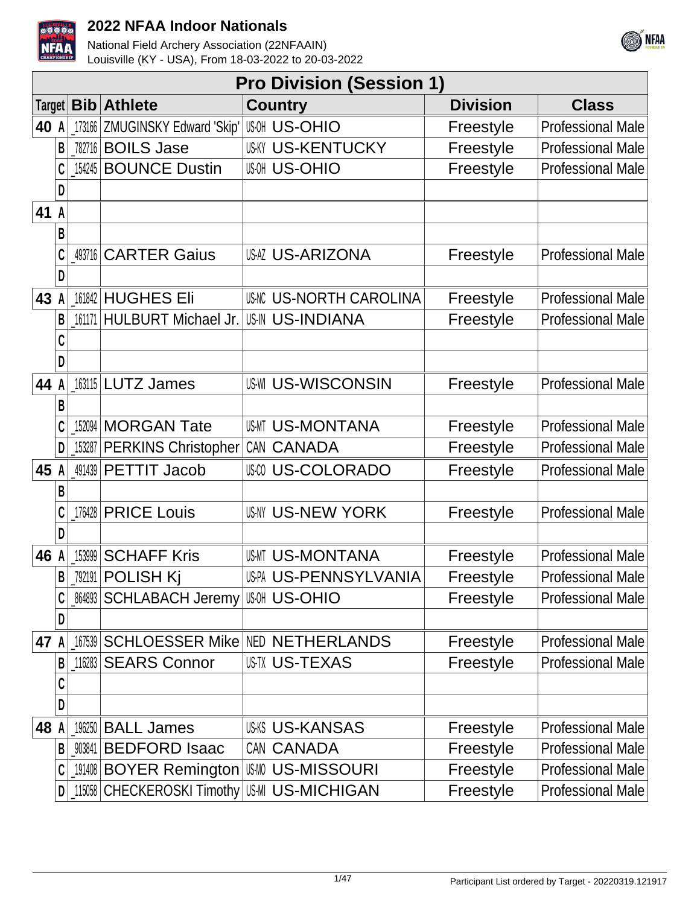# 2022 NFAA Indoor Nationals

National Field Archery Association (22NFAAIN)
Louisville (KY - USA), From 18-03-2022 to 20-03-2022

## Pro Division (Session 1)

| Target | | Bib | Athlete | Country | | Division | Class |
|---|---|---|---|---|---|---|---|
| 40 | A | _173166 | ZMUGINSKY Edward 'Skip' | US-OH | US-OHIO | Freestyle | Professional Male |
| | B | _782716 | BOILS Jase | US-KY | US-KENTUCKY | Freestyle | Professional Male |
| | C | _154245 | BOUNCE Dustin | US-OH | US-OHIO | Freestyle | Professional Male |
| | D | | | | | | |
| 41 | A | | | | | | |
| | B | | | | | | |
| | C | _493716 | CARTER Gaius | US-AZ | US-ARIZONA | Freestyle | Professional Male |
| | D | | | | | | |
| 43 | A | _161842 | HUGHES Eli | US-NC | US-NORTH CAROLINA | Freestyle | Professional Male |
| | B | _161171 | HULBURT Michael Jr. | US-IN | US-INDIANA | Freestyle | Professional Male |
| | C | | | | | | |
| | D | | | | | | |
| 44 | A | _163115 | LUTZ James | US-WI | US-WISCONSIN | Freestyle | Professional Male |
| | B | | | | | | |
| | C | _152094 | MORGAN Tate | US-MT | US-MONTANA | Freestyle | Professional Male |
| | D | _153287 | PERKINS Christopher | CAN | CANADA | Freestyle | Professional Male |
| 45 | A | _491439 | PETTIT Jacob | US-CO | US-COLORADO | Freestyle | Professional Male |
| | B | | | | | | |
| | C | _176428 | PRICE Louis | US-NY | US-NEW YORK | Freestyle | Professional Male |
| | D | | | | | | |
| 46 | A | _153999 | SCHAFF Kris | US-MT | US-MONTANA | Freestyle | Professional Male |
| | B | _792191 | POLISH Kj | US-PA | US-PENNSYLVANIA | Freestyle | Professional Male |
| | C | _864893 | SCHLABACH Jeremy | US-OH | US-OHIO | Freestyle | Professional Male |
| | D | | | | | | |
| 47 | A | _167539 | SCHLOESSER Mike | NED | NETHERLANDS | Freestyle | Professional Male |
| | B | _116283 | SEARS Connor | US-TX | US-TEXAS | Freestyle | Professional Male |
| | C | | | | | | |
| | D | | | | | | |
| 48 | A | _196250 | BALL James | US-KS | US-KANSAS | Freestyle | Professional Male |
| | B | _903841 | BEDFORD Isaac | CAN | CANADA | Freestyle | Professional Male |
| | C | _191408 | BOYER Remington | US-MO | US-MISSOURI | Freestyle | Professional Male |
| | D | _115058 | CHECKEROSKI Timothy | US-MI | US-MICHIGAN | Freestyle | Professional Male |

Participant List ordered by Target - 20220319.121917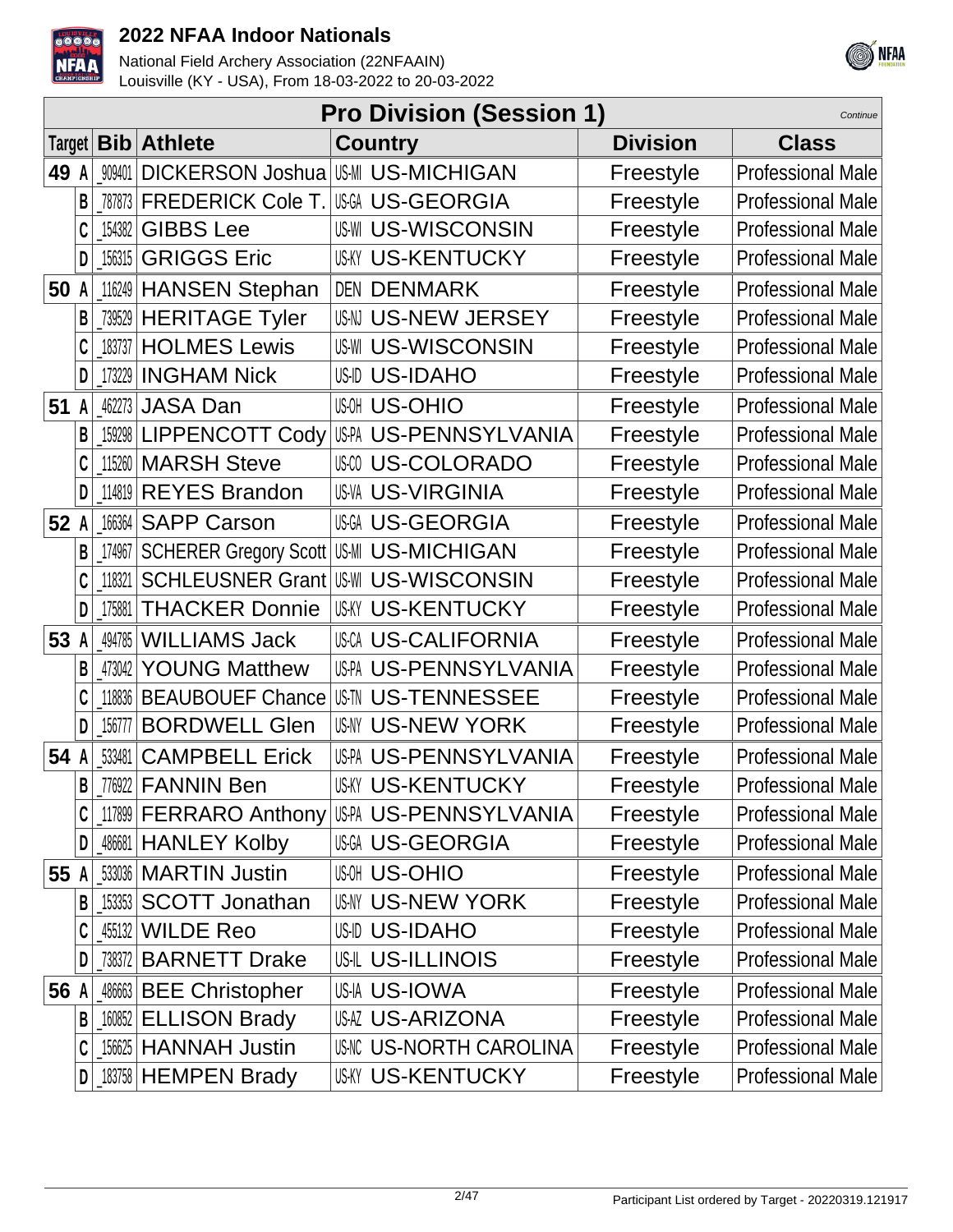# 2022 NFAA Indoor Nationals

National Field Archery Association (22NFAAIN)
Louisville (KY - USA), From 18-03-2022 to 20-03-2022

## Pro Division (Session 1)

*Continue*

| Target | Bib | Athlete | Country | | Division | Class |
|---|---|---|---|---|---|---|
| 49 A | _909401 | DICKERSON Joshua | US-MI | US-MICHIGAN | Freestyle | Professional Male |
| B | _787873 | FREDERICK Cole T. | US-GA | US-GEORGIA | Freestyle | Professional Male |
| C | _154382 | GIBBS Lee | US-WI | US-WISCONSIN | Freestyle | Professional Male |
| D | _156315 | GRIGGS Eric | US-KY | US-KENTUCKY | Freestyle | Professional Male |
| 50 A | _116249 | HANSEN Stephan | DEN | DENMARK | Freestyle | Professional Male |
| B | _739529 | HERITAGE Tyler | US-NJ | US-NEW JERSEY | Freestyle | Professional Male |
| C | _183737 | HOLMES Lewis | US-WI | US-WISCONSIN | Freestyle | Professional Male |
| D | _173229 | INGHAM Nick | US-ID | US-IDAHO | Freestyle | Professional Male |
| 51 A | _462273 | JASA Dan | US-OH | US-OHIO | Freestyle | Professional Male |
| B | _159298 | LIPPENCOTT Cody | US-PA | US-PENNSYLVANIA | Freestyle | Professional Male |
| C | _115260 | MARSH Steve | US-CO | US-COLORADO | Freestyle | Professional Male |
| D | _114819 | REYES Brandon | US-VA | US-VIRGINIA | Freestyle | Professional Male |
| 52 A | _166364 | SAPP Carson | US-GA | US-GEORGIA | Freestyle | Professional Male |
| B | _174967 | SCHERER Gregory Scott | US-MI | US-MICHIGAN | Freestyle | Professional Male |
| C | _118321 | SCHLEUSNER Grant | US-WI | US-WISCONSIN | Freestyle | Professional Male |
| D | _175881 | THACKER Donnie | US-KY | US-KENTUCKY | Freestyle | Professional Male |
| 53 A | _494785 | WILLIAMS Jack | US-CA | US-CALIFORNIA | Freestyle | Professional Male |
| B | _473042 | YOUNG Matthew | US-PA | US-PENNSYLVANIA | Freestyle | Professional Male |
| C | _118836 | BEAUBOUEF Chance | US-TN | US-TENNESSEE | Freestyle | Professional Male |
| D | _156777 | BORDWELL Glen | US-NY | US-NEW YORK | Freestyle | Professional Male |
| 54 A | _533481 | CAMPBELL Erick | US-PA | US-PENNSYLVANIA | Freestyle | Professional Male |
| B | _776922 | FANNIN Ben | US-KY | US-KENTUCKY | Freestyle | Professional Male |
| C | _117899 | FERRARO Anthony | US-PA | US-PENNSYLVANIA | Freestyle | Professional Male |
| D | _486681 | HANLEY Kolby | US-GA | US-GEORGIA | Freestyle | Professional Male |
| 55 A | _533036 | MARTIN Justin | US-OH | US-OHIO | Freestyle | Professional Male |
| B | _153353 | SCOTT Jonathan | US-NY | US-NEW YORK | Freestyle | Professional Male |
| C | _455132 | WILDE Reo | US-ID | US-IDAHO | Freestyle | Professional Male |
| D | _738372 | BARNETT Drake | US-IL | US-ILLINOIS | Freestyle | Professional Male |
| 56 A | _486663 | BEE Christopher | US-IA | US-IOWA | Freestyle | Professional Male |
| B | _160852 | ELLISON Brady | US-AZ | US-ARIZONA | Freestyle | Professional Male |
| C | _156625 | HANNAH Justin | US-NC | US-NORTH CAROLINA | Freestyle | Professional Male |
| D | _183758 | HEMPEN Brady | US-KY | US-KENTUCKY | Freestyle | Professional Male |

Participant List ordered by Target - 20220319.121917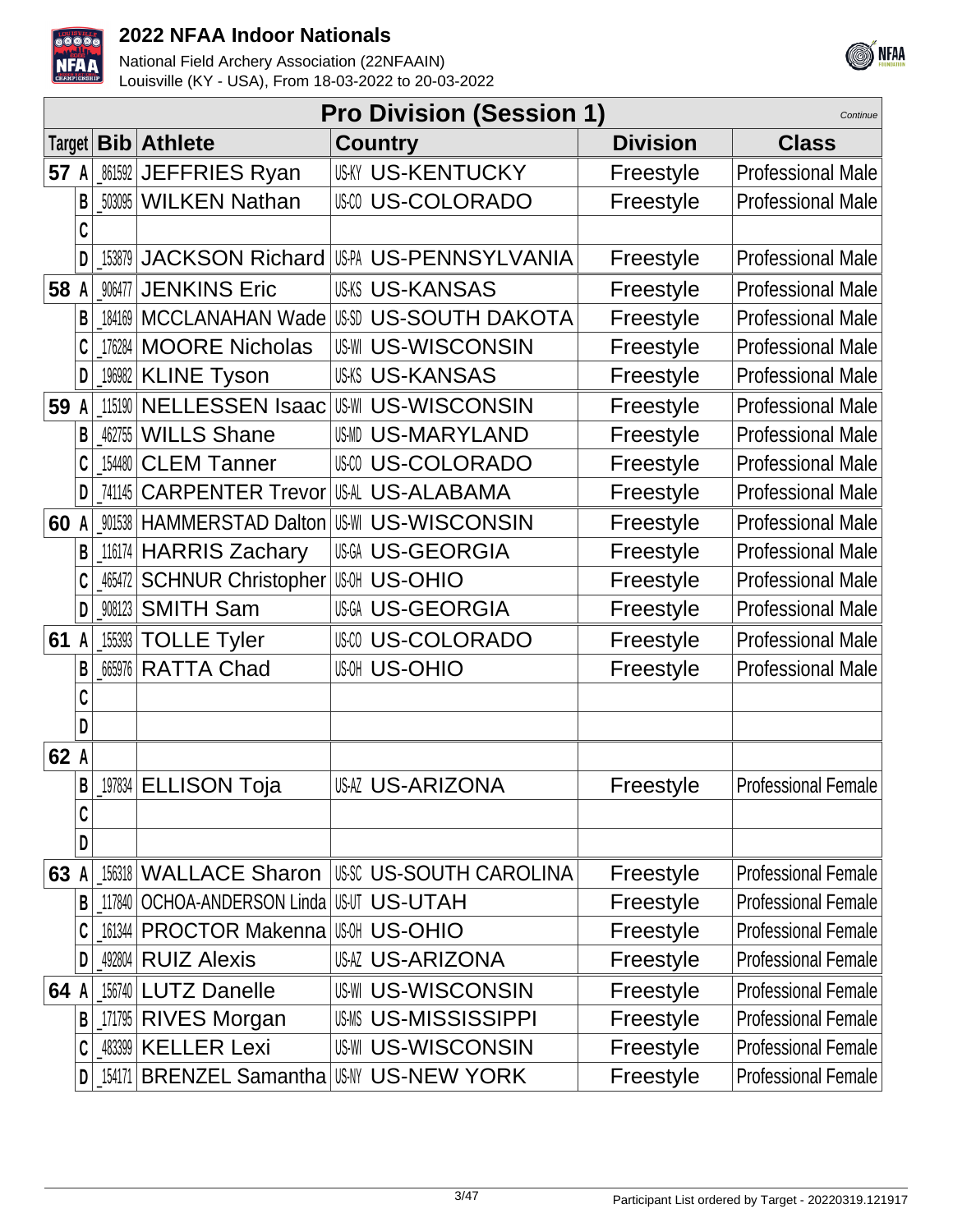# 2022 NFAA Indoor Nationals

National Field Archery Association (22NFAAIN)
Louisville (KY - USA), From 18-03-2022 to 20-03-2022

## Pro Division (Session 1)

*Continue*

| Target | Bib | Athlete | Country | Division | Class |
|---|---|---|---|---|---|
| 57 A | _861592 | JEFFRIES Ryan | US-KY US-KENTUCKY | Freestyle | Professional Male |
| B | _503095 | WILKEN Nathan | US-CO US-COLORADO | Freestyle | Professional Male |
| C | | | | | |
| D | _153879 | JACKSON Richard | US-PA US-PENNSYLVANIA | Freestyle | Professional Male |
| 58 A | _906477 | JENKINS Eric | US-KS US-KANSAS | Freestyle | Professional Male |
| B | _184169 | MCCLANAHAN Wade | US-SD US-SOUTH DAKOTA | Freestyle | Professional Male |
| C | _176284 | MOORE Nicholas | US-WI US-WISCONSIN | Freestyle | Professional Male |
| D | _196982 | KLINE Tyson | US-KS US-KANSAS | Freestyle | Professional Male |
| 59 A | _115190 | NELLESSEN Isaac | US-WI US-WISCONSIN | Freestyle | Professional Male |
| B | _462755 | WILLS Shane | US-MD US-MARYLAND | Freestyle | Professional Male |
| C | _154480 | CLEM Tanner | US-CO US-COLORADO | Freestyle | Professional Male |
| D | _741145 | CARPENTER Trevor | US-AL US-ALABAMA | Freestyle | Professional Male |
| 60 A | _901538 | HAMMERSTAD Dalton | US-WI US-WISCONSIN | Freestyle | Professional Male |
| B | _116174 | HARRIS Zachary | US-GA US-GEORGIA | Freestyle | Professional Male |
| C | _465472 | SCHNUR Christopher | US-OH US-OHIO | Freestyle | Professional Male |
| D | _908123 | SMITH Sam | US-GA US-GEORGIA | Freestyle | Professional Male |
| 61 A | _155393 | TOLLE Tyler | US-CO US-COLORADO | Freestyle | Professional Male |
| B | _665976 | RATTA Chad | US-OH US-OHIO | Freestyle | Professional Male |
| C | | | | | |
| D | | | | | |
| 62 A | | | | | |
| B | _197834 | ELLISON Toja | US-AZ US-ARIZONA | Freestyle | Professional Female |
| C | | | | | |
| D | | | | | |
| 63 A | _156318 | WALLACE Sharon | US-SC US-SOUTH CAROLINA | Freestyle | Professional Female |
| B | _117840 | OCHOA-ANDERSON Linda | US-UT US-UTAH | Freestyle | Professional Female |
| C | _161344 | PROCTOR Makenna | US-OH US-OHIO | Freestyle | Professional Female |
| D | _492804 | RUIZ Alexis | US-AZ US-ARIZONA | Freestyle | Professional Female |
| 64 A | _156740 | LUTZ Danelle | US-WI US-WISCONSIN | Freestyle | Professional Female |
| B | _171795 | RIVES Morgan | US-MS US-MISSISSIPPI | Freestyle | Professional Female |
| C | _483399 | KELLER Lexi | US-WI US-WISCONSIN | Freestyle | Professional Female |
| D | _154171 | BRENZEL Samantha | US-NY US-NEW YORK | Freestyle | Professional Female |

Participant List ordered by Target - 20220319.121917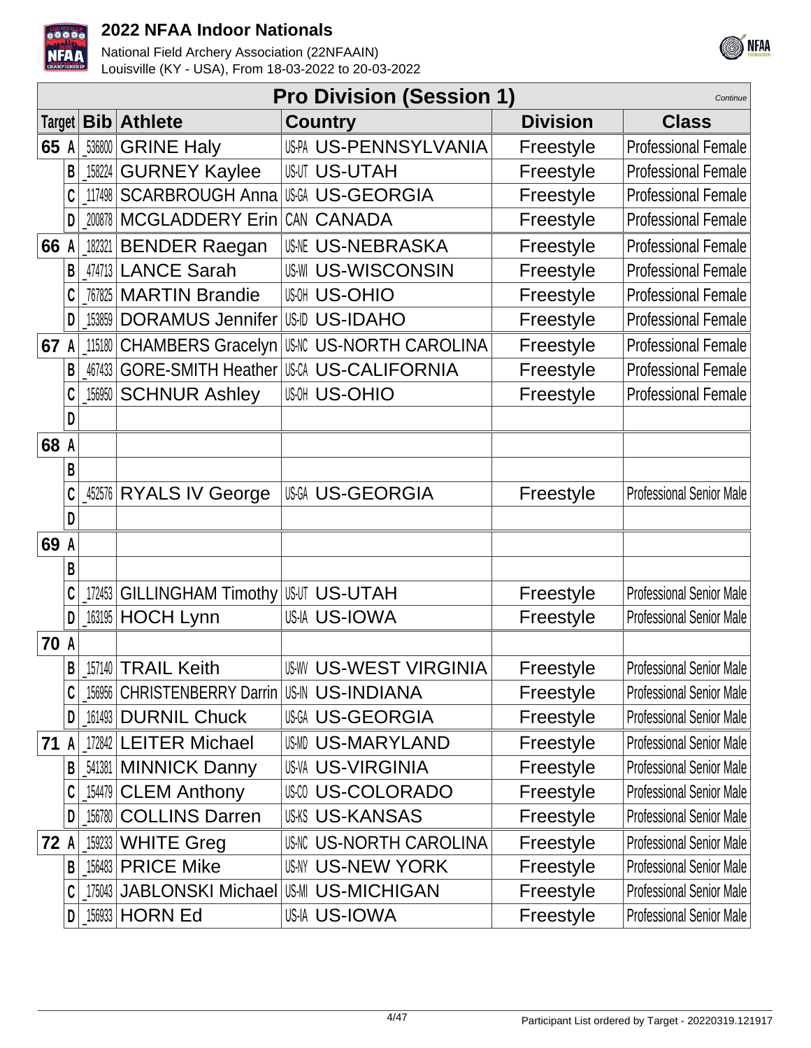# 2022 NFAA Indoor Nationals

National Field Archery Association (22NFAAIN)
Louisville (KY - USA), From 18-03-2022 to 20-03-2022

## Pro Division (Session 1)

*Continue*

| Target | Bib | Athlete | Country | Division | Class |
|---|---|---|---|---|---|
| 65 A | _536800 | GRINE Haly | US-PA US-PENNSYLVANIA | Freestyle | Professional Female |
| B | _158224 | GURNEY Kaylee | US-UT US-UTAH | Freestyle | Professional Female |
| C | _117498 | SCARBROUGH Anna | US-GA US-GEORGIA | Freestyle | Professional Female |
| D | _200878 | MCGLADDERY Erin | CAN CANADA | Freestyle | Professional Female |
| 66 A | _182321 | BENDER Raegan | US-NE US-NEBRASKA | Freestyle | Professional Female |
| B | _474713 | LANCE Sarah | US-WI US-WISCONSIN | Freestyle | Professional Female |
| C | _767825 | MARTIN Brandie | US-OH US-OHIO | Freestyle | Professional Female |
| D | _153859 | DORAMUS Jennifer | US-ID US-IDAHO | Freestyle | Professional Female |
| 67 A | _115180 | CHAMBERS Gracelyn | US-NC US-NORTH CAROLINA | Freestyle | Professional Female |
| B | _467433 | GORE-SMITH Heather | US-CA US-CALIFORNIA | Freestyle | Professional Female |
| C | _156950 | SCHNUR Ashley | US-OH US-OHIO | Freestyle | Professional Female |
| D | | | | | |
| 68 A | | | | | |
| B | | | | | |
| C | _452576 | RYALS IV George | US-GA US-GEORGIA | Freestyle | Professional Senior Male |
| D | | | | | |
| 69 A | | | | | |
| B | | | | | |
| C | _172453 | GILLINGHAM Timothy | US-UT US-UTAH | Freestyle | Professional Senior Male |
| D | _163195 | HOCH Lynn | US-IA US-IOWA | Freestyle | Professional Senior Male |
| 70 A | | | | | |
| B | _157140 | TRAIL Keith | US-WV US-WEST VIRGINIA | Freestyle | Professional Senior Male |
| C | _156956 | CHRISTENBERRY Darrin | US-IN US-INDIANA | Freestyle | Professional Senior Male |
| D | _161493 | DURNIL Chuck | US-GA US-GEORGIA | Freestyle | Professional Senior Male |
| 71 A | _172842 | LEITER Michael | US-MD US-MARYLAND | Freestyle | Professional Senior Male |
| B | _541381 | MINNICK Danny | US-VA US-VIRGINIA | Freestyle | Professional Senior Male |
| C | _154479 | CLEM Anthony | US-CO US-COLORADO | Freestyle | Professional Senior Male |
| D | _156780 | COLLINS Darren | US-KS US-KANSAS | Freestyle | Professional Senior Male |
| 72 A | _159233 | WHITE Greg | US-NC US-NORTH CAROLINA | Freestyle | Professional Senior Male |
| B | _156483 | PRICE Mike | US-NY US-NEW YORK | Freestyle | Professional Senior Male |
| C | _175043 | JABLONSKI Michael | US-MI US-MICHIGAN | Freestyle | Professional Senior Male |
| D | _156933 | HORN Ed | US-IA US-IOWA | Freestyle | Professional Senior Male |

Participant List ordered by Target - 20220319.121917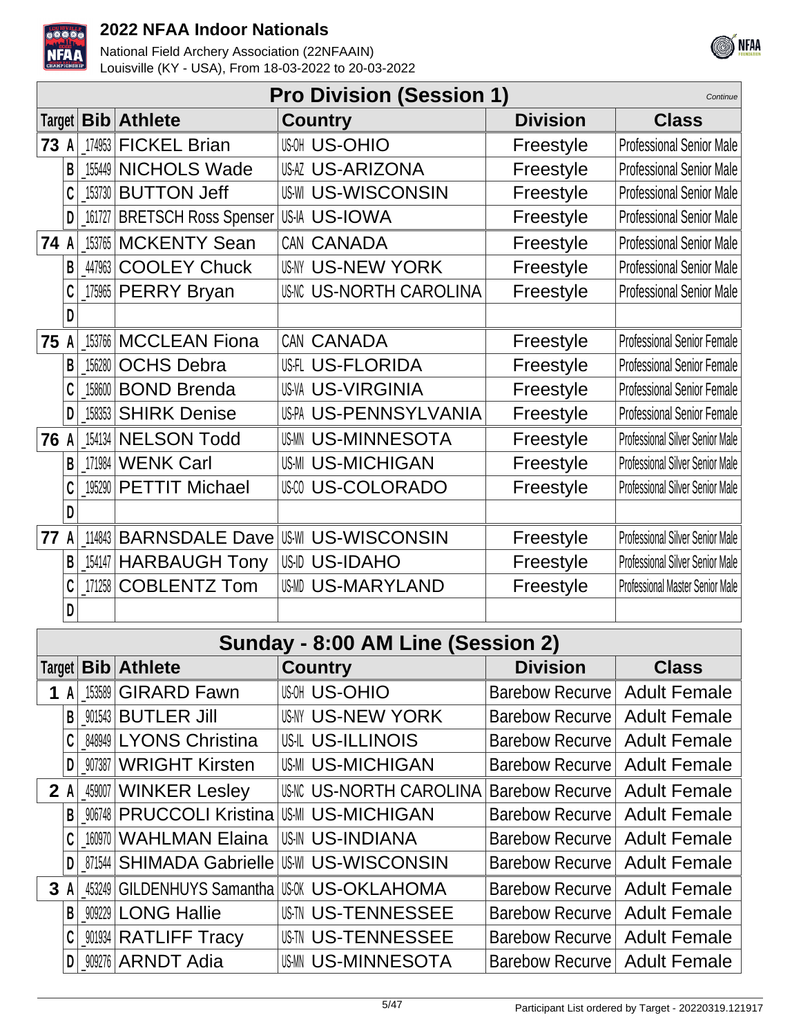## Pro Division (Session 1)

*Continue*

| Target | | Bib | Athlete | Country | Division | Class |
|---|---|---|---|---|---|---|
| 73 | A | _174953 | FICKEL Brian | US-OH US-OHIO | Freestyle | Professional Senior Male |
| | B | _155449 | NICHOLS Wade | US-AZ US-ARIZONA | Freestyle | Professional Senior Male |
| | C | _153730 | BUTTON Jeff | US-WI US-WISCONSIN | Freestyle | Professional Senior Male |
| | D | _161727 | BRETSCH Ross Spenser | US-IA US-IOWA | Freestyle | Professional Senior Male |
| 74 | A | _153765 | MCKENTY Sean | CAN CANADA | Freestyle | Professional Senior Male |
| | B | _447963 | COOLEY Chuck | US-NY US-NEW YORK | Freestyle | Professional Senior Male |
| | C | _175965 | PERRY Bryan | US-NC US-NORTH CAROLINA | Freestyle | Professional Senior Male |
| | D | | | | | |
| 75 | A | _153766 | MCCLEAN Fiona | CAN CANADA | Freestyle | Professional Senior Female |
| | B | _156280 | OCHS Debra | US-FL US-FLORIDA | Freestyle | Professional Senior Female |
| | C | _158600 | BOND Brenda | US-VA US-VIRGINIA | Freestyle | Professional Senior Female |
| | D | _158353 | SHIRK Denise | US-PA US-PENNSYLVANIA | Freestyle | Professional Senior Female |
| 76 | A | _154134 | NELSON Todd | US-MN US-MINNESOTA | Freestyle | Professional Silver Senior Male |
| | B | _171984 | WENK Carl | US-MI US-MICHIGAN | Freestyle | Professional Silver Senior Male |
| | C | _195290 | PETTIT Michael | US-CO US-COLORADO | Freestyle | Professional Silver Senior Male |
| | D | | | | | |
| 77 | A | _114843 | BARNSDALE Dave | US-WI US-WISCONSIN | Freestyle | Professional Silver Senior Male |
| | B | _154147 | HARBAUGH Tony | US-ID US-IDAHO | Freestyle | Professional Silver Senior Male |
| | C | _171258 | COBLENTZ Tom | US-MD US-MARYLAND | Freestyle | Professional Master Senior Male |
| | D | | | | | |

## Sunday - 8:00 AM Line (Session 2)

| Target | | Bib | Athlete | Country | Division | Class |
|---|---|---|---|---|---|---|
| 1 | A | _153589 | GIRARD Fawn | US-OH US-OHIO | Barebow Recurve | Adult Female |
| | B | _901543 | BUTLER Jill | US-NY US-NEW YORK | Barebow Recurve | Adult Female |
| | C | _848949 | LYONS Christina | US-IL US-ILLINOIS | Barebow Recurve | Adult Female |
| | D | _907387 | WRIGHT Kirsten | US-MI US-MICHIGAN | Barebow Recurve | Adult Female |
| 2 | A | _459007 | WINKER Lesley | US-NC US-NORTH CAROLINA | Barebow Recurve | Adult Female |
| | B | _906748 | PRUCCOLI Kristina | US-MI US-MICHIGAN | Barebow Recurve | Adult Female |
| | C | _160970 | WAHLMAN Elaina | US-IN US-INDIANA | Barebow Recurve | Adult Female |
| | D | _871544 | SHIMADA Gabrielle | US-WI US-WISCONSIN | Barebow Recurve | Adult Female |
| 3 | A | _453249 | GILDENHUYS Samantha | US-OK US-OKLAHOMA | Barebow Recurve | Adult Female |
| | B | _909229 | LONG Hallie | US-TN US-TENNESSEE | Barebow Recurve | Adult Female |
| | C | _901934 | RATLIFF Tracy | US-TN US-TENNESSEE | Barebow Recurve | Adult Female |
| | D | _909276 | ARNDT Adia | US-MN US-MINNESOTA | Barebow Recurve | Adult Female |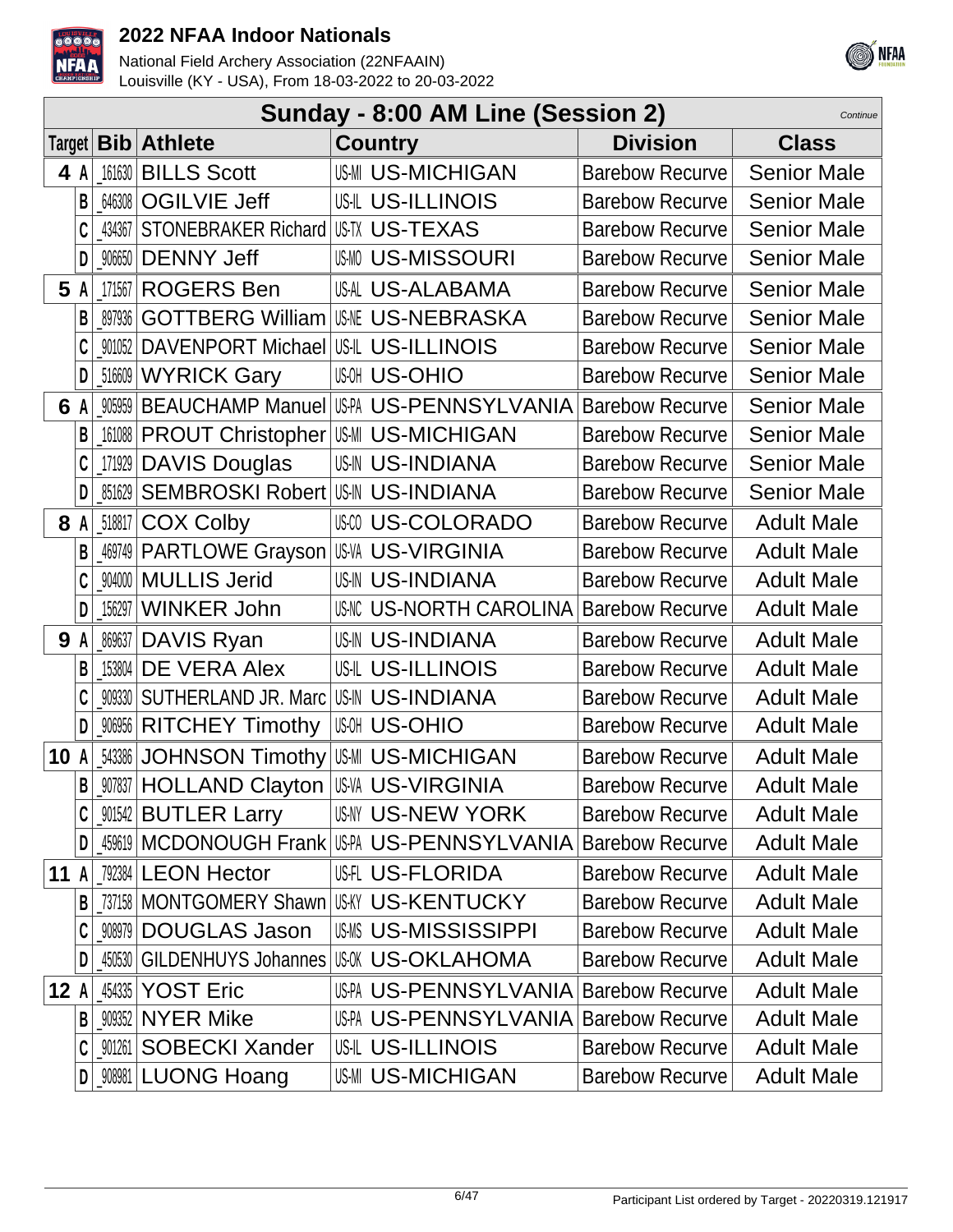## Sunday - 8:00 AM Line (Session 2)

*Continue*

| Target | | Bib | Athlete | Country | | Division | Class |
|---|---|---|---|---|---|---|---|
| 4 | A | _161630 | BILLS Scott | US-MI | US-MICHIGAN | Barebow Recurve | Senior Male |
| | B | _646308 | OGILVIE Jeff | US-IL | US-ILLINOIS | Barebow Recurve | Senior Male |
| | C | _434367 | STONEBRAKER Richard | US-TX | US-TEXAS | Barebow Recurve | Senior Male |
| | D | _906650 | DENNY Jeff | US-MO | US-MISSOURI | Barebow Recurve | Senior Male |
| 5 | A | _171567 | ROGERS Ben | US-AL | US-ALABAMA | Barebow Recurve | Senior Male |
| | B | _897936 | GOTTBERG William | US-NE | US-NEBRASKA | Barebow Recurve | Senior Male |
| | C | _901052 | DAVENPORT Michael | US-IL | US-ILLINOIS | Barebow Recurve | Senior Male |
| | D | _516609 | WYRICK Gary | US-OH | US-OHIO | Barebow Recurve | Senior Male |
| 6 | A | _905959 | BEAUCHAMP Manuel | US-PA | US-PENNSYLVANIA | Barebow Recurve | Senior Male |
| | B | _161088 | PROUT Christopher | US-MI | US-MICHIGAN | Barebow Recurve | Senior Male |
| | C | _171929 | DAVIS Douglas | US-IN | US-INDIANA | Barebow Recurve | Senior Male |
| | D | _851629 | SEMBROSKI Robert | US-IN | US-INDIANA | Barebow Recurve | Senior Male |
| 8 | A | _518817 | COX Colby | US-CO | US-COLORADO | Barebow Recurve | Adult Male |
| | B | _469749 | PARTLOWE Grayson | US-VA | US-VIRGINIA | Barebow Recurve | Adult Male |
| | C | _904000 | MULLIS Jerid | US-IN | US-INDIANA | Barebow Recurve | Adult Male |
| | D | _156297 | WINKER John | US-NC | US-NORTH CAROLINA | Barebow Recurve | Adult Male |
| 9 | A | _869637 | DAVIS Ryan | US-IN | US-INDIANA | Barebow Recurve | Adult Male |
| | B | _153804 | DE VERA Alex | US-IL | US-ILLINOIS | Barebow Recurve | Adult Male |
| | C | _909330 | SUTHERLAND JR. Marc | US-IN | US-INDIANA | Barebow Recurve | Adult Male |
| | D | _906956 | RITCHEY Timothy | US-OH | US-OHIO | Barebow Recurve | Adult Male |
| 10 | A | _543386 | JOHNSON Timothy | US-MI | US-MICHIGAN | Barebow Recurve | Adult Male |
| | B | _907837 | HOLLAND Clayton | US-VA | US-VIRGINIA | Barebow Recurve | Adult Male |
| | C | _901542 | BUTLER Larry | US-NY | US-NEW YORK | Barebow Recurve | Adult Male |
| | D | _459619 | MCDONOUGH Frank | US-PA | US-PENNSYLVANIA | Barebow Recurve | Adult Male |
| 11 | A | _792384 | LEON Hector | US-FL | US-FLORIDA | Barebow Recurve | Adult Male |
| | B | _737158 | MONTGOMERY Shawn | US-KY | US-KENTUCKY | Barebow Recurve | Adult Male |
| | C | _908979 | DOUGLAS Jason | US-MS | US-MISSISSIPPI | Barebow Recurve | Adult Male |
| | D | _450530 | GILDENHUYS Johannes | US-OK | US-OKLAHOMA | Barebow Recurve | Adult Male |
| 12 | A | _454335 | YOST Eric | US-PA | US-PENNSYLVANIA | Barebow Recurve | Adult Male |
| | B | _909352 | NYER Mike | US-PA | US-PENNSYLVANIA | Barebow Recurve | Adult Male |
| | C | _901261 | SOBECKI Xander | US-IL | US-ILLINOIS | Barebow Recurve | Adult Male |
| | D | _908981 | LUONG Hoang | US-MI | US-MICHIGAN | Barebow Recurve | Adult Male |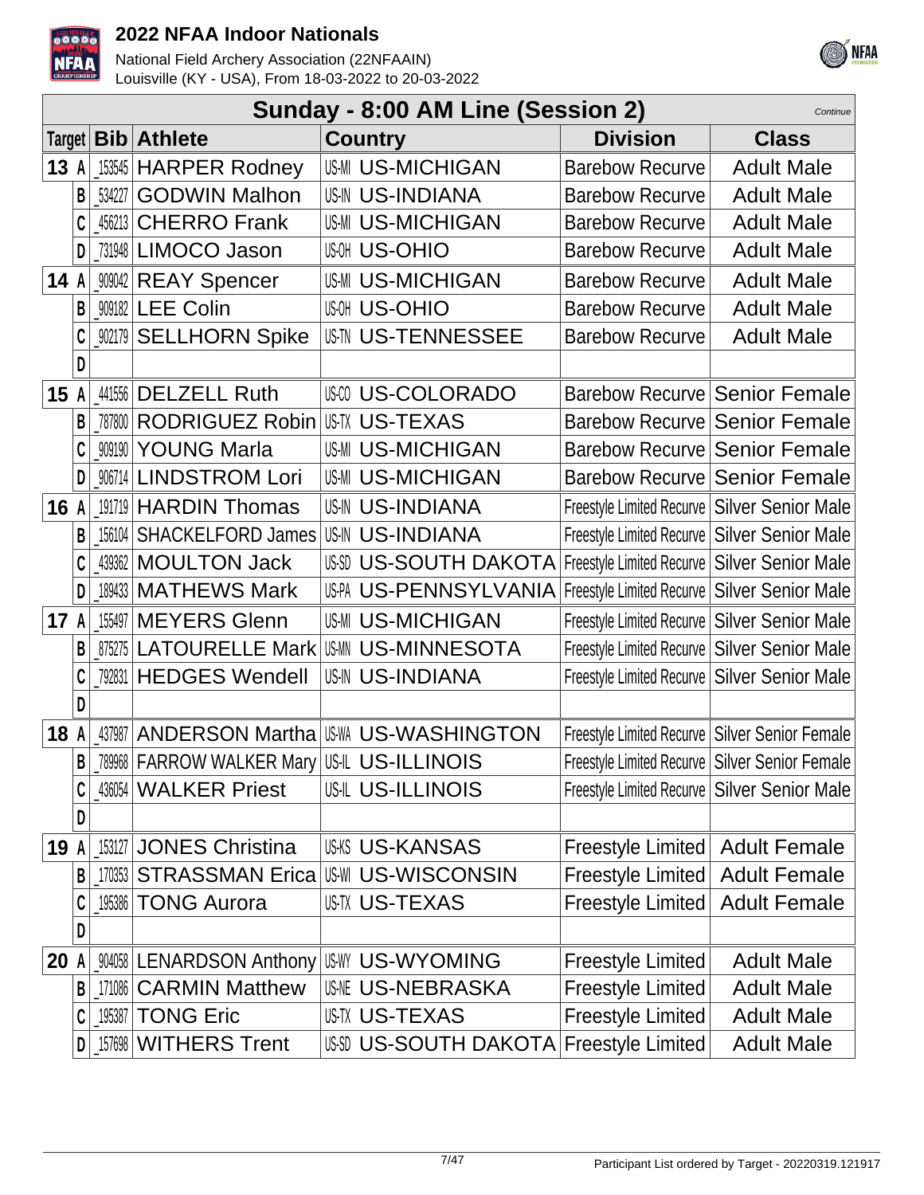# 2022 NFAA Indoor Nationals

National Field Archery Association (22NFAAIN)
Louisville (KY - USA), From 18-03-2022 to 20-03-2022

## Sunday - 8:00 AM Line (Session 2)

*Continue*

| Target | Bib | Athlete | Country | Division | Class |
|---|---|---|---|---|---|
| 13 A | _153545 | HARPER Rodney | US-MI US-MICHIGAN | Barebow Recurve | Adult Male |
| B | _534227 | GODWIN Malhon | US-IN US-INDIANA | Barebow Recurve | Adult Male |
| C | _456213 | CHERRO Frank | US-MI US-MICHIGAN | Barebow Recurve | Adult Male |
| D | _731948 | LIMOCO Jason | US-OH US-OHIO | Barebow Recurve | Adult Male |
| 14 A | _909042 | REAY Spencer | US-MI US-MICHIGAN | Barebow Recurve | Adult Male |
| B | _909182 | LEE Colin | US-OH US-OHIO | Barebow Recurve | Adult Male |
| C | _902179 | SELLHORN Spike | US-TN US-TENNESSEE | Barebow Recurve | Adult Male |
| D | | | | | |
| 15 A | _441556 | DELZELL Ruth | US-CO US-COLORADO | Barebow Recurve | Senior Female |
| B | _787800 | RODRIGUEZ Robin | US-TX US-TEXAS | Barebow Recurve | Senior Female |
| C | _909190 | YOUNG Marla | US-MI US-MICHIGAN | Barebow Recurve | Senior Female |
| D | _906714 | LINDSTROM Lori | US-MI US-MICHIGAN | Barebow Recurve | Senior Female |
| 16 A | _191719 | HARDIN Thomas | US-IN US-INDIANA | Freestyle Limited Recurve | Silver Senior Male |
| B | _156104 | SHACKELFORD James | US-IN US-INDIANA | Freestyle Limited Recurve | Silver Senior Male |
| C | _439362 | MOULTON Jack | US-SD US-SOUTH DAKOTA | Freestyle Limited Recurve | Silver Senior Male |
| D | _189433 | MATHEWS Mark | US-PA US-PENNSYLVANIA | Freestyle Limited Recurve | Silver Senior Male |
| 17 A | _155497 | MEYERS Glenn | US-MI US-MICHIGAN | Freestyle Limited Recurve | Silver Senior Male |
| B | _875275 | LATOURELLE Mark | US-MN US-MINNESOTA | Freestyle Limited Recurve | Silver Senior Male |
| C | _792831 | HEDGES Wendell | US-IN US-INDIANA | Freestyle Limited Recurve | Silver Senior Male |
| D | | | | | |
| 18 A | _437987 | ANDERSON Martha | US-WA US-WASHINGTON | Freestyle Limited Recurve | Silver Senior Female |
| B | _789968 | FARROW WALKER Mary | US-IL US-ILLINOIS | Freestyle Limited Recurve | Silver Senior Female |
| C | _436054 | WALKER Priest | US-IL US-ILLINOIS | Freestyle Limited Recurve | Silver Senior Male |
| D | | | | | |
| 19 A | _153127 | JONES Christina | US-KS US-KANSAS | Freestyle Limited | Adult Female |
| B | _170353 | STRASSMAN Erica | US-WI US-WISCONSIN | Freestyle Limited | Adult Female |
| C | _195386 | TONG Aurora | US-TX US-TEXAS | Freestyle Limited | Adult Female |
| D | | | | | |
| 20 A | _904058 | LENARDSON Anthony | US-WY US-WYOMING | Freestyle Limited | Adult Male |
| B | _171086 | CARMIN Matthew | US-NE US-NEBRASKA | Freestyle Limited | Adult Male |
| C | _195387 | TONG Eric | US-TX US-TEXAS | Freestyle Limited | Adult Male |
| D | _157698 | WITHERS Trent | US-SD US-SOUTH DAKOTA | Freestyle Limited | Adult Male |

Participant List ordered by Target - 20220319.121917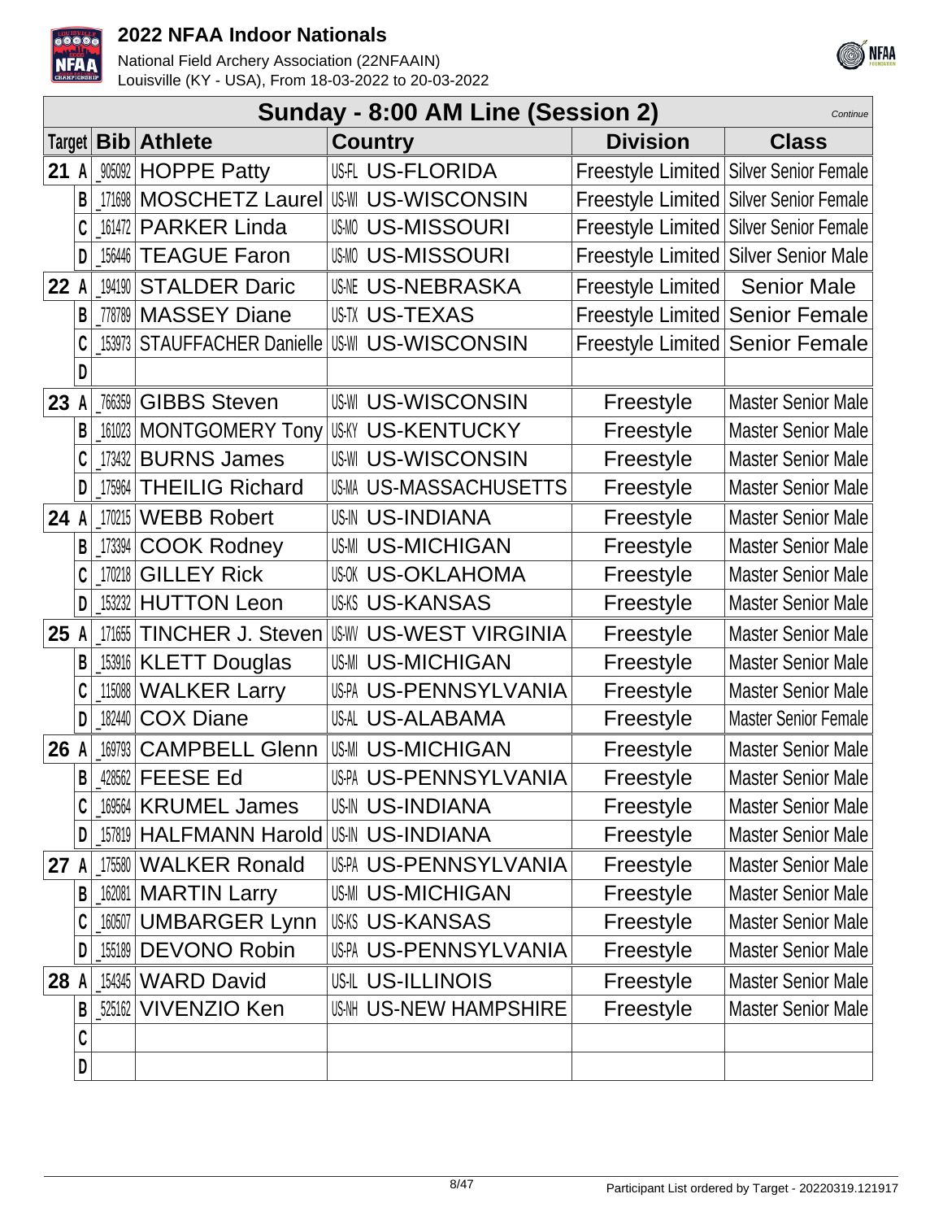## Sunday - 8:00 AM Line (Session 2)

*Continue*

| Target | | Bib | Athlete | Country | | Division | Class |
|---|---|---|---|---|---|---|---|
| 21 | A | _905092 | HOPPE Patty | US-FL | US-FLORIDA | Freestyle Limited | Silver Senior Female |
| | B | _171698 | MOSCHETZ Laurel | US-WI | US-WISCONSIN | Freestyle Limited | Silver Senior Female |
| | C | _161472 | PARKER Linda | US-MO | US-MISSOURI | Freestyle Limited | Silver Senior Female |
| | D | _156446 | TEAGUE Faron | US-MO | US-MISSOURI | Freestyle Limited | Silver Senior Male |
| 22 | A | _194190 | STALDER Daric | US-NE | US-NEBRASKA | Freestyle Limited | Senior Male |
| | B | _778789 | MASSEY Diane | US-TX | US-TEXAS | Freestyle Limited | Senior Female |
| | C | _153973 | STAUFFACHER Danielle | US-WI | US-WISCONSIN | Freestyle Limited | Senior Female |
| | D | | | | | | |
| 23 | A | _766359 | GIBBS Steven | US-WI | US-WISCONSIN | Freestyle | Master Senior Male |
| | B | _161023 | MONTGOMERY Tony | US-KY | US-KENTUCKY | Freestyle | Master Senior Male |
| | C | _173432 | BURNS James | US-WI | US-WISCONSIN | Freestyle | Master Senior Male |
| | D | _175964 | THEILIG Richard | US-MA | US-MASSACHUSETTS | Freestyle | Master Senior Male |
| 24 | A | _170215 | WEBB Robert | US-IN | US-INDIANA | Freestyle | Master Senior Male |
| | B | _173394 | COOK Rodney | US-MI | US-MICHIGAN | Freestyle | Master Senior Male |
| | C | _170218 | GILLEY Rick | US-OK | US-OKLAHOMA | Freestyle | Master Senior Male |
| | D | _153232 | HUTTON Leon | US-KS | US-KANSAS | Freestyle | Master Senior Male |
| 25 | A | _171655 | TINCHER J. Steven | US-WV | US-WEST VIRGINIA | Freestyle | Master Senior Male |
| | B | _153916 | KLETT Douglas | US-MI | US-MICHIGAN | Freestyle | Master Senior Male |
| | C | _115088 | WALKER Larry | US-PA | US-PENNSYLVANIA | Freestyle | Master Senior Male |
| | D | _182440 | COX Diane | US-AL | US-ALABAMA | Freestyle | Master Senior Female |
| 26 | A | _169793 | CAMPBELL Glenn | US-MI | US-MICHIGAN | Freestyle | Master Senior Male |
| | B | _428562 | FEESE Ed | US-PA | US-PENNSYLVANIA | Freestyle | Master Senior Male |
| | C | _169564 | KRUMEL James | US-IN | US-INDIANA | Freestyle | Master Senior Male |
| | D | _157819 | HALFMANN Harold | US-IN | US-INDIANA | Freestyle | Master Senior Male |
| 27 | A | _175580 | WALKER Ronald | US-PA | US-PENNSYLVANIA | Freestyle | Master Senior Male |
| | B | _162081 | MARTIN Larry | US-MI | US-MICHIGAN | Freestyle | Master Senior Male |
| | C | _160507 | UMBARGER Lynn | US-KS | US-KANSAS | Freestyle | Master Senior Male |
| | D | _155189 | DEVONO Robin | US-PA | US-PENNSYLVANIA | Freestyle | Master Senior Male |
| 28 | A | _154345 | WARD David | US-IL | US-ILLINOIS | Freestyle | Master Senior Male |
| | B | _525162 | VIVENZIO Ken | US-NH | US-NEW HAMPSHIRE | Freestyle | Master Senior Male |
| | C | | | | | | |
| | D | | | | | | |

Participant List ordered by Target - 20220319.121917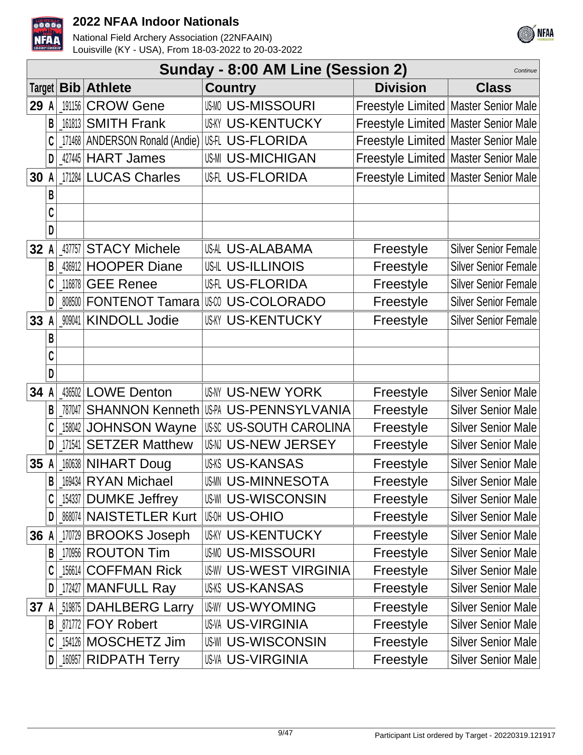## Sunday - 8:00 AM Line (Session 2)

*Continue*

| Target | | Bib | Athlete | Country | | Division | Class |
|---|---|---|---|---|---|---|---|
| 29 | A | _191156 | CROW Gene | US-MO | US-MISSOURI | Freestyle Limited | Master Senior Male |
| | B | _161813 | SMITH Frank | US-KY | US-KENTUCKY | Freestyle Limited | Master Senior Male |
| | C | _171468 | ANDERSON Ronald (Andie) | US-FL | US-FLORIDA | Freestyle Limited | Master Senior Male |
| | D | _427445 | HART James | US-MI | US-MICHIGAN | Freestyle Limited | Master Senior Male |
| 30 | A | _171284 | LUCAS Charles | US-FL | US-FLORIDA | Freestyle Limited | Master Senior Male |
| | B | | | | | | |
| | C | | | | | | |
| | D | | | | | | |
| 32 | A | _437757 | STACY Michele | US-AL | US-ALABAMA | Freestyle | Silver Senior Female |
| | B | _436912 | HOOPER Diane | US-IL | US-ILLINOIS | Freestyle | Silver Senior Female |
| | C | _116878 | GEE Renee | US-FL | US-FLORIDA | Freestyle | Silver Senior Female |
| | D | _808500 | FONTENOT Tamara | US-CO | US-COLORADO | Freestyle | Silver Senior Female |
| 33 | A | _909041 | KINDOLL Jodie | US-KY | US-KENTUCKY | Freestyle | Silver Senior Female |
| | B | | | | | | |
| | C | | | | | | |
| | D | | | | | | |
| 34 | A | _436502 | LOWE Denton | US-NY | US-NEW YORK | Freestyle | Silver Senior Male |
| | B | _787047 | SHANNON Kenneth | US-PA | US-PENNSYLVANIA | Freestyle | Silver Senior Male |
| | C | _158042 | JOHNSON Wayne | US-SC | US-SOUTH CAROLINA | Freestyle | Silver Senior Male |
| | D | _171541 | SETZER Matthew | US-NJ | US-NEW JERSEY | Freestyle | Silver Senior Male |
| 35 | A | _160638 | NIHART Doug | US-KS | US-KANSAS | Freestyle | Silver Senior Male |
| | B | _169434 | RYAN Michael | US-MN | US-MINNESOTA | Freestyle | Silver Senior Male |
| | C | _154337 | DUMKE Jeffrey | US-WI | US-WISCONSIN | Freestyle | Silver Senior Male |
| | D | _868074 | NAISTETLER Kurt | US-OH | US-OHIO | Freestyle | Silver Senior Male |
| 36 | A | _170729 | BROOKS Joseph | US-KY | US-KENTUCKY | Freestyle | Silver Senior Male |
| | B | _170956 | ROUTON Tim | US-MO | US-MISSOURI | Freestyle | Silver Senior Male |
| | C | _156614 | COFFMAN Rick | US-WV | US-WEST VIRGINIA | Freestyle | Silver Senior Male |
| | D | _172427 | MANFULL Ray | US-KS | US-KANSAS | Freestyle | Silver Senior Male |
| 37 | A | _519875 | DAHLBERG Larry | US-WY | US-WYOMING | Freestyle | Silver Senior Male |
| | B | _871772 | FOY Robert | US-VA | US-VIRGINIA | Freestyle | Silver Senior Male |
| | C | _154126 | MOSCHETZ Jim | US-WI | US-WISCONSIN | Freestyle | Silver Senior Male |
| | D | _160957 | RIDPATH Terry | US-VA | US-VIRGINIA | Freestyle | Silver Senior Male |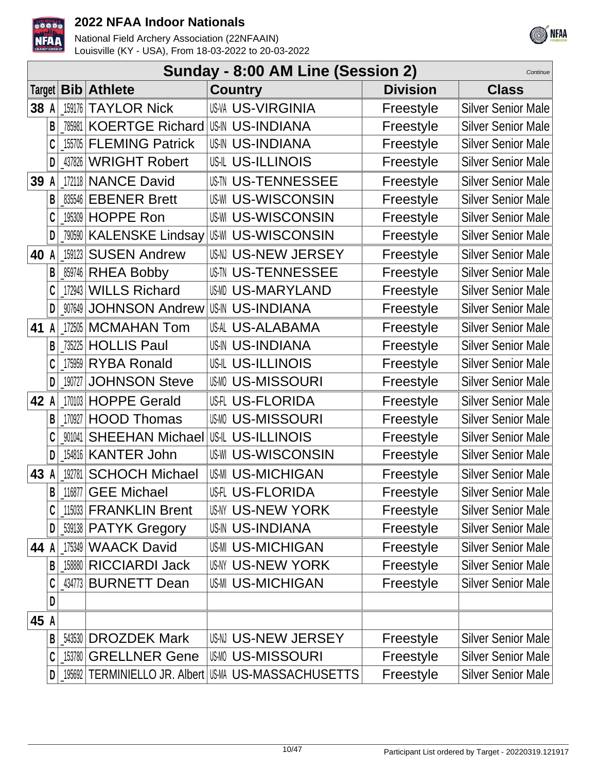# 2022 NFAA Indoor Nationals

National Field Archery Association (22NFAAIN)
Louisville (KY - USA), From 18-03-2022 to 20-03-2022

## Sunday - 8:00 AM Line (Session 2)

*Continue*

| Target | Bib | Athlete | Country | Division | Class |
|---|---|---|---|---|---|
| 38 A | _159176 | TAYLOR Nick | US-VA US-VIRGINIA | Freestyle | Silver Senior Male |
| B | _785981 | KOERTGE Richard | US-IN US-INDIANA | Freestyle | Silver Senior Male |
| C | _155705 | FLEMING Patrick | US-IN US-INDIANA | Freestyle | Silver Senior Male |
| D | _437826 | WRIGHT Robert | US-IL US-ILLINOIS | Freestyle | Silver Senior Male |
| 39 A | _172118 | NANCE David | US-TN US-TENNESSEE | Freestyle | Silver Senior Male |
| B | _835546 | EBENER Brett | US-WI US-WISCONSIN | Freestyle | Silver Senior Male |
| C | _195309 | HOPPE Ron | US-WI US-WISCONSIN | Freestyle | Silver Senior Male |
| D | _790590 | KALENSKE Lindsay | US-WI US-WISCONSIN | Freestyle | Silver Senior Male |
| 40 A | _159123 | SUSEN Andrew | US-NJ US-NEW JERSEY | Freestyle | Silver Senior Male |
| B | _859746 | RHEA Bobby | US-TN US-TENNESSEE | Freestyle | Silver Senior Male |
| C | _172943 | WILLS Richard | US-MD US-MARYLAND | Freestyle | Silver Senior Male |
| D | _907649 | JOHNSON Andrew | US-IN US-INDIANA | Freestyle | Silver Senior Male |
| 41 A | _172505 | MCMAHAN Tom | US-AL US-ALABAMA | Freestyle | Silver Senior Male |
| B | _735225 | HOLLIS Paul | US-IN US-INDIANA | Freestyle | Silver Senior Male |
| C | _175959 | RYBA Ronald | US-IL US-ILLINOIS | Freestyle | Silver Senior Male |
| D | _190727 | JOHNSON Steve | US-MO US-MISSOURI | Freestyle | Silver Senior Male |
| 42 A | _170103 | HOPPE Gerald | US-FL US-FLORIDA | Freestyle | Silver Senior Male |
| B | _170927 | HOOD Thomas | US-MO US-MISSOURI | Freestyle | Silver Senior Male |
| C | _901041 | SHEEHAN Michael | US-IL US-ILLINOIS | Freestyle | Silver Senior Male |
| D | _154816 | KANTER John | US-WI US-WISCONSIN | Freestyle | Silver Senior Male |
| 43 A | _192781 | SCHOCH Michael | US-MI US-MICHIGAN | Freestyle | Silver Senior Male |
| B | _116877 | GEE Michael | US-FL US-FLORIDA | Freestyle | Silver Senior Male |
| C | _115033 | FRANKLIN Brent | US-NY US-NEW YORK | Freestyle | Silver Senior Male |
| D | _539138 | PATYK Gregory | US-IN US-INDIANA | Freestyle | Silver Senior Male |
| 44 A | _175349 | WAACK David | US-MI US-MICHIGAN | Freestyle | Silver Senior Male |
| B | _158880 | RICCIARDI Jack | US-NY US-NEW YORK | Freestyle | Silver Senior Male |
| C | _434773 | BURNETT Dean | US-MI US-MICHIGAN | Freestyle | Silver Senior Male |
| D | | | | | |
| 45 A | | | | | |
| B | _543530 | DROZDEK Mark | US-NJ US-NEW JERSEY | Freestyle | Silver Senior Male |
| C | _153780 | GRELLNER Gene | US-MO US-MISSOURI | Freestyle | Silver Senior Male |
| D | _195692 | TERMINIELLO JR. Albert | US-MA US-MASSACHUSETTS | Freestyle | Silver Senior Male |

Participant List ordered by Target - 20220319.121917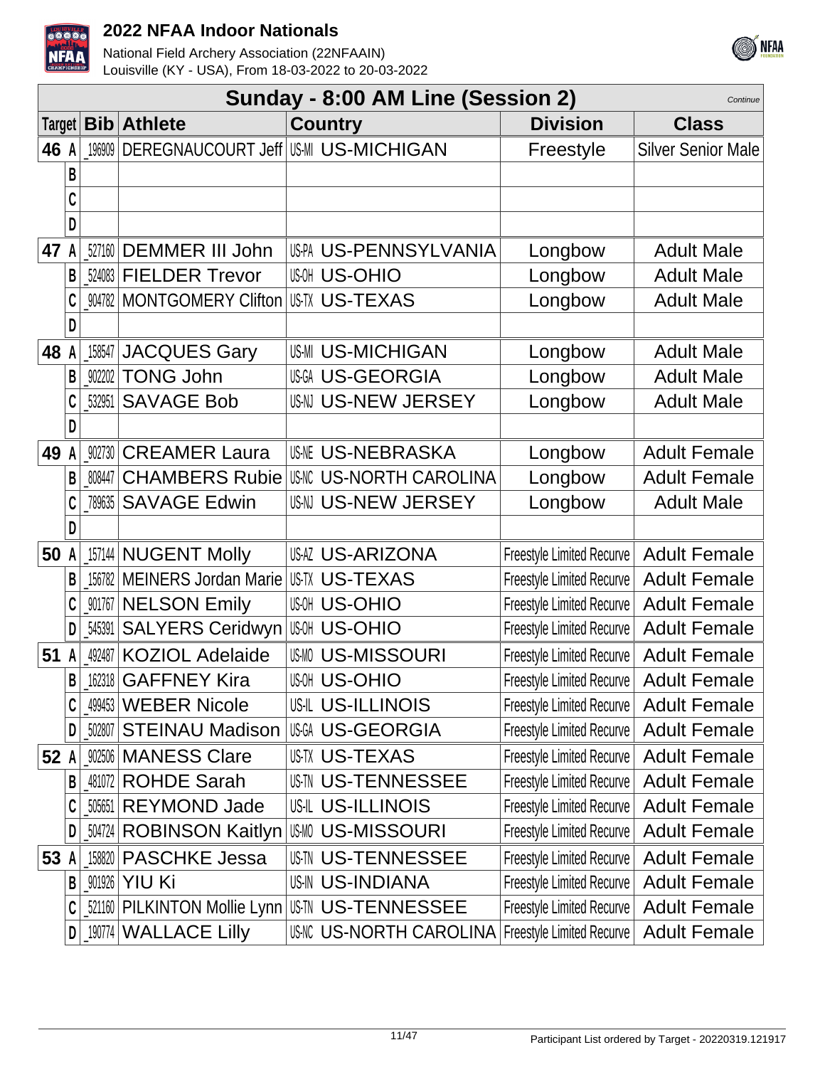## Sunday - 8:00 AM Line (Session 2)

*Continue*

| Target | | Bib | Athlete | Country | Division | Class |
|---|---|---|---|---|---|---|
| 46 | A | _196909 | DEREGNAUCOURT Jeff | US-MI US-MICHIGAN | Freestyle | Silver Senior Male |
| | B | | | | | |
| | C | | | | | |
| | D | | | | | |
| 47 | A | _527160 | DEMMER III John | US-PA US-PENNSYLVANIA | Longbow | Adult Male |
| | B | _524083 | FIELDER Trevor | US-OH US-OHIO | Longbow | Adult Male |
| | C | _904782 | MONTGOMERY Clifton | US-TX US-TEXAS | Longbow | Adult Male |
| | D | | | | | |
| 48 | A | _158547 | JACQUES Gary | US-MI US-MICHIGAN | Longbow | Adult Male |
| | B | _902202 | TONG John | US-GA US-GEORGIA | Longbow | Adult Male |
| | C | _532951 | SAVAGE Bob | US-NJ US-NEW JERSEY | Longbow | Adult Male |
| | D | | | | | |
| 49 | A | _902730 | CREAMER Laura | US-NE US-NEBRASKA | Longbow | Adult Female |
| | B | _808447 | CHAMBERS Rubie | US-NC US-NORTH CAROLINA | Longbow | Adult Female |
| | C | _789635 | SAVAGE Edwin | US-NJ US-NEW JERSEY | Longbow | Adult Male |
| | D | | | | | |
| 50 | A | _157144 | NUGENT Molly | US-AZ US-ARIZONA | Freestyle Limited Recurve | Adult Female |
| | B | _156782 | MEINERS Jordan Marie | US-TX US-TEXAS | Freestyle Limited Recurve | Adult Female |
| | C | _901767 | NELSON Emily | US-OH US-OHIO | Freestyle Limited Recurve | Adult Female |
| | D | _545391 | SALYERS Ceridwyn | US-OH US-OHIO | Freestyle Limited Recurve | Adult Female |
| 51 | A | _492487 | KOZIOL Adelaide | US-MO US-MISSOURI | Freestyle Limited Recurve | Adult Female |
| | B | _162318 | GAFFNEY Kira | US-OH US-OHIO | Freestyle Limited Recurve | Adult Female |
| | C | _499453 | WEBER Nicole | US-IL US-ILLINOIS | Freestyle Limited Recurve | Adult Female |
| | D | _502807 | STEINAU Madison | US-GA US-GEORGIA | Freestyle Limited Recurve | Adult Female |
| 52 | A | _902506 | MANESS Clare | US-TX US-TEXAS | Freestyle Limited Recurve | Adult Female |
| | B | _481072 | ROHDE Sarah | US-TN US-TENNESSEE | Freestyle Limited Recurve | Adult Female |
| | C | _505651 | REYMOND Jade | US-IL US-ILLINOIS | Freestyle Limited Recurve | Adult Female |
| | D | _504724 | ROBINSON Kaitlyn | US-MO US-MISSOURI | Freestyle Limited Recurve | Adult Female |
| 53 | A | _158820 | PASCHKE Jessa | US-TN US-TENNESSEE | Freestyle Limited Recurve | Adult Female |
| | B | _901926 | YIU Ki | US-IN US-INDIANA | Freestyle Limited Recurve | Adult Female |
| | C | _521160 | PILKINTON Mollie Lynn | US-TN US-TENNESSEE | Freestyle Limited Recurve | Adult Female |
| | D | _190774 | WALLACE Lilly | US-NC US-NORTH CAROLINA | Freestyle Limited Recurve | Adult Female |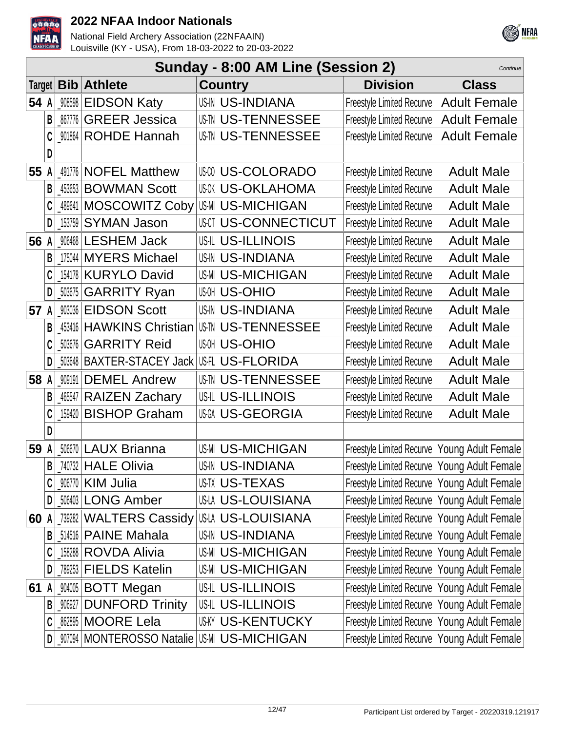## Sunday - 8:00 AM Line (Session 2)

*Continue*

| Target | | Bib | Athlete | Country | | Division | Class |
|---|---|---|---|---|---|---|---|
| 54 | A | _908598 | EIDSON Katy | US-IN | US-INDIANA | Freestyle Limited Recurve | Adult Female |
| | B | _867776 | GREER Jessica | US-TN | US-TENNESSEE | Freestyle Limited Recurve | Adult Female |
| | C | _901864 | ROHDE Hannah | US-TN | US-TENNESSEE | Freestyle Limited Recurve | Adult Female |
| | D | | | | | | |
| 55 | A | _491776 | NOFEL Matthew | US-CO | US-COLORADO | Freestyle Limited Recurve | Adult Male |
| | B | _453653 | BOWMAN Scott | US-OK | US-OKLAHOMA | Freestyle Limited Recurve | Adult Male |
| | C | _489641 | MOSCOWITZ Coby | US-MI | US-MICHIGAN | Freestyle Limited Recurve | Adult Male |
| | D | _153759 | SYMAN Jason | US-CT | US-CONNECTICUT | Freestyle Limited Recurve | Adult Male |
| 56 | A | _906468 | LESHEM Jack | US-IL | US-ILLINOIS | Freestyle Limited Recurve | Adult Male |
| | B | _175044 | MYERS Michael | US-IN | US-INDIANA | Freestyle Limited Recurve | Adult Male |
| | C | _154178 | KURYLO David | US-MI | US-MICHIGAN | Freestyle Limited Recurve | Adult Male |
| | D | _503675 | GARRITY Ryan | US-OH | US-OHIO | Freestyle Limited Recurve | Adult Male |
| 57 | A | _903036 | EIDSON Scott | US-IN | US-INDIANA | Freestyle Limited Recurve | Adult Male |
| | B | _453416 | HAWKINS Christian | US-TN | US-TENNESSEE | Freestyle Limited Recurve | Adult Male |
| | C | _503676 | GARRITY Reid | US-OH | US-OHIO | Freestyle Limited Recurve | Adult Male |
| | D | _503648 | BAXTER-STACEY Jack | US-FL | US-FLORIDA | Freestyle Limited Recurve | Adult Male |
| 58 | A | _909191 | DEMEL Andrew | US-TN | US-TENNESSEE | Freestyle Limited Recurve | Adult Male |
| | B | _465547 | RAIZEN Zachary | US-IL | US-ILLINOIS | Freestyle Limited Recurve | Adult Male |
| | C | _159420 | BISHOP Graham | US-GA | US-GEORGIA | Freestyle Limited Recurve | Adult Male |
| | D | | | | | | |
| 59 | A | _506670 | LAUX Brianna | US-MI | US-MICHIGAN | Freestyle Limited Recurve | Young Adult Female |
| | B | _740732 | HALE Olivia | US-IN | US-INDIANA | Freestyle Limited Recurve | Young Adult Female |
| | C | _906770 | KIM Julia | US-TX | US-TEXAS | Freestyle Limited Recurve | Young Adult Female |
| | D | _506403 | LONG Amber | US-LA | US-LOUISIANA | Freestyle Limited Recurve | Young Adult Female |
| 60 | A | _739282 | WALTERS Cassidy | US-LA | US-LOUISIANA | Freestyle Limited Recurve | Young Adult Female |
| | B | _514516 | PAINE Mahala | US-IN | US-INDIANA | Freestyle Limited Recurve | Young Adult Female |
| | C | _158288 | ROVDA Alivia | US-MI | US-MICHIGAN | Freestyle Limited Recurve | Young Adult Female |
| | D | _789253 | FIELDS Katelin | US-MI | US-MICHIGAN | Freestyle Limited Recurve | Young Adult Female |
| 61 | A | _904005 | BOTT Megan | US-IL | US-ILLINOIS | Freestyle Limited Recurve | Young Adult Female |
| | B | _906927 | DUNFORD Trinity | US-IL | US-ILLINOIS | Freestyle Limited Recurve | Young Adult Female |
| | C | _862895 | MOORE Lela | US-KY | US-KENTUCKY | Freestyle Limited Recurve | Young Adult Female |
| | D | _907094 | MONTEROSSO Natalie | US-MI | US-MICHIGAN | Freestyle Limited Recurve | Young Adult Female |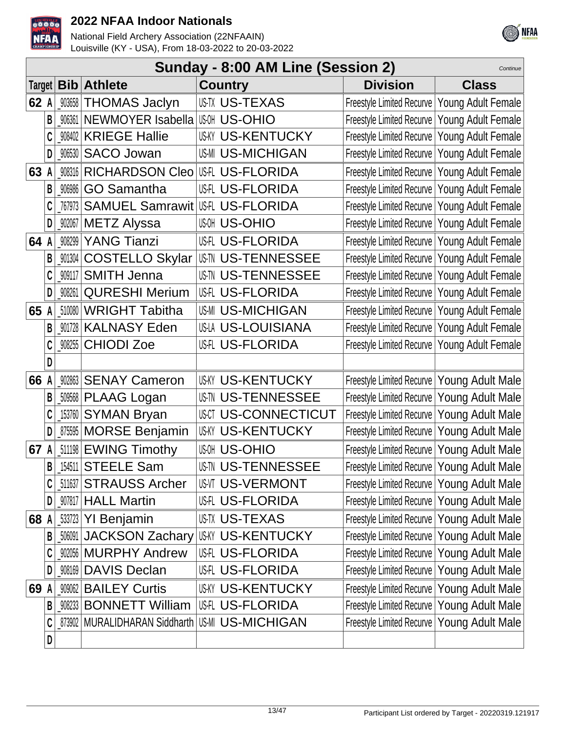## Sunday - 8:00 AM Line (Session 2)

*Continue*

| Target | Bib | Athlete | Country | Division | Class |
|---|---|---|---|---|---|
| 62 A | _903658 | THOMAS Jaclyn | US-TX US-TEXAS | Freestyle Limited Recurve | Young Adult Female |
| B | _906361 | NEWMOYER Isabella | US-OH US-OHIO | Freestyle Limited Recurve | Young Adult Female |
| C | _908402 | KRIEGE Hallie | US-KY US-KENTUCKY | Freestyle Limited Recurve | Young Adult Female |
| D | _906530 | SACO Jowan | US-MI US-MICHIGAN | Freestyle Limited Recurve | Young Adult Female |
| 63 A | _908316 | RICHARDSON Cleo | US-FL US-FLORIDA | Freestyle Limited Recurve | Young Adult Female |
| B | _906986 | GO Samantha | US-FL US-FLORIDA | Freestyle Limited Recurve | Young Adult Female |
| C | _767973 | SAMUEL Samrawit | US-FL US-FLORIDA | Freestyle Limited Recurve | Young Adult Female |
| D | _902067 | METZ Alyssa | US-OH US-OHIO | Freestyle Limited Recurve | Young Adult Female |
| 64 A | _908299 | YANG Tianzi | US-FL US-FLORIDA | Freestyle Limited Recurve | Young Adult Female |
| B | _901304 | COSTELLO Skylar | US-TN US-TENNESSEE | Freestyle Limited Recurve | Young Adult Female |
| C | _909117 | SMITH Jenna | US-TN US-TENNESSEE | Freestyle Limited Recurve | Young Adult Female |
| D | _908261 | QURESHI Merium | US-FL US-FLORIDA | Freestyle Limited Recurve | Young Adult Female |
| 65 A | _510080 | WRIGHT Tabitha | US-MI US-MICHIGAN | Freestyle Limited Recurve | Young Adult Female |
| B | _901728 | KALNASY Eden | US-LA US-LOUISIANA | Freestyle Limited Recurve | Young Adult Female |
| C | _908255 | CHIODI Zoe | US-FL US-FLORIDA | Freestyle Limited Recurve | Young Adult Female |
| D | | | | | |
| 66 A | _902863 | SENAY Cameron | US-KY US-KENTUCKY | Freestyle Limited Recurve | Young Adult Male |
| B | _509568 | PLAAG Logan | US-TN US-TENNESSEE | Freestyle Limited Recurve | Young Adult Male |
| C | _153760 | SYMAN Bryan | US-CT US-CONNECTICUT | Freestyle Limited Recurve | Young Adult Male |
| D | _875595 | MORSE Benjamin | US-KY US-KENTUCKY | Freestyle Limited Recurve | Young Adult Male |
| 67 A | _511198 | EWING Timothy | US-OH US-OHIO | Freestyle Limited Recurve | Young Adult Male |
| B | _154511 | STEELE Sam | US-TN US-TENNESSEE | Freestyle Limited Recurve | Young Adult Male |
| C | _511637 | STRAUSS Archer | US-VT US-VERMONT | Freestyle Limited Recurve | Young Adult Male |
| D | _907817 | HALL Martin | US-FL US-FLORIDA | Freestyle Limited Recurve | Young Adult Male |
| 68 A | _533723 | YI Benjamin | US-TX US-TEXAS | Freestyle Limited Recurve | Young Adult Male |
| B | _506091 | JACKSON Zachary | US-KY US-KENTUCKY | Freestyle Limited Recurve | Young Adult Male |
| C | _902056 | MURPHY Andrew | US-FL US-FLORIDA | Freestyle Limited Recurve | Young Adult Male |
| D | _908169 | DAVIS Declan | US-FL US-FLORIDA | Freestyle Limited Recurve | Young Adult Male |
| 69 A | _909062 | BAILEY Curtis | US-KY US-KENTUCKY | Freestyle Limited Recurve | Young Adult Male |
| B | _908233 | BONNETT William | US-FL US-FLORIDA | Freestyle Limited Recurve | Young Adult Male |
| C | _873902 | MURALIDHARAN Siddharth | US-MI US-MICHIGAN | Freestyle Limited Recurve | Young Adult Male |
| D | | | | | |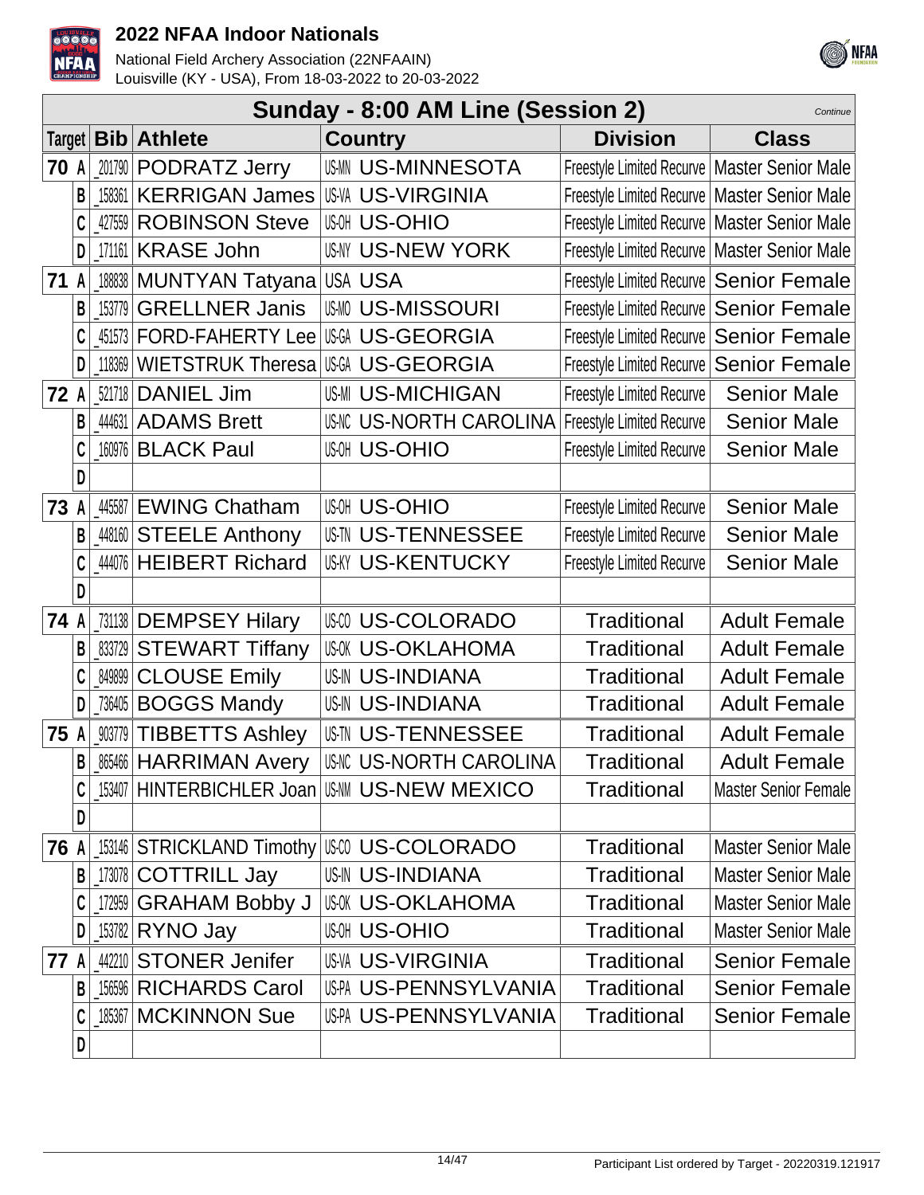# 2022 NFAA Indoor Nationals

National Field Archery Association (22NFAAIN)
Louisville (KY - USA), From 18-03-2022 to 20-03-2022

## Sunday - 8:00 AM Line (Session 2)

*Continue*

| Target | Bib | Athlete | Country | | Division | Class |
|---|---|---|---|---|---|---|
| 70 A | _201790 | PODRATZ Jerry | US-MN | US-MINNESOTA | Freestyle Limited Recurve | Master Senior Male |
| B | _158361 | KERRIGAN James | US-VA | US-VIRGINIA | Freestyle Limited Recurve | Master Senior Male |
| C | _427559 | ROBINSON Steve | US-OH | US-OHIO | Freestyle Limited Recurve | Master Senior Male |
| D | _171161 | KRASE John | US-NY | US-NEW YORK | Freestyle Limited Recurve | Master Senior Male |
| 71 A | _188838 | MUNTYAN Tatyana | USA | USA | Freestyle Limited Recurve | Senior Female |
| B | _153779 | GRELLNER Janis | US-MO | US-MISSOURI | Freestyle Limited Recurve | Senior Female |
| C | _451573 | FORD-FAHERTY Lee | US-GA | US-GEORGIA | Freestyle Limited Recurve | Senior Female |
| D | _118369 | WIETSTRUK Theresa | US-GA | US-GEORGIA | Freestyle Limited Recurve | Senior Female |
| 72 A | _521718 | DANIEL Jim | US-MI | US-MICHIGAN | Freestyle Limited Recurve | Senior Male |
| B | _444631 | ADAMS Brett | US-NC | US-NORTH CAROLINA | Freestyle Limited Recurve | Senior Male |
| C | _160976 | BLACK Paul | US-OH | US-OHIO | Freestyle Limited Recurve | Senior Male |
| D | | | | | | |
| 73 A | _445587 | EWING Chatham | US-OH | US-OHIO | Freestyle Limited Recurve | Senior Male |
| B | _448160 | STEELE Anthony | US-TN | US-TENNESSEE | Freestyle Limited Recurve | Senior Male |
| C | _444076 | HEIBERT Richard | US-KY | US-KENTUCKY | Freestyle Limited Recurve | Senior Male |
| D | | | | | | |
| 74 A | _731138 | DEMPSEY Hilary | US-CO | US-COLORADO | Traditional | Adult Female |
| B | _833729 | STEWART Tiffany | US-OK | US-OKLAHOMA | Traditional | Adult Female |
| C | _849899 | CLOUSE Emily | US-IN | US-INDIANA | Traditional | Adult Female |
| D | _736405 | BOGGS Mandy | US-IN | US-INDIANA | Traditional | Adult Female |
| 75 A | _903779 | TIBBETTS Ashley | US-TN | US-TENNESSEE | Traditional | Adult Female |
| B | _865466 | HARRIMAN Avery | US-NC | US-NORTH CAROLINA | Traditional | Adult Female |
| C | _153407 | HINTERBICHLER Joan | US-NM | US-NEW MEXICO | Traditional | Master Senior Female |
| D | | | | | | |
| 76 A | _153146 | STRICKLAND Timothy | US-CO | US-COLORADO | Traditional | Master Senior Male |
| B | _173078 | COTTRILL Jay | US-IN | US-INDIANA | Traditional | Master Senior Male |
| C | _172959 | GRAHAM Bobby J | US-OK | US-OKLAHOMA | Traditional | Master Senior Male |
| D | _153782 | RYNO Jay | US-OH | US-OHIO | Traditional | Master Senior Male |
| 77 A | _442210 | STONER Jenifer | US-VA | US-VIRGINIA | Traditional | Senior Female |
| B | _156596 | RICHARDS Carol | US-PA | US-PENNSYLVANIA | Traditional | Senior Female |
| C | _185367 | MCKINNON Sue | US-PA | US-PENNSYLVANIA | Traditional | Senior Female |
| D | | | | | | |

Participant List ordered by Target - 20220319.121917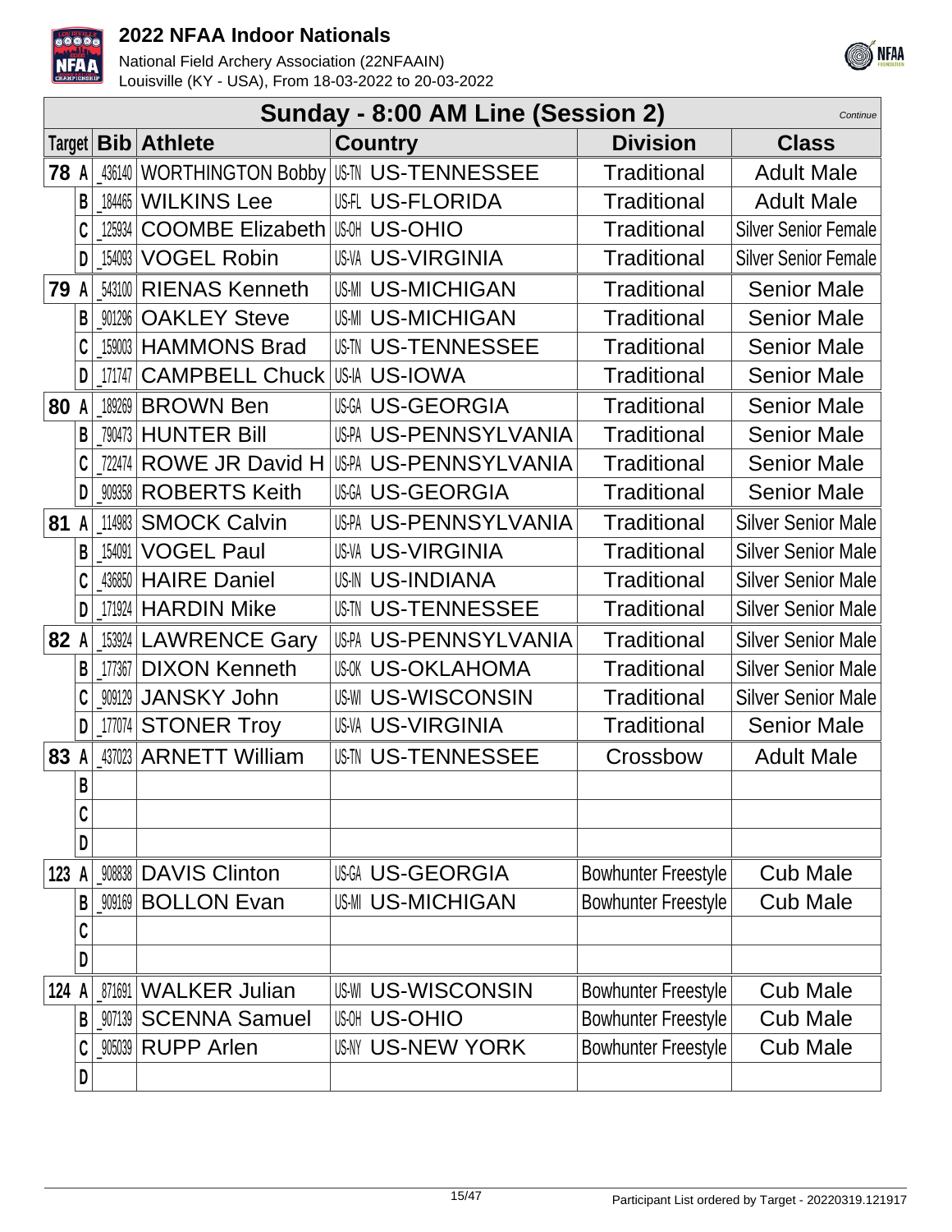# 2022 NFAA Indoor Nationals

National Field Archery Association (22NFAAIN)
Louisville (KY - USA), From 18-03-2022 to 20-03-2022

## Sunday - 8:00 AM Line (Session 2)

*Continue*

| Target | | Bib | Athlete | Country | Division | Class |
|---|---|---|---|---|---|---|
| 78 | A | _436140 | WORTHINGTON Bobby | US-TN US-TENNESSEE | Traditional | Adult Male |
| | B | _184465 | WILKINS Lee | US-FL US-FLORIDA | Traditional | Adult Male |
| | C | _125934 | COOMBE Elizabeth | US-OH US-OHIO | Traditional | Silver Senior Female |
| | D | _154093 | VOGEL Robin | US-VA US-VIRGINIA | Traditional | Silver Senior Female |
| 79 | A | _543100 | RIENAS Kenneth | US-MI US-MICHIGAN | Traditional | Senior Male |
| | B | _901296 | OAKLEY Steve | US-MI US-MICHIGAN | Traditional | Senior Male |
| | C | _159003 | HAMMONS Brad | US-TN US-TENNESSEE | Traditional | Senior Male |
| | D | _171747 | CAMPBELL Chuck | US-IA US-IOWA | Traditional | Senior Male |
| 80 | A | _189269 | BROWN Ben | US-GA US-GEORGIA | Traditional | Senior Male |
| | B | _790473 | HUNTER Bill | US-PA US-PENNSYLVANIA | Traditional | Senior Male |
| | C | _722474 | ROWE JR David H | US-PA US-PENNSYLVANIA | Traditional | Senior Male |
| | D | _909358 | ROBERTS Keith | US-GA US-GEORGIA | Traditional | Senior Male |
| 81 | A | _114983 | SMOCK Calvin | US-PA US-PENNSYLVANIA | Traditional | Silver Senior Male |
| | B | _154091 | VOGEL Paul | US-VA US-VIRGINIA | Traditional | Silver Senior Male |
| | C | _436850 | HAIRE Daniel | US-IN US-INDIANA | Traditional | Silver Senior Male |
| | D | _171924 | HARDIN Mike | US-TN US-TENNESSEE | Traditional | Silver Senior Male |
| 82 | A | _153924 | LAWRENCE Gary | US-PA US-PENNSYLVANIA | Traditional | Silver Senior Male |
| | B | _177367 | DIXON Kenneth | US-OK US-OKLAHOMA | Traditional | Silver Senior Male |
| | C | _909129 | JANSKY John | US-WI US-WISCONSIN | Traditional | Silver Senior Male |
| | D | _177074 | STONER Troy | US-VA US-VIRGINIA | Traditional | Senior Male |
| 83 | A | _437023 | ARNETT William | US-TN US-TENNESSEE | Crossbow | Adult Male |
| | B | | | | | |
| | C | | | | | |
| | D | | | | | |
| 123 | A | _908838 | DAVIS Clinton | US-GA US-GEORGIA | Bowhunter Freestyle | Cub Male |
| | B | _909169 | BOLLON Evan | US-MI US-MICHIGAN | Bowhunter Freestyle | Cub Male |
| | C | | | | | |
| | D | | | | | |
| 124 | A | _871691 | WALKER Julian | US-WI US-WISCONSIN | Bowhunter Freestyle | Cub Male |
| | B | _907139 | SCENNA Samuel | US-OH US-OHIO | Bowhunter Freestyle | Cub Male |
| | C | _905039 | RUPP Arlen | US-NY US-NEW YORK | Bowhunter Freestyle | Cub Male |
| | D | | | | | |

Participant List ordered by Target - 20220319.121917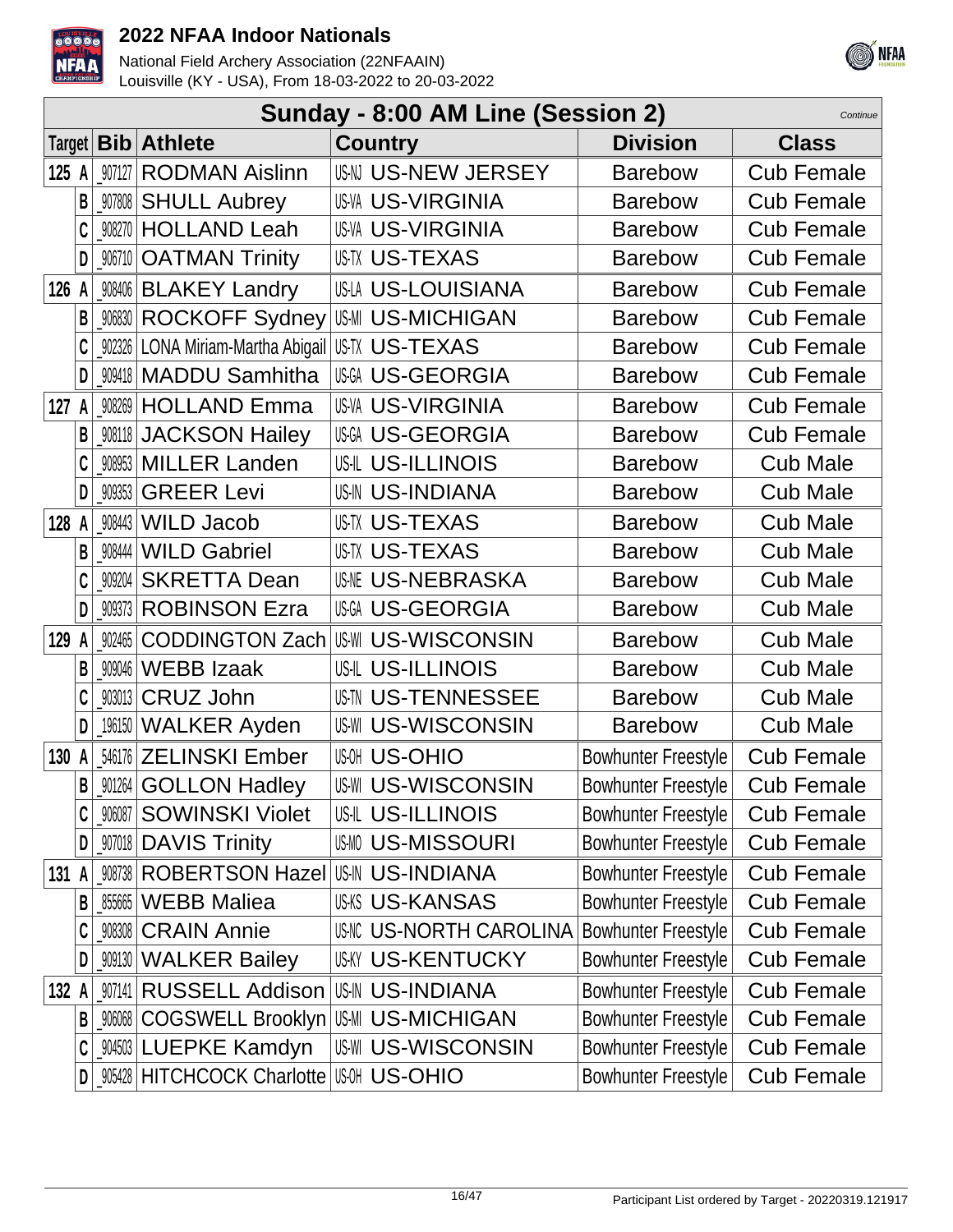## Sunday - 8:00 AM Line (Session 2)

*Continue*

| Target | Bib | Athlete | Country | Division | Class |
|---|---|---|---|---|---|
| 125 A | _907127 | RODMAN Aislinn | US-NJ US-NEW JERSEY | Barebow | Cub Female |
| B | _907808 | SHULL Aubrey | US-VA US-VIRGINIA | Barebow | Cub Female |
| C | _908270 | HOLLAND Leah | US-VA US-VIRGINIA | Barebow | Cub Female |
| D | _906710 | OATMAN Trinity | US-TX US-TEXAS | Barebow | Cub Female |
| 126 A | _908406 | BLAKEY Landry | US-LA US-LOUISIANA | Barebow | Cub Female |
| B | _906830 | ROCKOFF Sydney | US-MI US-MICHIGAN | Barebow | Cub Female |
| C | _902326 | LONA Miriam-Martha Abigail | US-TX US-TEXAS | Barebow | Cub Female |
| D | _909418 | MADDU Samhitha | US-GA US-GEORGIA | Barebow | Cub Female |
| 127 A | _908269 | HOLLAND Emma | US-VA US-VIRGINIA | Barebow | Cub Female |
| B | _908118 | JACKSON Hailey | US-GA US-GEORGIA | Barebow | Cub Female |
| C | _908953 | MILLER Landen | US-IL US-ILLINOIS | Barebow | Cub Male |
| D | _909353 | GREER Levi | US-IN US-INDIANA | Barebow | Cub Male |
| 128 A | _908443 | WILD Jacob | US-TX US-TEXAS | Barebow | Cub Male |
| B | _908444 | WILD Gabriel | US-TX US-TEXAS | Barebow | Cub Male |
| C | _909204 | SKRETTA Dean | US-NE US-NEBRASKA | Barebow | Cub Male |
| D | _909373 | ROBINSON Ezra | US-GA US-GEORGIA | Barebow | Cub Male |
| 129 A | _902465 | CODDINGTON Zach | US-WI US-WISCONSIN | Barebow | Cub Male |
| B | _909046 | WEBB Izaak | US-IL US-ILLINOIS | Barebow | Cub Male |
| C | _903013 | CRUZ John | US-TN US-TENNESSEE | Barebow | Cub Male |
| D | _196150 | WALKER Ayden | US-WI US-WISCONSIN | Barebow | Cub Male |
| 130 A | _546176 | ZELINSKI Ember | US-OH US-OHIO | Bowhunter Freestyle | Cub Female |
| B | _901264 | GOLLON Hadley | US-WI US-WISCONSIN | Bowhunter Freestyle | Cub Female |
| C | _906087 | SOWINSKI Violet | US-IL US-ILLINOIS | Bowhunter Freestyle | Cub Female |
| D | _907018 | DAVIS Trinity | US-MO US-MISSOURI | Bowhunter Freestyle | Cub Female |
| 131 A | _908738 | ROBERTSON Hazel | US-IN US-INDIANA | Bowhunter Freestyle | Cub Female |
| B | _855665 | WEBB Maliea | US-KS US-KANSAS | Bowhunter Freestyle | Cub Female |
| C | _908308 | CRAIN Annie | US-NC US-NORTH CAROLINA | Bowhunter Freestyle | Cub Female |
| D | _909130 | WALKER Bailey | US-KY US-KENTUCKY | Bowhunter Freestyle | Cub Female |
| 132 A | _907141 | RUSSELL Addison | US-IN US-INDIANA | Bowhunter Freestyle | Cub Female |
| B | _906068 | COGSWELL Brooklyn | US-MI US-MICHIGAN | Bowhunter Freestyle | Cub Female |
| C | _904503 | LUEPKE Kamdyn | US-WI US-WISCONSIN | Bowhunter Freestyle | Cub Female |
| D | _905428 | HITCHCOCK Charlotte | US-OH US-OHIO | Bowhunter Freestyle | Cub Female |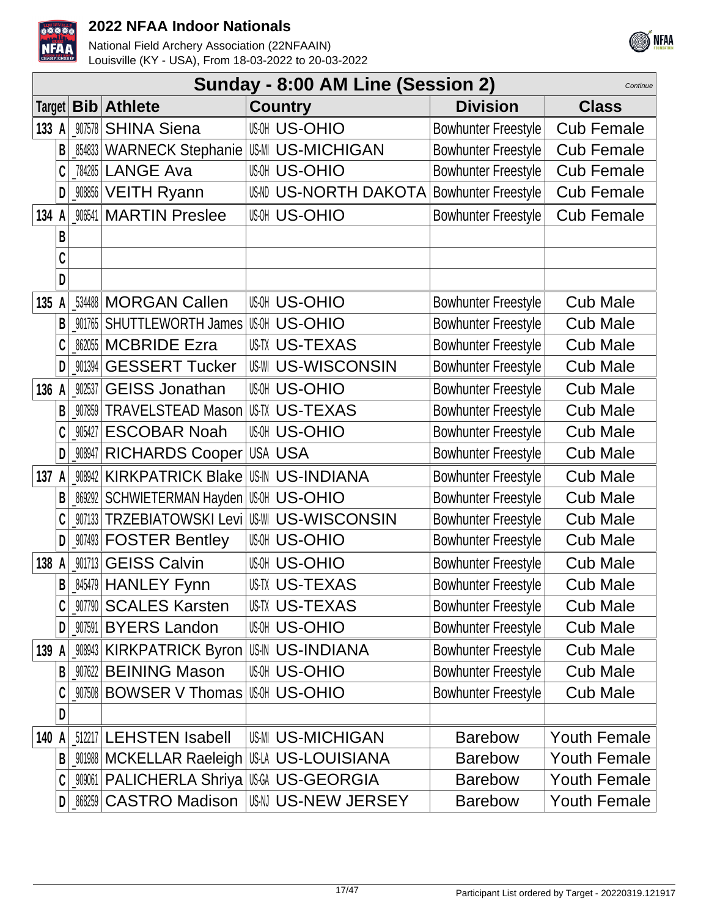## Sunday - 8:00 AM Line (Session 2)

*Continue*

| Target | | Bib | Athlete | Country | Division | Class |
|---|---|---|---|---|---|---|
| 133 | A | _907578 | SHINA Siena | US-OH US-OHIO | Bowhunter Freestyle | Cub Female |
| | B | _854833 | WARNECK Stephanie | US-MI US-MICHIGAN | Bowhunter Freestyle | Cub Female |
| | C | _784285 | LANGE Ava | US-OH US-OHIO | Bowhunter Freestyle | Cub Female |
| | D | _908856 | VEITH Ryann | US-ND US-NORTH DAKOTA | Bowhunter Freestyle | Cub Female |
| 134 | A | _906541 | MARTIN Preslee | US-OH US-OHIO | Bowhunter Freestyle | Cub Female |
| | B | | | | | |
| | C | | | | | |
| | D | | | | | |
| 135 | A | _534488 | MORGAN Callen | US-OH US-OHIO | Bowhunter Freestyle | Cub Male |
| | B | _901765 | SHUTTLEWORTH James | US-OH US-OHIO | Bowhunter Freestyle | Cub Male |
| | C | _862055 | MCBRIDE Ezra | US-TX US-TEXAS | Bowhunter Freestyle | Cub Male |
| | D | _901394 | GESSERT Tucker | US-WI US-WISCONSIN | Bowhunter Freestyle | Cub Male |
| 136 | A | _902537 | GEISS Jonathan | US-OH US-OHIO | Bowhunter Freestyle | Cub Male |
| | B | _907859 | TRAVELSTEAD Mason | US-TX US-TEXAS | Bowhunter Freestyle | Cub Male |
| | C | _905427 | ESCOBAR Noah | US-OH US-OHIO | Bowhunter Freestyle | Cub Male |
| | D | _908947 | RICHARDS Cooper | USA USA | Bowhunter Freestyle | Cub Male |
| 137 | A | _908942 | KIRKPATRICK Blake | US-IN US-INDIANA | Bowhunter Freestyle | Cub Male |
| | B | _869292 | SCHWIETERMAN Hayden | US-OH US-OHIO | Bowhunter Freestyle | Cub Male |
| | C | _907133 | TRZEBIATOWSKI Levi | US-WI US-WISCONSIN | Bowhunter Freestyle | Cub Male |
| | D | _907493 | FOSTER Bentley | US-OH US-OHIO | Bowhunter Freestyle | Cub Male |
| 138 | A | _901713 | GEISS Calvin | US-OH US-OHIO | Bowhunter Freestyle | Cub Male |
| | B | _845479 | HANLEY Fynn | US-TX US-TEXAS | Bowhunter Freestyle | Cub Male |
| | C | _907790 | SCALES Karsten | US-TX US-TEXAS | Bowhunter Freestyle | Cub Male |
| | D | _907591 | BYERS Landon | US-OH US-OHIO | Bowhunter Freestyle | Cub Male |
| 139 | A | _908943 | KIRKPATRICK Byron | US-IN US-INDIANA | Bowhunter Freestyle | Cub Male |
| | B | _907622 | BEINING Mason | US-OH US-OHIO | Bowhunter Freestyle | Cub Male |
| | C | _907508 | BOWSER V Thomas | US-OH US-OHIO | Bowhunter Freestyle | Cub Male |
| | D | | | | | |
| 140 | A | _512217 | LEHSTEN Isabell | US-MI US-MICHIGAN | Barebow | Youth Female |
| | B | _901988 | MCKELLAR Raeleigh | US-LA US-LOUISIANA | Barebow | Youth Female |
| | C | _909061 | PALICHERLA Shriya | US-GA US-GEORGIA | Barebow | Youth Female |
| | D | _868259 | CASTRO Madison | US-NJ US-NEW JERSEY | Barebow | Youth Female |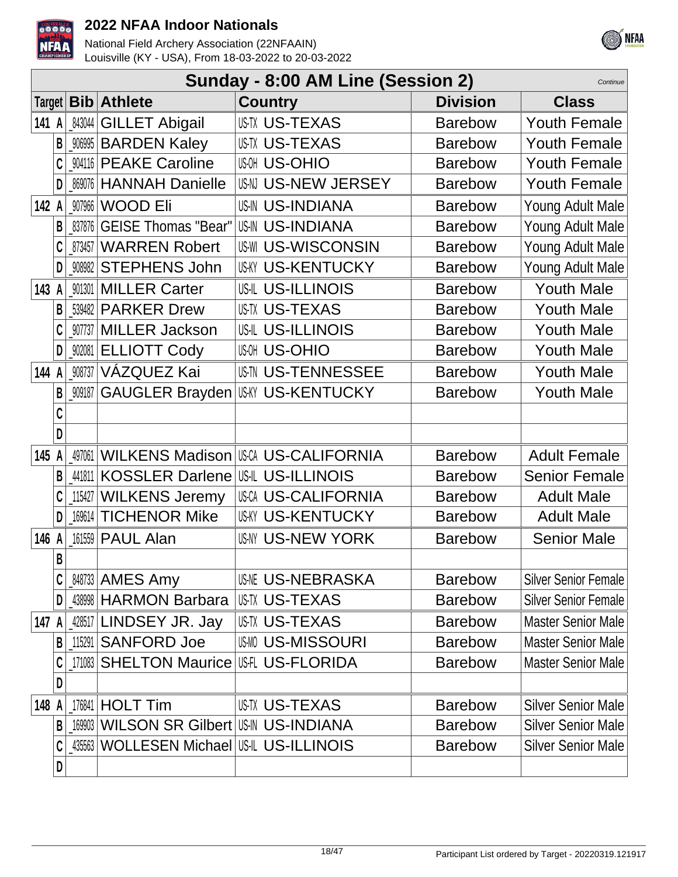# 2022 NFAA Indoor Nationals

National Field Archery Association (22NFAAIN)
Louisville (KY - USA), From 18-03-2022 to 20-03-2022

## Sunday - 8:00 AM Line (Session 2)

*Continue*

| Target | | Bib | Athlete | Country | Division | Class |
|---|---|---|---|---|---|---|
| 141 | A | _843044 | GILLET Abigail | US-TX US-TEXAS | Barebow | Youth Female |
| | B | _906995 | BARDEN Kaley | US-TX US-TEXAS | Barebow | Youth Female |
| | C | _904116 | PEAKE Caroline | US-OH US-OHIO | Barebow | Youth Female |
| | D | _869076 | HANNAH Danielle | US-NJ US-NEW JERSEY | Barebow | Youth Female |
| 142 | A | _907966 | WOOD Eli | US-IN US-INDIANA | Barebow | Young Adult Male |
| | B | _837876 | GEISE Thomas "Bear" | US-IN US-INDIANA | Barebow | Young Adult Male |
| | C | _873457 | WARREN Robert | US-WI US-WISCONSIN | Barebow | Young Adult Male |
| | D | _908982 | STEPHENS John | US-KY US-KENTUCKY | Barebow | Young Adult Male |
| 143 | A | _901301 | MILLER Carter | US-IL US-ILLINOIS | Barebow | Youth Male |
| | B | _539482 | PARKER Drew | US-TX US-TEXAS | Barebow | Youth Male |
| | C | _907737 | MILLER Jackson | US-IL US-ILLINOIS | Barebow | Youth Male |
| | D | _902081 | ELLIOTT Cody | US-OH US-OHIO | Barebow | Youth Male |
| 144 | A | _908737 | VÁZQUEZ Kai | US-TN US-TENNESSEE | Barebow | Youth Male |
| | B | _909187 | GAUGLER Brayden | US-KY US-KENTUCKY | Barebow | Youth Male |
| | C | | | | | |
| | D | | | | | |
| 145 | A | _497061 | WILKENS Madison | US-CA US-CALIFORNIA | Barebow | Adult Female |
| | B | _441811 | KOSSLER Darlene | US-IL US-ILLINOIS | Barebow | Senior Female |
| | C | _115427 | WILKENS Jeremy | US-CA US-CALIFORNIA | Barebow | Adult Male |
| | D | _169614 | TICHENOR Mike | US-KY US-KENTUCKY | Barebow | Adult Male |
| 146 | A | _161559 | PAUL Alan | US-NY US-NEW YORK | Barebow | Senior Male |
| | B | | | | | |
| | C | _848733 | AMES Amy | US-NE US-NEBRASKA | Barebow | Silver Senior Female |
| | D | _438998 | HARMON Barbara | US-TX US-TEXAS | Barebow | Silver Senior Female |
| 147 | A | _428517 | LINDSEY JR. Jay | US-TX US-TEXAS | Barebow | Master Senior Male |
| | B | _115291 | SANFORD Joe | US-MO US-MISSOURI | Barebow | Master Senior Male |
| | C | _171083 | SHELTON Maurice | US-FL US-FLORIDA | Barebow | Master Senior Male |
| | D | | | | | |
| 148 | A | _176841 | HOLT Tim | US-TX US-TEXAS | Barebow | Silver Senior Male |
| | B | _169903 | WILSON SR Gilbert | US-IN US-INDIANA | Barebow | Silver Senior Male |
| | C | _435563 | WOLLESEN Michael | US-IL US-ILLINOIS | Barebow | Silver Senior Male |
| | D | | | | | |

Participant List ordered by Target - 20220319.121917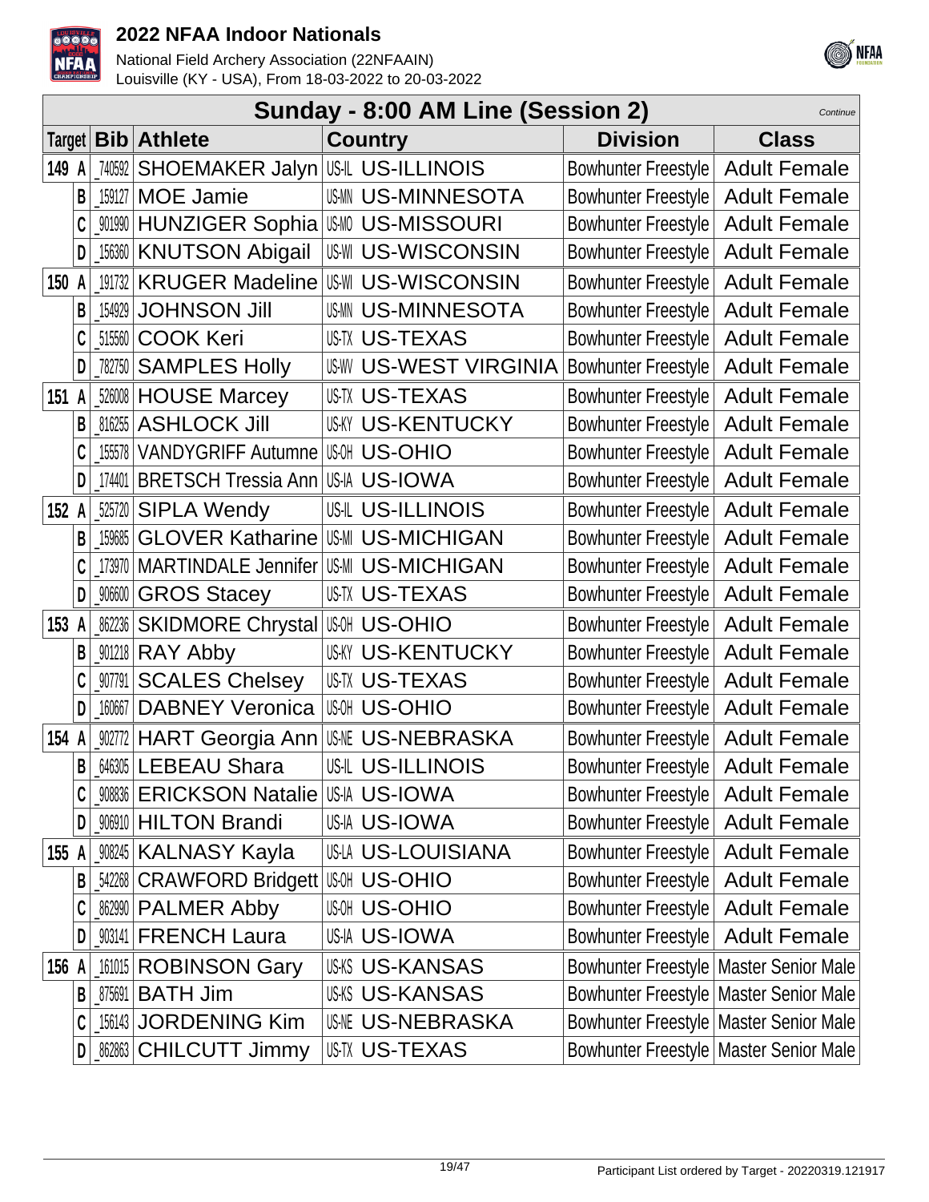# 2022 NFAA Indoor Nationals

National Field Archery Association (22NFAAIN)
Louisville (KY - USA), From 18-03-2022 to 20-03-2022

## Sunday - 8:00 AM Line (Session 2)

*Continue*

| Target | | Bib | Athlete | Country | | Division | Class |
|---|---|---|---|---|---|---|---|
| 149 | A | _740592 | SHOEMAKER Jalyn | US-IL | US-ILLINOIS | Bowhunter Freestyle | Adult Female |
| | B | _159127 | MOE Jamie | US-MN | US-MINNESOTA | Bowhunter Freestyle | Adult Female |
| | C | _901990 | HUNZIGER Sophia | US-MO | US-MISSOURI | Bowhunter Freestyle | Adult Female |
| | D | _156360 | KNUTSON Abigail | US-WI | US-WISCONSIN | Bowhunter Freestyle | Adult Female |
| 150 | A | _191732 | KRUGER Madeline | US-WI | US-WISCONSIN | Bowhunter Freestyle | Adult Female |
| | B | _154929 | JOHNSON Jill | US-MN | US-MINNESOTA | Bowhunter Freestyle | Adult Female |
| | C | _515560 | COOK Keri | US-TX | US-TEXAS | Bowhunter Freestyle | Adult Female |
| | D | _782750 | SAMPLES Holly | US-WV | US-WEST VIRGINIA | Bowhunter Freestyle | Adult Female |
| 151 | A | _526008 | HOUSE Marcey | US-TX | US-TEXAS | Bowhunter Freestyle | Adult Female |
| | B | _816255 | ASHLOCK Jill | US-KY | US-KENTUCKY | Bowhunter Freestyle | Adult Female |
| | C | _155578 | VANDYGRIFF Autumne | US-OH | US-OHIO | Bowhunter Freestyle | Adult Female |
| | D | _174401 | BRETSCH Tressia Ann | US-IA | US-IOWA | Bowhunter Freestyle | Adult Female |
| 152 | A | _525720 | SIPLA Wendy | US-IL | US-ILLINOIS | Bowhunter Freestyle | Adult Female |
| | B | _159685 | GLOVER Katharine | US-MI | US-MICHIGAN | Bowhunter Freestyle | Adult Female |
| | C | _173970 | MARTINDALE Jennifer | US-MI | US-MICHIGAN | Bowhunter Freestyle | Adult Female |
| | D | _906600 | GROS Stacey | US-TX | US-TEXAS | Bowhunter Freestyle | Adult Female |
| 153 | A | _862236 | SKIDMORE Chrystal | US-OH | US-OHIO | Bowhunter Freestyle | Adult Female |
| | B | _901218 | RAY Abby | US-KY | US-KENTUCKY | Bowhunter Freestyle | Adult Female |
| | C | _907791 | SCALES Chelsey | US-TX | US-TEXAS | Bowhunter Freestyle | Adult Female |
| | D | _160667 | DABNEY Veronica | US-OH | US-OHIO | Bowhunter Freestyle | Adult Female |
| 154 | A | _902772 | HART Georgia Ann | US-NE | US-NEBRASKA | Bowhunter Freestyle | Adult Female |
| | B | _646305 | LEBEAU Shara | US-IL | US-ILLINOIS | Bowhunter Freestyle | Adult Female |
| | C | _908836 | ERICKSON Natalie | US-IA | US-IOWA | Bowhunter Freestyle | Adult Female |
| | D | _906910 | HILTON Brandi | US-IA | US-IOWA | Bowhunter Freestyle | Adult Female |
| 155 | A | _908245 | KALNASY Kayla | US-LA | US-LOUISIANA | Bowhunter Freestyle | Adult Female |
| | B | _542268 | CRAWFORD Bridgett | US-OH | US-OHIO | Bowhunter Freestyle | Adult Female |
| | C | _862990 | PALMER Abby | US-OH | US-OHIO | Bowhunter Freestyle | Adult Female |
| | D | _903141 | FRENCH Laura | US-IA | US-IOWA | Bowhunter Freestyle | Adult Female |
| 156 | A | _161015 | ROBINSON Gary | US-KS | US-KANSAS | Bowhunter Freestyle | Master Senior Male |
| | B | _875691 | BATH Jim | US-KS | US-KANSAS | Bowhunter Freestyle | Master Senior Male |
| | C | _156143 | JORDENING Kim | US-NE | US-NEBRASKA | Bowhunter Freestyle | Master Senior Male |
| | D | _862863 | CHILCUTT Jimmy | US-TX | US-TEXAS | Bowhunter Freestyle | Master Senior Male |

Participant List ordered by Target - 20220319.121917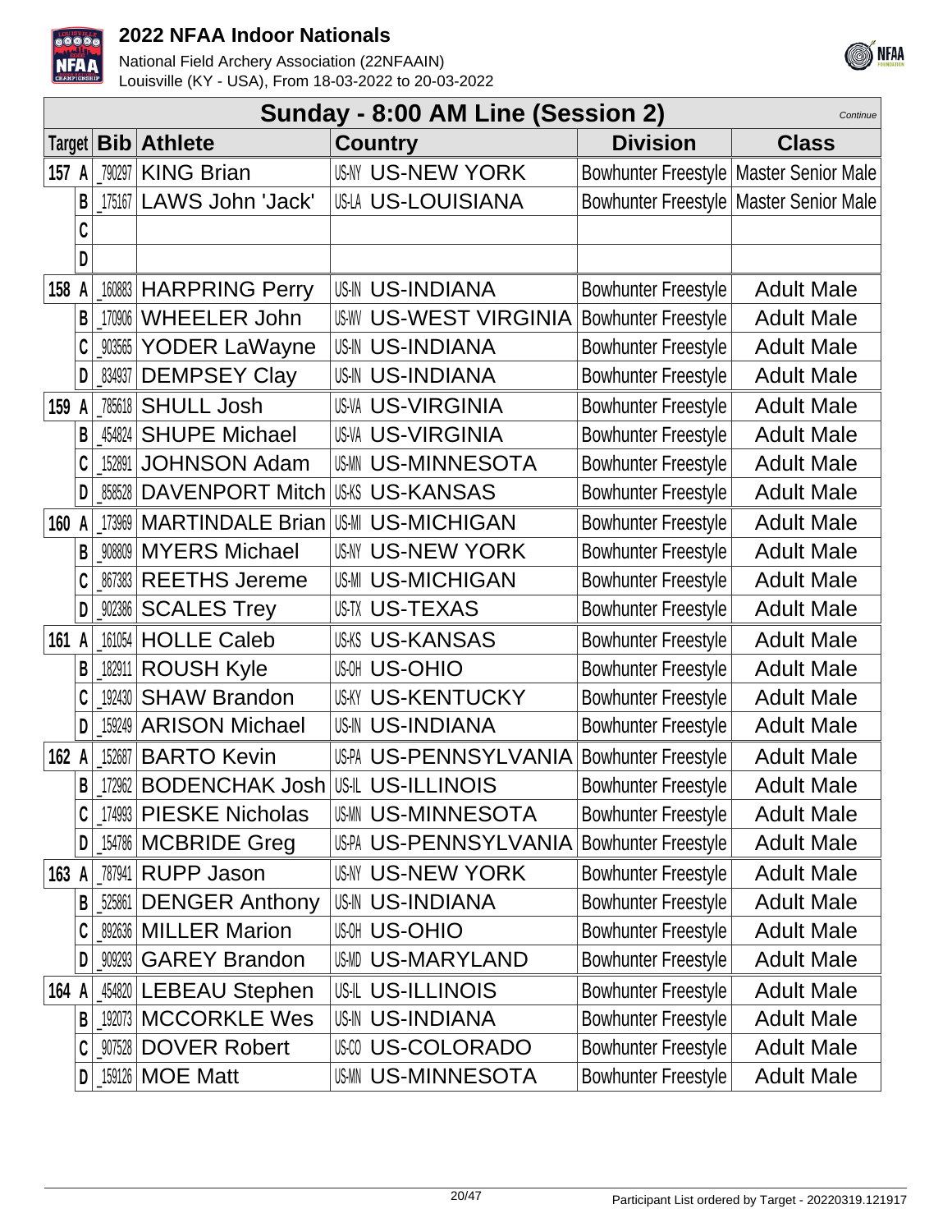# 2022 NFAA Indoor Nationals

National Field Archery Association (22NFAAIN)
Louisville (KY - USA), From 18-03-2022 to 20-03-2022

## Sunday - 8:00 AM Line (Session 2)

*Continue*

| Target | Bib | Athlete | Country | Division | Class |
|---|---|---|---|---|---|
| 157 A | _790297 | KING Brian | US-NY US-NEW YORK | Bowhunter Freestyle | Master Senior Male |
| B | _175167 | LAWS John 'Jack' | US-LA US-LOUISIANA | Bowhunter Freestyle | Master Senior Male |
| C | | | | | |
| D | | | | | |
| 158 A | _160883 | HARPRING Perry | US-IN US-INDIANA | Bowhunter Freestyle | Adult Male |
| B | _170906 | WHEELER John | US-WV US-WEST VIRGINIA | Bowhunter Freestyle | Adult Male |
| C | _903565 | YODER LaWayne | US-IN US-INDIANA | Bowhunter Freestyle | Adult Male |
| D | _834937 | DEMPSEY Clay | US-IN US-INDIANA | Bowhunter Freestyle | Adult Male |
| 159 A | _785618 | SHULL Josh | US-VA US-VIRGINIA | Bowhunter Freestyle | Adult Male |
| B | _454824 | SHUPE Michael | US-VA US-VIRGINIA | Bowhunter Freestyle | Adult Male |
| C | _152891 | JOHNSON Adam | US-MN US-MINNESOTA | Bowhunter Freestyle | Adult Male |
| D | _858528 | DAVENPORT Mitch | US-KS US-KANSAS | Bowhunter Freestyle | Adult Male |
| 160 A | _173969 | MARTINDALE Brian | US-MI US-MICHIGAN | Bowhunter Freestyle | Adult Male |
| B | _908809 | MYERS Michael | US-NY US-NEW YORK | Bowhunter Freestyle | Adult Male |
| C | _867383 | REETHS Jereme | US-MI US-MICHIGAN | Bowhunter Freestyle | Adult Male |
| D | _902386 | SCALES Trey | US-TX US-TEXAS | Bowhunter Freestyle | Adult Male |
| 161 A | _161054 | HOLLE Caleb | US-KS US-KANSAS | Bowhunter Freestyle | Adult Male |
| B | _182911 | ROUSH Kyle | US-OH US-OHIO | Bowhunter Freestyle | Adult Male |
| C | _192430 | SHAW Brandon | US-KY US-KENTUCKY | Bowhunter Freestyle | Adult Male |
| D | _159249 | ARISON Michael | US-IN US-INDIANA | Bowhunter Freestyle | Adult Male |
| 162 A | _152687 | BARTO Kevin | US-PA US-PENNSYLVANIA | Bowhunter Freestyle | Adult Male |
| B | _172962 | BODENCHAK Josh | US-IL US-ILLINOIS | Bowhunter Freestyle | Adult Male |
| C | _174993 | PIESKE Nicholas | US-MN US-MINNESOTA | Bowhunter Freestyle | Adult Male |
| D | _154786 | MCBRIDE Greg | US-PA US-PENNSYLVANIA | Bowhunter Freestyle | Adult Male |
| 163 A | _787941 | RUPP Jason | US-NY US-NEW YORK | Bowhunter Freestyle | Adult Male |
| B | _525861 | DENGER Anthony | US-IN US-INDIANA | Bowhunter Freestyle | Adult Male |
| C | _892636 | MILLER Marion | US-OH US-OHIO | Bowhunter Freestyle | Adult Male |
| D | _909293 | GAREY Brandon | US-MD US-MARYLAND | Bowhunter Freestyle | Adult Male |
| 164 A | _454820 | LEBEAU Stephen | US-IL US-ILLINOIS | Bowhunter Freestyle | Adult Male |
| B | _192073 | MCCORKLE Wes | US-IN US-INDIANA | Bowhunter Freestyle | Adult Male |
| C | _907528 | DOVER Robert | US-CO US-COLORADO | Bowhunter Freestyle | Adult Male |
| D | _159126 | MOE Matt | US-MN US-MINNESOTA | Bowhunter Freestyle | Adult Male |

Participant List ordered by Target - 20220319.121917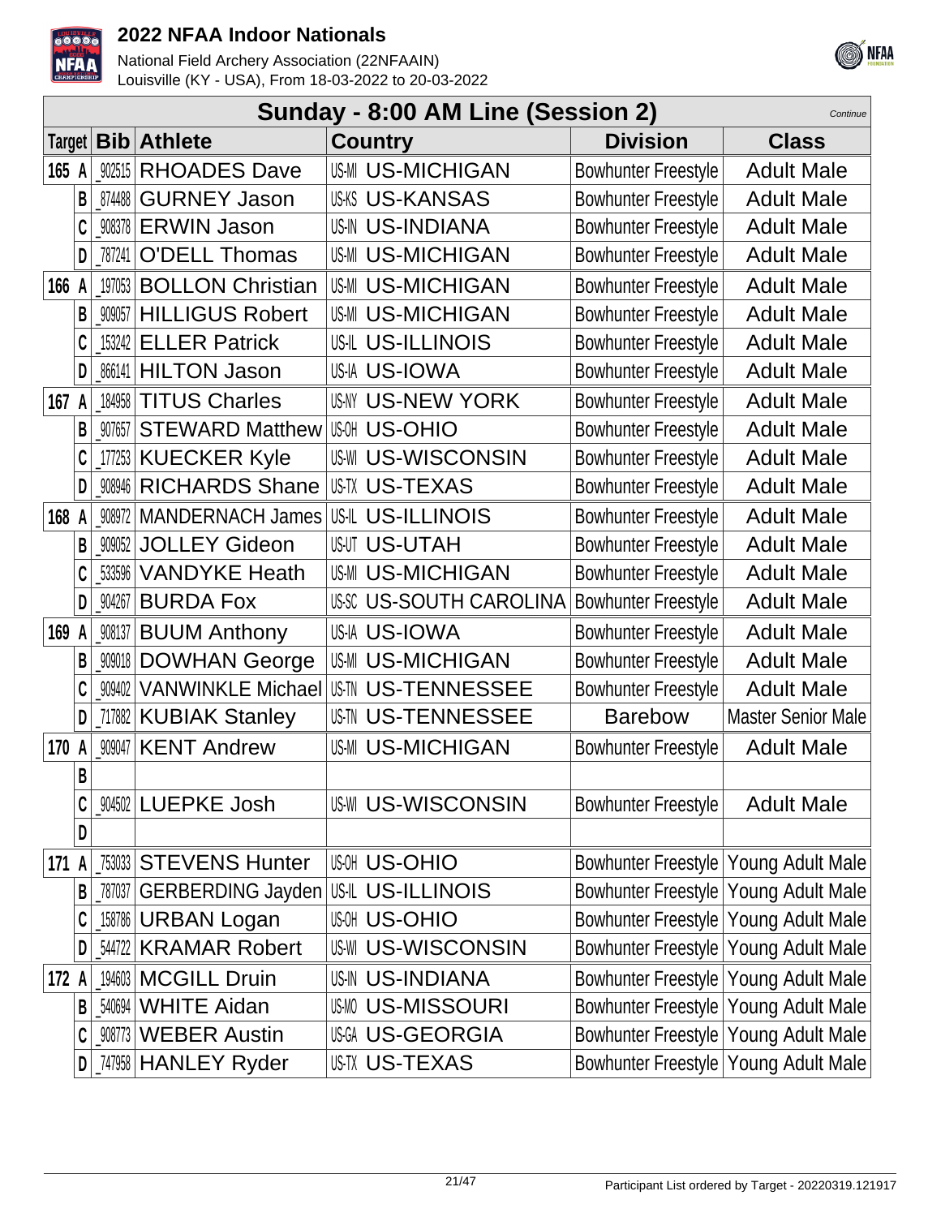# 2022 NFAA Indoor Nationals

National Field Archery Association (22NFAAIN)
Louisville (KY - USA), From 18-03-2022 to 20-03-2022

## Sunday - 8:00 AM Line (Session 2)

*Continue*

| Target | Bib | Athlete | Country | | Division | Class |
|---|---|---|---|---|---|---|
| 165 A | _902515 | RHOADES Dave | US-MI | US-MICHIGAN | Bowhunter Freestyle | Adult Male |
| B | _874488 | GURNEY Jason | US-KS | US-KANSAS | Bowhunter Freestyle | Adult Male |
| C | _908378 | ERWIN Jason | US-IN | US-INDIANA | Bowhunter Freestyle | Adult Male |
| D | _787241 | O'DELL Thomas | US-MI | US-MICHIGAN | Bowhunter Freestyle | Adult Male |
| 166 A | _197053 | BOLLON Christian | US-MI | US-MICHIGAN | Bowhunter Freestyle | Adult Male |
| B | _909057 | HILLIGUS Robert | US-MI | US-MICHIGAN | Bowhunter Freestyle | Adult Male |
| C | _153242 | ELLER Patrick | US-IL | US-ILLINOIS | Bowhunter Freestyle | Adult Male |
| D | _866141 | HILTON Jason | US-IA | US-IOWA | Bowhunter Freestyle | Adult Male |
| 167 A | _184958 | TITUS Charles | US-NY | US-NEW YORK | Bowhunter Freestyle | Adult Male |
| B | _907657 | STEWARD Matthew | US-OH | US-OHIO | Bowhunter Freestyle | Adult Male |
| C | _177253 | KUECKER Kyle | US-WI | US-WISCONSIN | Bowhunter Freestyle | Adult Male |
| D | _908946 | RICHARDS Shane | US-TX | US-TEXAS | Bowhunter Freestyle | Adult Male |
| 168 A | _908972 | MANDERNACH James | US-IL | US-ILLINOIS | Bowhunter Freestyle | Adult Male |
| B | _909052 | JOLLEY Gideon | US-UT | US-UTAH | Bowhunter Freestyle | Adult Male |
| C | _533596 | VANDYKE Heath | US-MI | US-MICHIGAN | Bowhunter Freestyle | Adult Male |
| D | _904267 | BURDA Fox | US-SC | US-SOUTH CAROLINA | Bowhunter Freestyle | Adult Male |
| 169 A | _908137 | BUUM Anthony | US-IA | US-IOWA | Bowhunter Freestyle | Adult Male |
| B | _909018 | DOWHAN George | US-MI | US-MICHIGAN | Bowhunter Freestyle | Adult Male |
| C | _909402 | VANWINKLE Michael | US-TN | US-TENNESSEE | Bowhunter Freestyle | Adult Male |
| D | _717882 | KUBIAK Stanley | US-TN | US-TENNESSEE | Barebow | Master Senior Male |
| 170 A | _909047 | KENT Andrew | US-MI | US-MICHIGAN | Bowhunter Freestyle | Adult Male |
| B | | | | | | |
| C | _904502 | LUEPKE Josh | US-WI | US-WISCONSIN | Bowhunter Freestyle | Adult Male |
| D | | | | | | |
| 171 A | _753033 | STEVENS Hunter | US-OH | US-OHIO | Bowhunter Freestyle | Young Adult Male |
| B | _787037 | GERBERDING Jayden | US-IL | US-ILLINOIS | Bowhunter Freestyle | Young Adult Male |
| C | _158786 | URBAN Logan | US-OH | US-OHIO | Bowhunter Freestyle | Young Adult Male |
| D | _544722 | KRAMAR Robert | US-WI | US-WISCONSIN | Bowhunter Freestyle | Young Adult Male |
| 172 A | _194603 | MCGILL Druin | US-IN | US-INDIANA | Bowhunter Freestyle | Young Adult Male |
| B | _540694 | WHITE Aidan | US-MO | US-MISSOURI | Bowhunter Freestyle | Young Adult Male |
| C | _908773 | WEBER Austin | US-GA | US-GEORGIA | Bowhunter Freestyle | Young Adult Male |
| D | _747958 | HANLEY Ryder | US-TX | US-TEXAS | Bowhunter Freestyle | Young Adult Male |

Participant List ordered by Target - 20220319.121917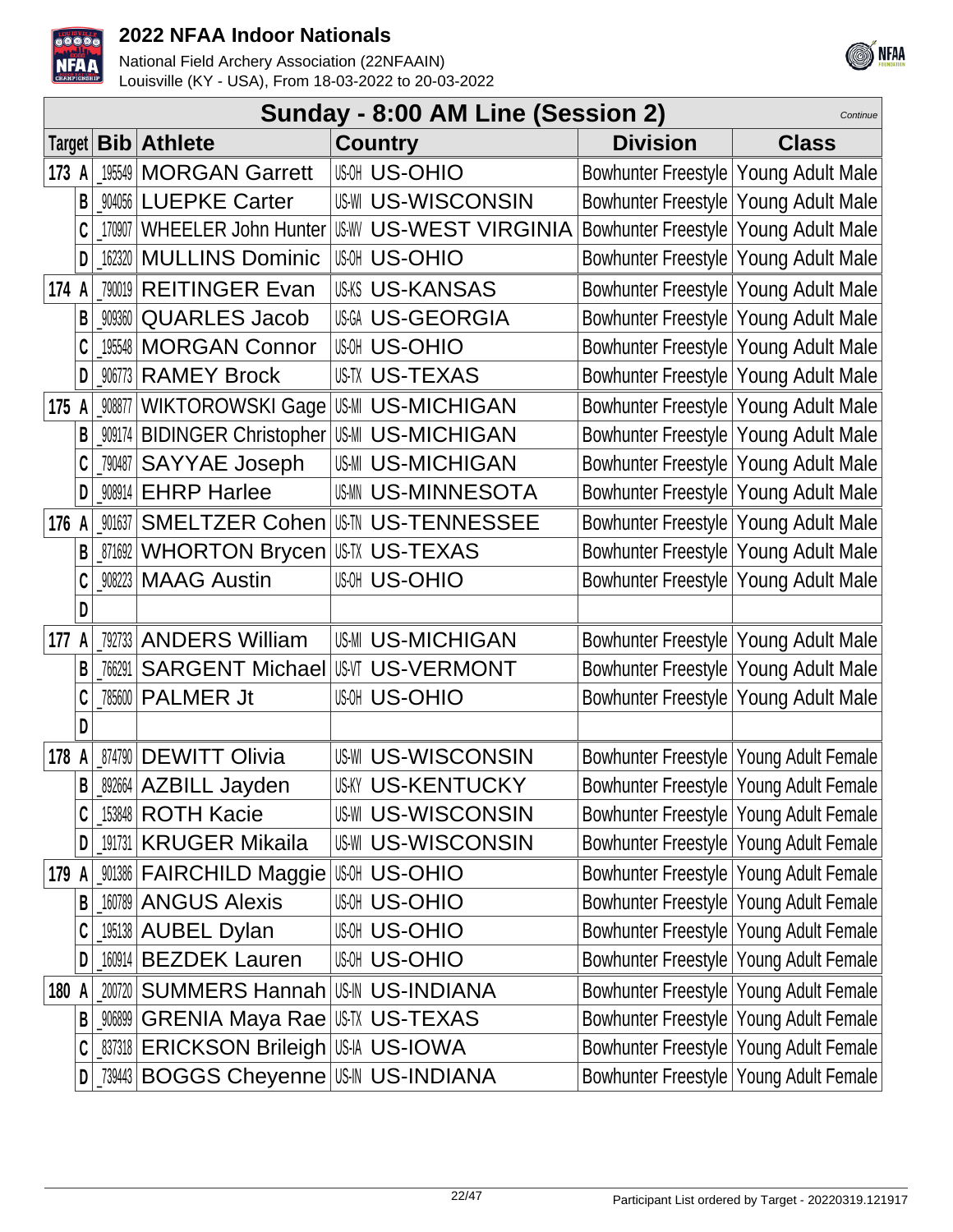## Sunday - 8:00 AM Line (Session 2)

*Continue*

| Target | | Bib | Athlete | Country | Division | Class |
|---|---|---|---|---|---|---|
| 173 | A | _195549 | MORGAN Garrett | US-OH US-OHIO | Bowhunter Freestyle | Young Adult Male |
| | B | _904056 | LUEPKE Carter | US-WI US-WISCONSIN | Bowhunter Freestyle | Young Adult Male |
| | C | _170907 | WHEELER John Hunter | US-WV US-WEST VIRGINIA | Bowhunter Freestyle | Young Adult Male |
| | D | _162320 | MULLINS Dominic | US-OH US-OHIO | Bowhunter Freestyle | Young Adult Male |
| 174 | A | _790019 | REITINGER Evan | US-KS US-KANSAS | Bowhunter Freestyle | Young Adult Male |
| | B | _909360 | QUARLES Jacob | US-GA US-GEORGIA | Bowhunter Freestyle | Young Adult Male |
| | C | _195548 | MORGAN Connor | US-OH US-OHIO | Bowhunter Freestyle | Young Adult Male |
| | D | _906773 | RAMEY Brock | US-TX US-TEXAS | Bowhunter Freestyle | Young Adult Male |
| 175 | A | _908877 | WIKTOROWSKI Gage | US-MI US-MICHIGAN | Bowhunter Freestyle | Young Adult Male |
| | B | _909174 | BIDINGER Christopher | US-MI US-MICHIGAN | Bowhunter Freestyle | Young Adult Male |
| | C | _790487 | SAYYAE Joseph | US-MI US-MICHIGAN | Bowhunter Freestyle | Young Adult Male |
| | D | _908914 | EHRP Harlee | US-MN US-MINNESOTA | Bowhunter Freestyle | Young Adult Male |
| 176 | A | _901637 | SMELTZER Cohen | US-TN US-TENNESSEE | Bowhunter Freestyle | Young Adult Male |
| | B | _871692 | WHORTON Brycen | US-TX US-TEXAS | Bowhunter Freestyle | Young Adult Male |
| | C | _908223 | MAAG Austin | US-OH US-OHIO | Bowhunter Freestyle | Young Adult Male |
| | D | | | | | |
| 177 | A | _792733 | ANDERS William | US-MI US-MICHIGAN | Bowhunter Freestyle | Young Adult Male |
| | B | _766291 | SARGENT Michael | US-VT US-VERMONT | Bowhunter Freestyle | Young Adult Male |
| | C | _785600 | PALMER Jt | US-OH US-OHIO | Bowhunter Freestyle | Young Adult Male |
| | D | | | | | |
| 178 | A | _874790 | DEWITT Olivia | US-WI US-WISCONSIN | Bowhunter Freestyle | Young Adult Female |
| | B | _892664 | AZBILL Jayden | US-KY US-KENTUCKY | Bowhunter Freestyle | Young Adult Female |
| | C | _153848 | ROTH Kacie | US-WI US-WISCONSIN | Bowhunter Freestyle | Young Adult Female |
| | D | _191731 | KRUGER Mikaila | US-WI US-WISCONSIN | Bowhunter Freestyle | Young Adult Female |
| 179 | A | _901386 | FAIRCHILD Maggie | US-OH US-OHIO | Bowhunter Freestyle | Young Adult Female |
| | B | _160789 | ANGUS Alexis | US-OH US-OHIO | Bowhunter Freestyle | Young Adult Female |
| | C | _195138 | AUBEL Dylan | US-OH US-OHIO | Bowhunter Freestyle | Young Adult Female |
| | D | _160914 | BEZDEK Lauren | US-OH US-OHIO | Bowhunter Freestyle | Young Adult Female |
| 180 | A | _200720 | SUMMERS Hannah | US-IN US-INDIANA | Bowhunter Freestyle | Young Adult Female |
| | B | _906899 | GRENIA Maya Rae | US-TX US-TEXAS | Bowhunter Freestyle | Young Adult Female |
| | C | _837318 | ERICKSON Brileigh | US-IA US-IOWA | Bowhunter Freestyle | Young Adult Female |
| | D | _739443 | BOGGS Cheyenne | US-IN US-INDIANA | Bowhunter Freestyle | Young Adult Female |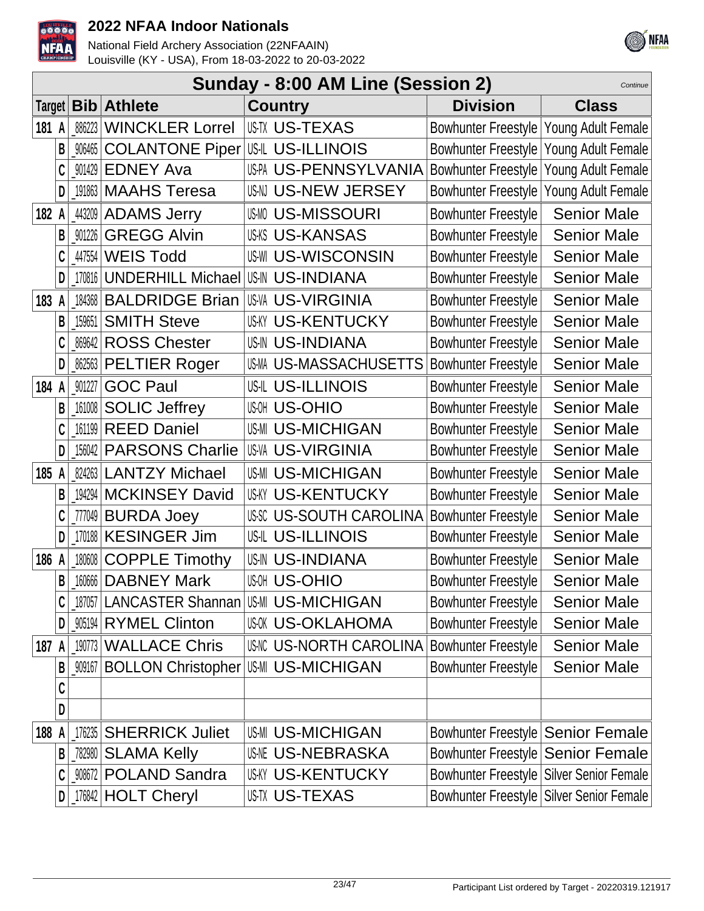# 2022 NFAA Indoor Nationals

National Field Archery Association (22NFAAIN)
Louisville (KY - USA), From 18-03-2022 to 20-03-2022

## Sunday - 8:00 AM Line (Session 2)

*Continue*

| Target | | Bib | Athlete | Country | | Division | Class |
|---|---|---|---|---|---|---|---|
| 181 | A | _886223 | WINCKLER Lorrel | US-TX | US-TEXAS | Bowhunter Freestyle | Young Adult Female |
| | B | _906465 | COLANTONE Piper | US-IL | US-ILLINOIS | Bowhunter Freestyle | Young Adult Female |
| | C | _901429 | EDNEY Ava | US-PA | US-PENNSYLVANIA | Bowhunter Freestyle | Young Adult Female |
| | D | _191863 | MAAHS Teresa | US-NJ | US-NEW JERSEY | Bowhunter Freestyle | Young Adult Female |
| 182 | A | _443209 | ADAMS Jerry | US-MO | US-MISSOURI | Bowhunter Freestyle | Senior Male |
| | B | _901226 | GREGG Alvin | US-KS | US-KANSAS | Bowhunter Freestyle | Senior Male |
| | C | _447554 | WEIS Todd | US-WI | US-WISCONSIN | Bowhunter Freestyle | Senior Male |
| | D | _170816 | UNDERHILL Michael | US-IN | US-INDIANA | Bowhunter Freestyle | Senior Male |
| 183 | A | _184368 | BALDRIDGE Brian | US-VA | US-VIRGINIA | Bowhunter Freestyle | Senior Male |
| | B | _159651 | SMITH Steve | US-KY | US-KENTUCKY | Bowhunter Freestyle | Senior Male |
| | C | _869642 | ROSS Chester | US-IN | US-INDIANA | Bowhunter Freestyle | Senior Male |
| | D | _862563 | PELTIER Roger | US-MA | US-MASSACHUSETTS | Bowhunter Freestyle | Senior Male |
| 184 | A | _901227 | GOC Paul | US-IL | US-ILLINOIS | Bowhunter Freestyle | Senior Male |
| | B | _161008 | SOLIC Jeffrey | US-OH | US-OHIO | Bowhunter Freestyle | Senior Male |
| | C | _161199 | REED Daniel | US-MI | US-MICHIGAN | Bowhunter Freestyle | Senior Male |
| | D | _156042 | PARSONS Charlie | US-VA | US-VIRGINIA | Bowhunter Freestyle | Senior Male |
| 185 | A | _824263 | LANTZY Michael | US-MI | US-MICHIGAN | Bowhunter Freestyle | Senior Male |
| | B | _194294 | MCKINSEY David | US-KY | US-KENTUCKY | Bowhunter Freestyle | Senior Male |
| | C | _777049 | BURDA Joey | US-SC | US-SOUTH CAROLINA | Bowhunter Freestyle | Senior Male |
| | D | _170188 | KESINGER Jim | US-IL | US-ILLINOIS | Bowhunter Freestyle | Senior Male |
| 186 | A | _180608 | COPPLE Timothy | US-IN | US-INDIANA | Bowhunter Freestyle | Senior Male |
| | B | _160666 | DABNEY Mark | US-OH | US-OHIO | Bowhunter Freestyle | Senior Male |
| | C | _187057 | LANCASTER Shannan | US-MI | US-MICHIGAN | Bowhunter Freestyle | Senior Male |
| | D | _905194 | RYMEL Clinton | US-OK | US-OKLAHOMA | Bowhunter Freestyle | Senior Male |
| 187 | A | _190773 | WALLACE Chris | US-NC | US-NORTH CAROLINA | Bowhunter Freestyle | Senior Male |
| | B | _909167 | BOLLON Christopher | US-MI | US-MICHIGAN | Bowhunter Freestyle | Senior Male |
| | C | | | | | | |
| | D | | | | | | |
| 188 | A | _176235 | SHERRICK Juliet | US-MI | US-MICHIGAN | Bowhunter Freestyle | Senior Female |
| | B | _782980 | SLAMA Kelly | US-NE | US-NEBRASKA | Bowhunter Freestyle | Senior Female |
| | C | _908672 | POLAND Sandra | US-KY | US-KENTUCKY | Bowhunter Freestyle | Silver Senior Female |
| | D | _176842 | HOLT Cheryl | US-TX | US-TEXAS | Bowhunter Freestyle | Silver Senior Female |

Participant List ordered by Target - 20220319.121917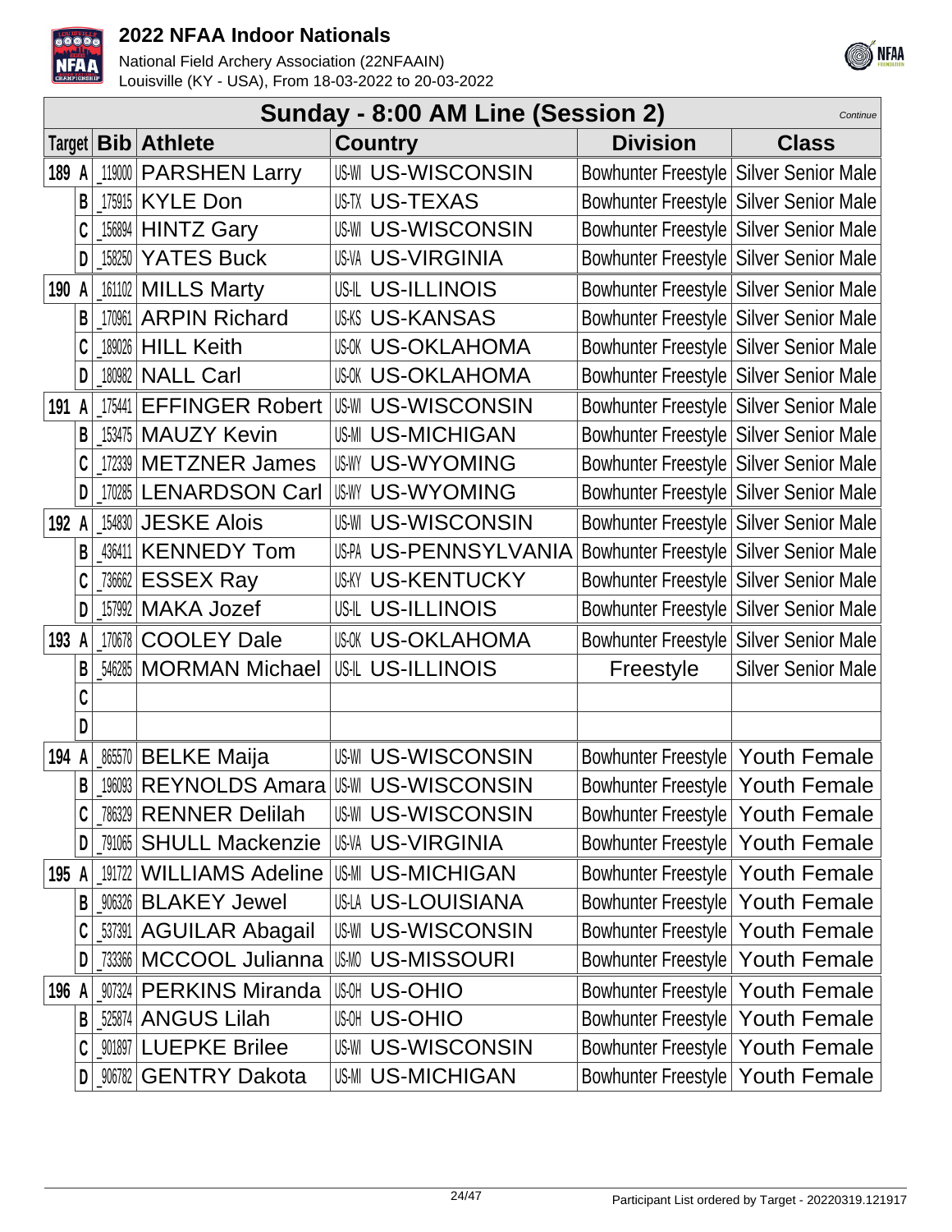# 2022 NFAA Indoor Nationals

National Field Archery Association (22NFAAIN)
Louisville (KY - USA), From 18-03-2022 to 20-03-2022

## Sunday - 8:00 AM Line (Session 2)

*Continue*

| Target | | Bib | Athlete | Country | | Division | Class |
|---|---|---|---|---|---|---|---|
| 189 | A | _119000 | PARSHEN Larry | US-WI | US-WISCONSIN | Bowhunter Freestyle | Silver Senior Male |
| | B | _175915 | KYLE Don | US-TX | US-TEXAS | Bowhunter Freestyle | Silver Senior Male |
| | C | _156894 | HINTZ Gary | US-WI | US-WISCONSIN | Bowhunter Freestyle | Silver Senior Male |
| | D | _158250 | YATES Buck | US-VA | US-VIRGINIA | Bowhunter Freestyle | Silver Senior Male |
| 190 | A | _161102 | MILLS Marty | US-IL | US-ILLINOIS | Bowhunter Freestyle | Silver Senior Male |
| | B | _170961 | ARPIN Richard | US-KS | US-KANSAS | Bowhunter Freestyle | Silver Senior Male |
| | C | _189026 | HILL Keith | US-OK | US-OKLAHOMA | Bowhunter Freestyle | Silver Senior Male |
| | D | _180982 | NALL Carl | US-OK | US-OKLAHOMA | Bowhunter Freestyle | Silver Senior Male |
| 191 | A | _175441 | EFFINGER Robert | US-WI | US-WISCONSIN | Bowhunter Freestyle | Silver Senior Male |
| | B | _153475 | MAUZY Kevin | US-MI | US-MICHIGAN | Bowhunter Freestyle | Silver Senior Male |
| | C | _172339 | METZNER James | US-WY | US-WYOMING | Bowhunter Freestyle | Silver Senior Male |
| | D | _170285 | LENARDSON Carl | US-WY | US-WYOMING | Bowhunter Freestyle | Silver Senior Male |
| 192 | A | _154830 | JESKE Alois | US-WI | US-WISCONSIN | Bowhunter Freestyle | Silver Senior Male |
| | B | _436411 | KENNEDY Tom | US-PA | US-PENNSYLVANIA | Bowhunter Freestyle | Silver Senior Male |
| | C | _736662 | ESSEX Ray | US-KY | US-KENTUCKY | Bowhunter Freestyle | Silver Senior Male |
| | D | _157992 | MAKA Jozef | US-IL | US-ILLINOIS | Bowhunter Freestyle | Silver Senior Male |
| 193 | A | _170678 | COOLEY Dale | US-OK | US-OKLAHOMA | Bowhunter Freestyle | Silver Senior Male |
| | B | _546285 | MORMAN Michael | US-IL | US-ILLINOIS | Freestyle | Silver Senior Male |
| | C | | | | | | |
| | D | | | | | | |
| 194 | A | _865570 | BELKE Maija | US-WI | US-WISCONSIN | Bowhunter Freestyle | Youth Female |
| | B | _196093 | REYNOLDS Amara | US-WI | US-WISCONSIN | Bowhunter Freestyle | Youth Female |
| | C | _786329 | RENNER Delilah | US-WI | US-WISCONSIN | Bowhunter Freestyle | Youth Female |
| | D | _791065 | SHULL Mackenzie | US-VA | US-VIRGINIA | Bowhunter Freestyle | Youth Female |
| 195 | A | _191722 | WILLIAMS Adeline | US-MI | US-MICHIGAN | Bowhunter Freestyle | Youth Female |
| | B | _906326 | BLAKEY Jewel | US-LA | US-LOUISIANA | Bowhunter Freestyle | Youth Female |
| | C | _537391 | AGUILAR Abagail | US-WI | US-WISCONSIN | Bowhunter Freestyle | Youth Female |
| | D | _733366 | MCCOOL Julianna | US-MO | US-MISSOURI | Bowhunter Freestyle | Youth Female |
| 196 | A | _907324 | PERKINS Miranda | US-OH | US-OHIO | Bowhunter Freestyle | Youth Female |
| | B | _525874 | ANGUS Lilah | US-OH | US-OHIO | Bowhunter Freestyle | Youth Female |
| | C | _901897 | LUEPKE Brilee | US-WI | US-WISCONSIN | Bowhunter Freestyle | Youth Female |
| | D | _906782 | GENTRY Dakota | US-MI | US-MICHIGAN | Bowhunter Freestyle | Youth Female |

Participant List ordered by Target - 20220319.121917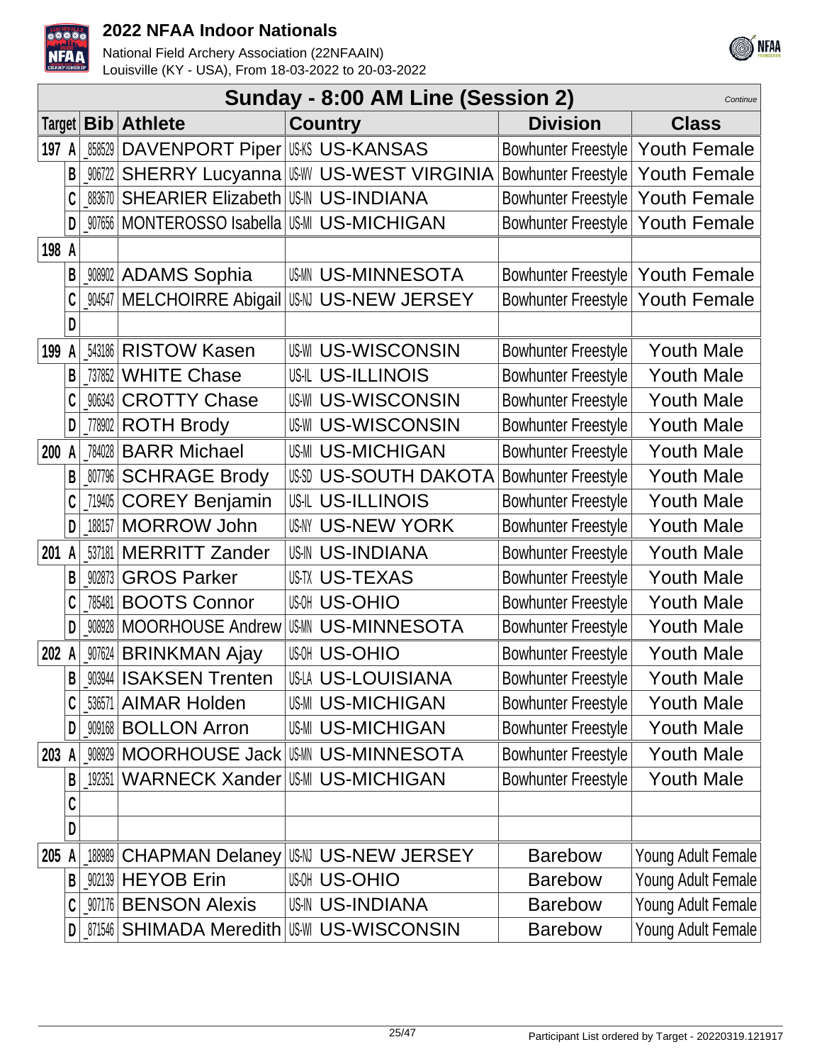# 2022 NFAA Indoor Nationals

National Field Archery Association (22NFAAIN)
Louisville (KY - USA), From 18-03-2022 to 20-03-2022

## Sunday - 8:00 AM Line (Session 2)

*Continue*

| Target | | Bib | Athlete | Country | | Division | Class |
|---|---|---|---|---|---|---|---|
| 197 | A | _858529 | DAVENPORT Piper | US-KS | US-KANSAS | Bowhunter Freestyle | Youth Female |
| | B | _906722 | SHERRY Lucyanna | US-WV | US-WEST VIRGINIA | Bowhunter Freestyle | Youth Female |
| | C | _883670 | SHEARIER Elizabeth | US-IN | US-INDIANA | Bowhunter Freestyle | Youth Female |
| | D | _907656 | MONTEROSSO Isabella | US-MI | US-MICHIGAN | Bowhunter Freestyle | Youth Female |
| 198 | A | | | | | | |
| | B | _908902 | ADAMS Sophia | US-MN | US-MINNESOTA | Bowhunter Freestyle | Youth Female |
| | C | _904547 | MELCHOIRRE Abigail | US-NJ | US-NEW JERSEY | Bowhunter Freestyle | Youth Female |
| | D | | | | | | |
| 199 | A | _543186 | RISTOW Kasen | US-WI | US-WISCONSIN | Bowhunter Freestyle | Youth Male |
| | B | _737852 | WHITE Chase | US-IL | US-ILLINOIS | Bowhunter Freestyle | Youth Male |
| | C | _906343 | CROTTY Chase | US-WI | US-WISCONSIN | Bowhunter Freestyle | Youth Male |
| | D | _778902 | ROTH Brody | US-WI | US-WISCONSIN | Bowhunter Freestyle | Youth Male |
| 200 | A | _784028 | BARR Michael | US-MI | US-MICHIGAN | Bowhunter Freestyle | Youth Male |
| | B | _807796 | SCHRAGE Brody | US-SD | US-SOUTH DAKOTA | Bowhunter Freestyle | Youth Male |
| | C | _719405 | COREY Benjamin | US-IL | US-ILLINOIS | Bowhunter Freestyle | Youth Male |
| | D | _188157 | MORROW John | US-NY | US-NEW YORK | Bowhunter Freestyle | Youth Male |
| 201 | A | _537181 | MERRITT Zander | US-IN | US-INDIANA | Bowhunter Freestyle | Youth Male |
| | B | _902873 | GROS Parker | US-TX | US-TEXAS | Bowhunter Freestyle | Youth Male |
| | C | _785481 | BOOTS Connor | US-OH | US-OHIO | Bowhunter Freestyle | Youth Male |
| | D | _908928 | MOORHOUSE Andrew | US-MN | US-MINNESOTA | Bowhunter Freestyle | Youth Male |
| 202 | A | _907624 | BRINKMAN Ajay | US-OH | US-OHIO | Bowhunter Freestyle | Youth Male |
| | B | _903944 | ISAKSEN Trenten | US-LA | US-LOUISIANA | Bowhunter Freestyle | Youth Male |
| | C | _536571 | AIMAR Holden | US-MI | US-MICHIGAN | Bowhunter Freestyle | Youth Male |
| | D | _909168 | BOLLON Arron | US-MI | US-MICHIGAN | Bowhunter Freestyle | Youth Male |
| 203 | A | _908929 | MOORHOUSE Jack | US-MN | US-MINNESOTA | Bowhunter Freestyle | Youth Male |
| | B | _192351 | WARNECK Xander | US-MI | US-MICHIGAN | Bowhunter Freestyle | Youth Male |
| | C | | | | | | |
| | D | | | | | | |
| 205 | A | _188989 | CHAPMAN Delaney | US-NJ | US-NEW JERSEY | Barebow | Young Adult Female |
| | B | _902139 | HEYOB Erin | US-OH | US-OHIO | Barebow | Young Adult Female |
| | C | _907176 | BENSON Alexis | US-IN | US-INDIANA | Barebow | Young Adult Female |
| | D | _871546 | SHIMADA Meredith | US-WI | US-WISCONSIN | Barebow | Young Adult Female |

Participant List ordered by Target - 20220319.121917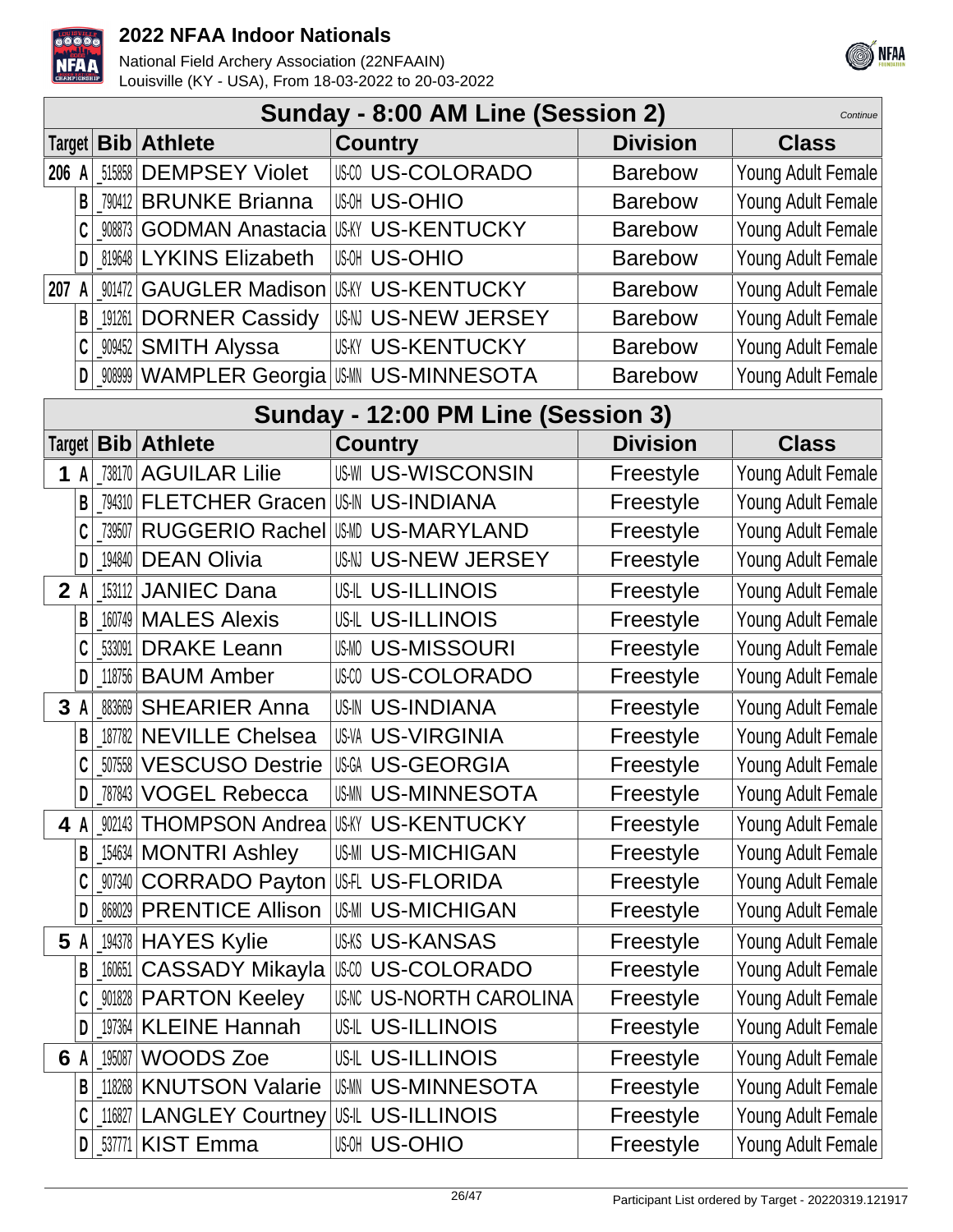# 2022 NFAA Indoor Nationals

National Field Archery Association (22NFAAIN)
Louisville (KY - USA), From 18-03-2022 to 20-03-2022

## Sunday - 8:00 AM Line (Session 2)

*Continue*

| Target | Bib | Athlete | Country | Division | Class |
|---|---|---|---|---|---|
| 206 A | _515858 | DEMPSEY Violet | US-CO US-COLORADO | Barebow | Young Adult Female |
| B | _790412 | BRUNKE Brianna | US-OH US-OHIO | Barebow | Young Adult Female |
| C | _908873 | GODMAN Anastacia | US-KY US-KENTUCKY | Barebow | Young Adult Female |
| D | _819648 | LYKINS Elizabeth | US-OH US-OHIO | Barebow | Young Adult Female |
| 207 A | _901472 | GAUGLER Madison | US-KY US-KENTUCKY | Barebow | Young Adult Female |
| B | _191261 | DORNER Cassidy | US-NJ US-NEW JERSEY | Barebow | Young Adult Female |
| C | _909452 | SMITH Alyssa | US-KY US-KENTUCKY | Barebow | Young Adult Female |
| D | _908999 | WAMPLER Georgia | US-MN US-MINNESOTA | Barebow | Young Adult Female |

## Sunday - 12:00 PM Line (Session 3)

| Target | Bib | Athlete | Country | Division | Class |
|---|---|---|---|---|---|
| 1 A | _738170 | AGUILAR Lilie | US-WI US-WISCONSIN | Freestyle | Young Adult Female |
| B | _794310 | FLETCHER Gracen | US-IN US-INDIANA | Freestyle | Young Adult Female |
| C | _739507 | RUGGERIO Rachel | US-MD US-MARYLAND | Freestyle | Young Adult Female |
| D | _194840 | DEAN Olivia | US-NJ US-NEW JERSEY | Freestyle | Young Adult Female |
| 2 A | _153112 | JANIEC Dana | US-IL US-ILLINOIS | Freestyle | Young Adult Female |
| B | _160749 | MALES Alexis | US-IL US-ILLINOIS | Freestyle | Young Adult Female |
| C | _533091 | DRAKE Leann | US-MO US-MISSOURI | Freestyle | Young Adult Female |
| D | _118756 | BAUM Amber | US-CO US-COLORADO | Freestyle | Young Adult Female |
| 3 A | _883669 | SHEARIER Anna | US-IN US-INDIANA | Freestyle | Young Adult Female |
| B | _187782 | NEVILLE Chelsea | US-VA US-VIRGINIA | Freestyle | Young Adult Female |
| C | _507558 | VESCUSO Destrie | US-GA US-GEORGIA | Freestyle | Young Adult Female |
| D | _787843 | VOGEL Rebecca | US-MN US-MINNESOTA | Freestyle | Young Adult Female |
| 4 A | _902143 | THOMPSON Andrea | US-KY US-KENTUCKY | Freestyle | Young Adult Female |
| B | _154634 | MONTRI Ashley | US-MI US-MICHIGAN | Freestyle | Young Adult Female |
| C | _907340 | CORRADO Payton | US-FL US-FLORIDA | Freestyle | Young Adult Female |
| D | _868029 | PRENTICE Allison | US-MI US-MICHIGAN | Freestyle | Young Adult Female |
| 5 A | _194378 | HAYES Kylie | US-KS US-KANSAS | Freestyle | Young Adult Female |
| B | _160651 | CASSADY Mikayla | US-CO US-COLORADO | Freestyle | Young Adult Female |
| C | _901828 | PARTON Keeley | US-NC US-NORTH CAROLINA | Freestyle | Young Adult Female |
| D | _197364 | KLEINE Hannah | US-IL US-ILLINOIS | Freestyle | Young Adult Female |
| 6 A | _195087 | WOODS Zoe | US-IL US-ILLINOIS | Freestyle | Young Adult Female |
| B | _118268 | KNUTSON Valarie | US-MN US-MINNESOTA | Freestyle | Young Adult Female |
| C | _116827 | LANGLEY Courtney | US-IL US-ILLINOIS | Freestyle | Young Adult Female |
| D | _537771 | KIST Emma | US-OH US-OHIO | Freestyle | Young Adult Female |

Participant List ordered by Target - 20220319.121917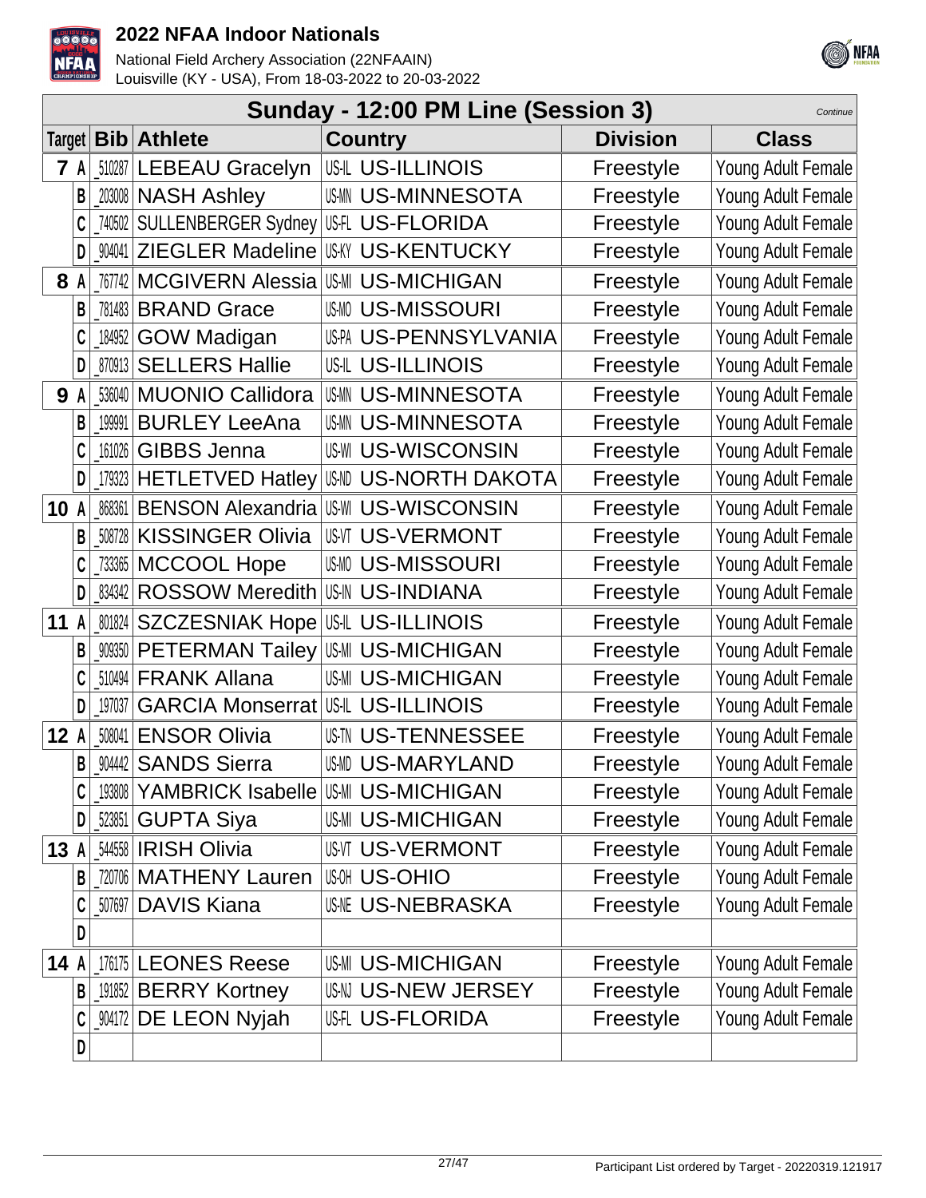# 2022 NFAA Indoor Nationals

National Field Archery Association (22NFAAIN)
Louisville (KY - USA), From 18-03-2022 to 20-03-2022

## Sunday - 12:00 PM Line (Session 3)

*Continue*

| Target | Bib | Athlete | Country | Division | Class |
|---|---|---|---|---|---|
| 7 A | _510287 | LEBEAU Gracelyn | US-IL US-ILLINOIS | Freestyle | Young Adult Female |
| B | _203008 | NASH Ashley | US-MN US-MINNESOTA | Freestyle | Young Adult Female |
| C | _740502 | SULLENBERGER Sydney | US-FL US-FLORIDA | Freestyle | Young Adult Female |
| D | _904041 | ZIEGLER Madeline | US-KY US-KENTUCKY | Freestyle | Young Adult Female |
| 8 A | _767742 | MCGIVERN Alessia | US-MI US-MICHIGAN | Freestyle | Young Adult Female |
| B | _781483 | BRAND Grace | US-MO US-MISSOURI | Freestyle | Young Adult Female |
| C | _184952 | GOW Madigan | US-PA US-PENNSYLVANIA | Freestyle | Young Adult Female |
| D | _870913 | SELLERS Hallie | US-IL US-ILLINOIS | Freestyle | Young Adult Female |
| 9 A | _536040 | MUONIO Callidora | US-MN US-MINNESOTA | Freestyle | Young Adult Female |
| B | _199991 | BURLEY LeeAna | US-MN US-MINNESOTA | Freestyle | Young Adult Female |
| C | _161026 | GIBBS Jenna | US-WI US-WISCONSIN | Freestyle | Young Adult Female |
| D | _179323 | HETLETVED Hatley | US-ND US-NORTH DAKOTA | Freestyle | Young Adult Female |
| 10 A | _868361 | BENSON Alexandria | US-WI US-WISCONSIN | Freestyle | Young Adult Female |
| B | _508728 | KISSINGER Olivia | US-VT US-VERMONT | Freestyle | Young Adult Female |
| C | _733365 | MCCOOL Hope | US-MO US-MISSOURI | Freestyle | Young Adult Female |
| D | _834342 | ROSSOW Meredith | US-IN US-INDIANA | Freestyle | Young Adult Female |
| 11 A | _801824 | SZCZESNIAK Hope | US-IL US-ILLINOIS | Freestyle | Young Adult Female |
| B | _909350 | PETERMAN Tailey | US-MI US-MICHIGAN | Freestyle | Young Adult Female |
| C | _510494 | FRANK Allana | US-MI US-MICHIGAN | Freestyle | Young Adult Female |
| D | _197037 | GARCIA Monserrat | US-IL US-ILLINOIS | Freestyle | Young Adult Female |
| 12 A | _508041 | ENSOR Olivia | US-TN US-TENNESSEE | Freestyle | Young Adult Female |
| B | _904442 | SANDS Sierra | US-MD US-MARYLAND | Freestyle | Young Adult Female |
| C | _193808 | YAMBRICK Isabelle | US-MI US-MICHIGAN | Freestyle | Young Adult Female |
| D | _523851 | GUPTA Siya | US-MI US-MICHIGAN | Freestyle | Young Adult Female |
| 13 A | _544558 | IRISH Olivia | US-VT US-VERMONT | Freestyle | Young Adult Female |
| B | _720706 | MATHENY Lauren | US-OH US-OHIO | Freestyle | Young Adult Female |
| C | _507697 | DAVIS Kiana | US-NE US-NEBRASKA | Freestyle | Young Adult Female |
| D | | | | | |
| 14 A | _176175 | LEONES Reese | US-MI US-MICHIGAN | Freestyle | Young Adult Female |
| B | _191852 | BERRY Kortney | US-NJ US-NEW JERSEY | Freestyle | Young Adult Female |
| C | _904172 | DE LEON Nyjah | US-FL US-FLORIDA | Freestyle | Young Adult Female |
| D | | | | | |

Participant List ordered by Target - 20220319.121917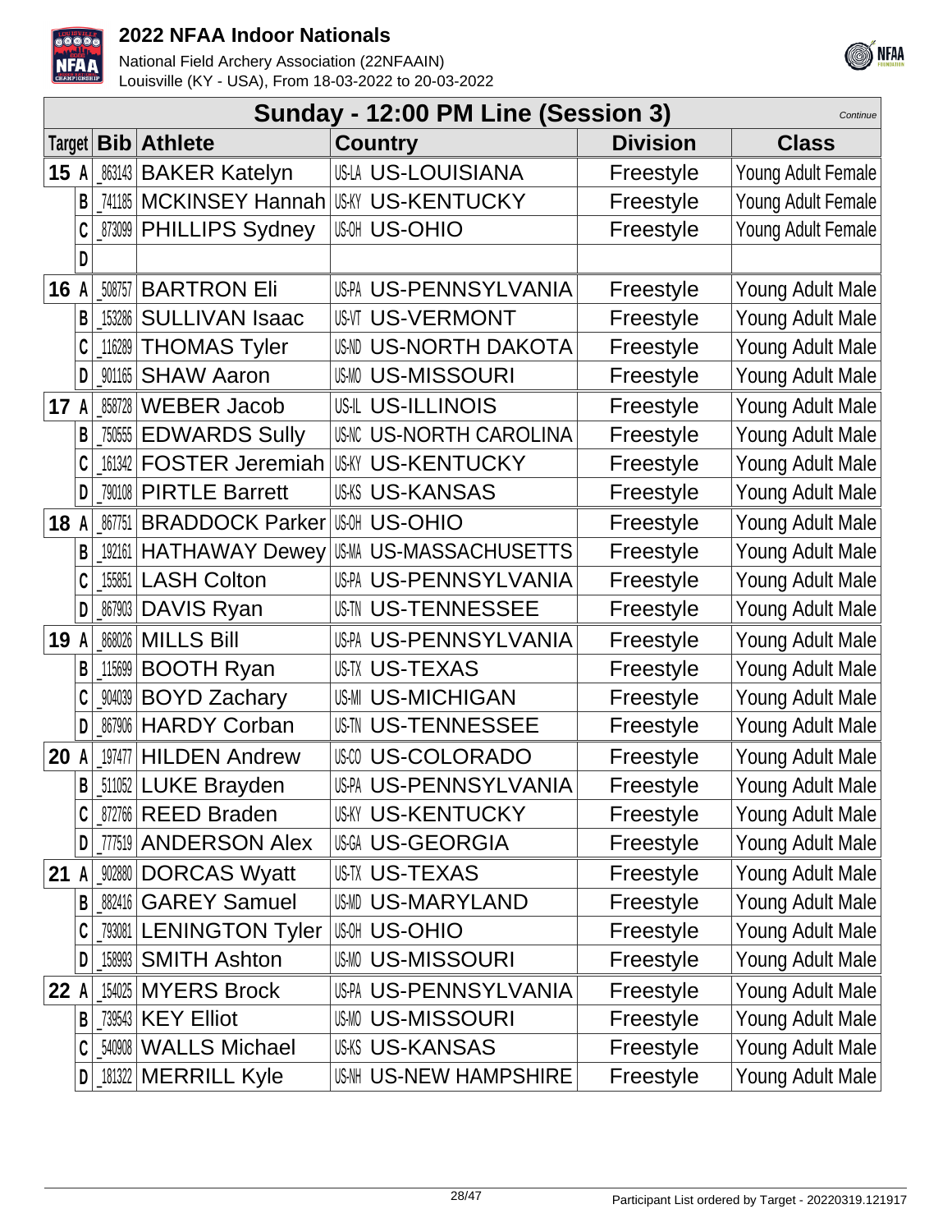# 2022 NFAA Indoor Nationals

National Field Archery Association (22NFAAIN)
Louisville (KY - USA), From 18-03-2022 to 20-03-2022

## Sunday - 12:00 PM Line (Session 3)

*Continue*

| Target | Bib | Athlete | Country | Division | Class |
|---|---|---|---|---|---|
| 15 A | _863143 | BAKER Katelyn | US-LA US-LOUISIANA | Freestyle | Young Adult Female |
| B | _741185 | MCKINSEY Hannah | US-KY US-KENTUCKY | Freestyle | Young Adult Female |
| C | _873099 | PHILLIPS Sydney | US-OH US-OHIO | Freestyle | Young Adult Female |
| D | | | | | |
| 16 A | _508757 | BARTRON Eli | US-PA US-PENNSYLVANIA | Freestyle | Young Adult Male |
| B | _153286 | SULLIVAN Isaac | US-VT US-VERMONT | Freestyle | Young Adult Male |
| C | _116289 | THOMAS Tyler | US-ND US-NORTH DAKOTA | Freestyle | Young Adult Male |
| D | _901165 | SHAW Aaron | US-MO US-MISSOURI | Freestyle | Young Adult Male |
| 17 A | _858728 | WEBER Jacob | US-IL US-ILLINOIS | Freestyle | Young Adult Male |
| B | _750555 | EDWARDS Sully | US-NC US-NORTH CAROLINA | Freestyle | Young Adult Male |
| C | _161342 | FOSTER Jeremiah | US-KY US-KENTUCKY | Freestyle | Young Adult Male |
| D | _790108 | PIRTLE Barrett | US-KS US-KANSAS | Freestyle | Young Adult Male |
| 18 A | _867751 | BRADDOCK Parker | US-OH US-OHIO | Freestyle | Young Adult Male |
| B | _192161 | HATHAWAY Dewey | US-MA US-MASSACHUSETTS | Freestyle | Young Adult Male |
| C | _155851 | LASH Colton | US-PA US-PENNSYLVANIA | Freestyle | Young Adult Male |
| D | _867903 | DAVIS Ryan | US-TN US-TENNESSEE | Freestyle | Young Adult Male |
| 19 A | _868026 | MILLS Bill | US-PA US-PENNSYLVANIA | Freestyle | Young Adult Male |
| B | _115699 | BOOTH Ryan | US-TX US-TEXAS | Freestyle | Young Adult Male |
| C | _904039 | BOYD Zachary | US-MI US-MICHIGAN | Freestyle | Young Adult Male |
| D | _867906 | HARDY Corban | US-TN US-TENNESSEE | Freestyle | Young Adult Male |
| 20 A | _197477 | HILDEN Andrew | US-CO US-COLORADO | Freestyle | Young Adult Male |
| B | _511052 | LUKE Brayden | US-PA US-PENNSYLVANIA | Freestyle | Young Adult Male |
| C | _872766 | REED Braden | US-KY US-KENTUCKY | Freestyle | Young Adult Male |
| D | _777519 | ANDERSON Alex | US-GA US-GEORGIA | Freestyle | Young Adult Male |
| 21 A | _902880 | DORCAS Wyatt | US-TX US-TEXAS | Freestyle | Young Adult Male |
| B | _882416 | GAREY Samuel | US-MD US-MARYLAND | Freestyle | Young Adult Male |
| C | _793081 | LENINGTON Tyler | US-OH US-OHIO | Freestyle | Young Adult Male |
| D | _158993 | SMITH Ashton | US-MO US-MISSOURI | Freestyle | Young Adult Male |
| 22 A | _154025 | MYERS Brock | US-PA US-PENNSYLVANIA | Freestyle | Young Adult Male |
| B | _739543 | KEY Elliot | US-MO US-MISSOURI | Freestyle | Young Adult Male |
| C | _540908 | WALLS Michael | US-KS US-KANSAS | Freestyle | Young Adult Male |
| D | _181322 | MERRILL Kyle | US-NH US-NEW HAMPSHIRE | Freestyle | Young Adult Male |

Participant List ordered by Target - 20220319.121917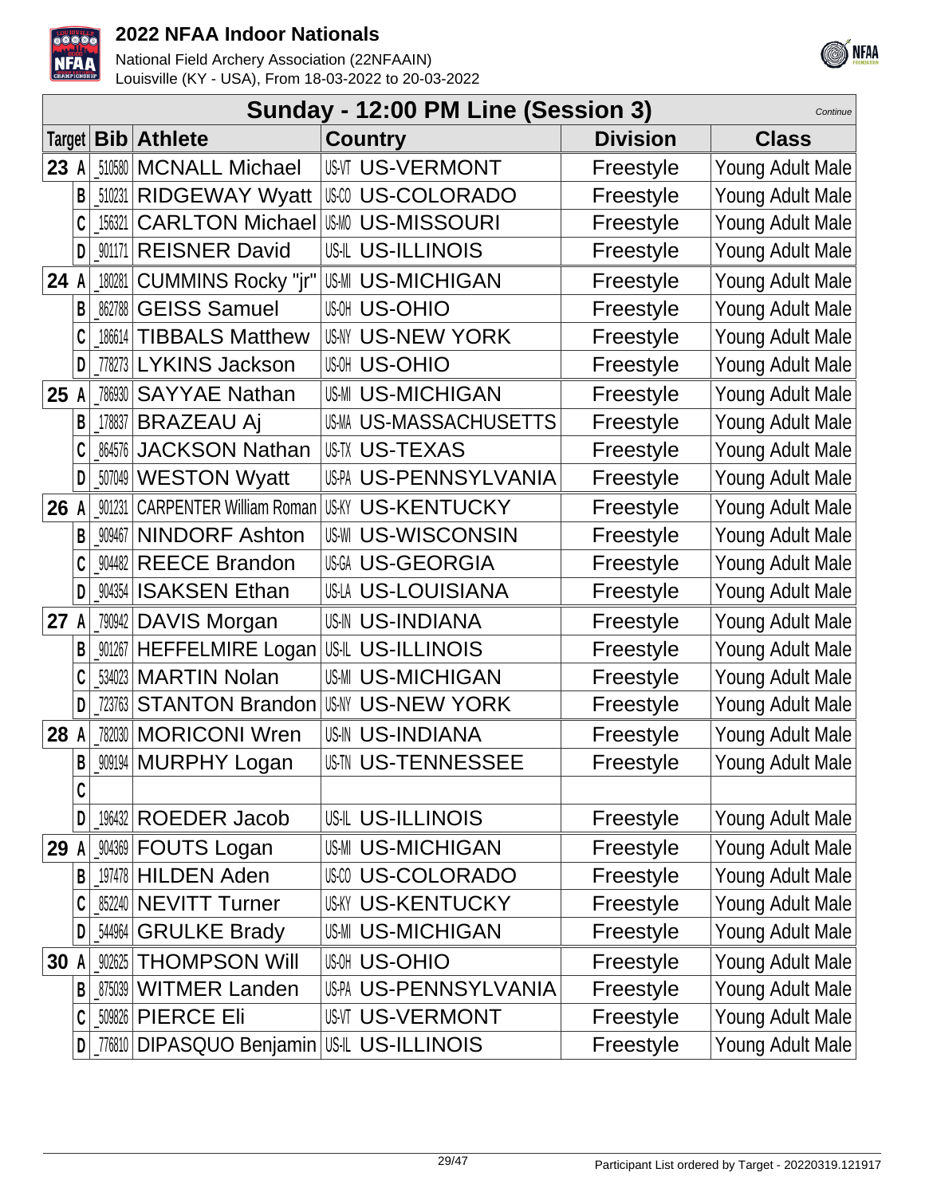# 2022 NFAA Indoor Nationals

National Field Archery Association (22NFAAIN)
Louisville (KY - USA), From 18-03-2022 to 20-03-2022

## Sunday - 12:00 PM Line (Session 3)

*Continue*

| Target | Bib | Athlete | Country | Division | Class |
|---|---|---|---|---|---|
| 23 A | _510580 | MCNALL Michael | US-VT US-VERMONT | Freestyle | Young Adult Male |
| B | _510231 | RIDGEWAY Wyatt | US-CO US-COLORADO | Freestyle | Young Adult Male |
| C | _156321 | CARLTON Michael | US-MO US-MISSOURI | Freestyle | Young Adult Male |
| D | _901171 | REISNER David | US-IL US-ILLINOIS | Freestyle | Young Adult Male |
| 24 A | _180281 | CUMMINS Rocky "jr" | US-MI US-MICHIGAN | Freestyle | Young Adult Male |
| B | _862788 | GEISS Samuel | US-OH US-OHIO | Freestyle | Young Adult Male |
| C | _186614 | TIBBALS Matthew | US-NY US-NEW YORK | Freestyle | Young Adult Male |
| D | _778273 | LYKINS Jackson | US-OH US-OHIO | Freestyle | Young Adult Male |
| 25 A | _786930 | SAYYAE Nathan | US-MI US-MICHIGAN | Freestyle | Young Adult Male |
| B | _178837 | BRAZEAU Aj | US-MA US-MASSACHUSETTS | Freestyle | Young Adult Male |
| C | _864576 | JACKSON Nathan | US-TX US-TEXAS | Freestyle | Young Adult Male |
| D | _507049 | WESTON Wyatt | US-PA US-PENNSYLVANIA | Freestyle | Young Adult Male |
| 26 A | _901231 | CARPENTER William Roman | US-KY US-KENTUCKY | Freestyle | Young Adult Male |
| B | _909467 | NINDORF Ashton | US-WI US-WISCONSIN | Freestyle | Young Adult Male |
| C | _904482 | REECE Brandon | US-GA US-GEORGIA | Freestyle | Young Adult Male |
| D | _904354 | ISAKSEN Ethan | US-LA US-LOUISIANA | Freestyle | Young Adult Male |
| 27 A | _790942 | DAVIS Morgan | US-IN US-INDIANA | Freestyle | Young Adult Male |
| B | _901267 | HEFFELMIRE Logan | US-IL US-ILLINOIS | Freestyle | Young Adult Male |
| C | _534023 | MARTIN Nolan | US-MI US-MICHIGAN | Freestyle | Young Adult Male |
| D | _723763 | STANTON Brandon | US-NY US-NEW YORK | Freestyle | Young Adult Male |
| 28 A | _782030 | MORICONI Wren | US-IN US-INDIANA | Freestyle | Young Adult Male |
| B | _909194 | MURPHY Logan | US-TN US-TENNESSEE | Freestyle | Young Adult Male |
| C | | | | | |
| D | _196432 | ROEDER Jacob | US-IL US-ILLINOIS | Freestyle | Young Adult Male |
| 29 A | _904369 | FOUTS Logan | US-MI US-MICHIGAN | Freestyle | Young Adult Male |
| B | _197478 | HILDEN Aden | US-CO US-COLORADO | Freestyle | Young Adult Male |
| C | _852240 | NEVITT Turner | US-KY US-KENTUCKY | Freestyle | Young Adult Male |
| D | _544964 | GRULKE Brady | US-MI US-MICHIGAN | Freestyle | Young Adult Male |
| 30 A | _902625 | THOMPSON Will | US-OH US-OHIO | Freestyle | Young Adult Male |
| B | _875039 | WITMER Landen | US-PA US-PENNSYLVANIA | Freestyle | Young Adult Male |
| C | _509826 | PIERCE Eli | US-VT US-VERMONT | Freestyle | Young Adult Male |
| D | _776810 | DIPASQUO Benjamin | US-IL US-ILLINOIS | Freestyle | Young Adult Male |

Participant List ordered by Target - 20220319.121917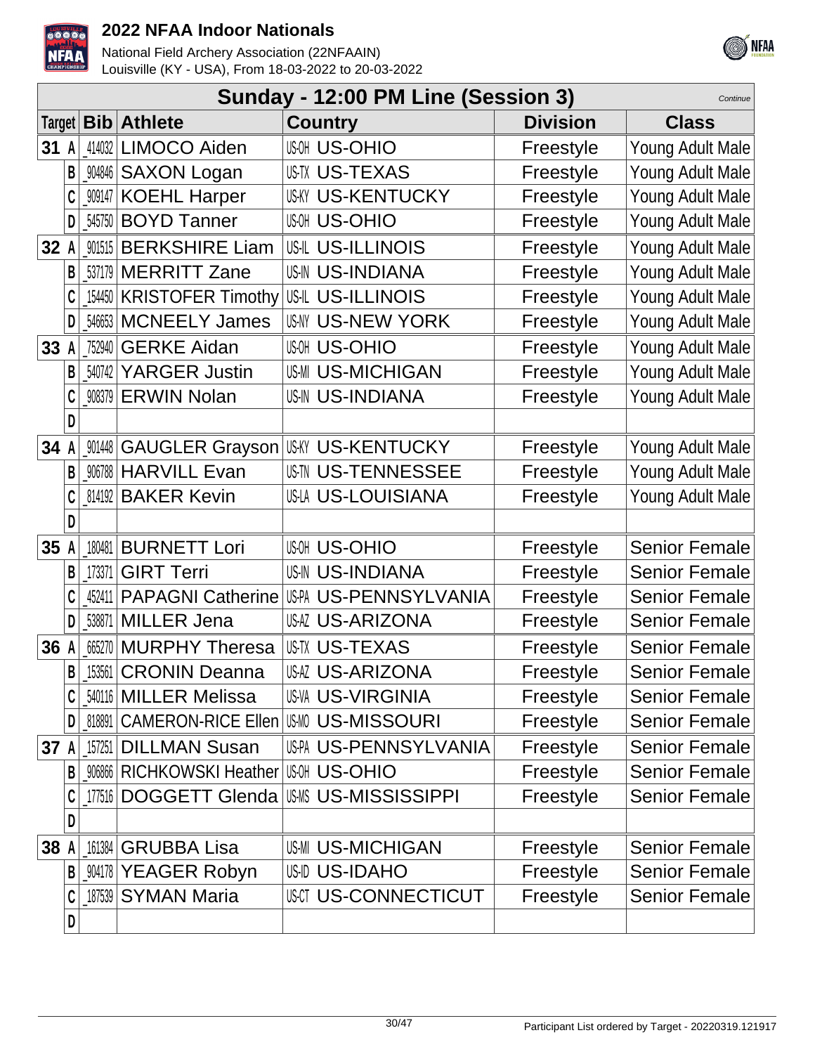## Sunday - 12:00 PM Line (Session 3)

*Continue*

| Target | Bib | Athlete | Country | Division | Class |
|---|---|---|---|---|---|
| 31 A | _414032 | LIMOCO Aiden | US-OH US-OHIO | Freestyle | Young Adult Male |
| B | _904846 | SAXON Logan | US-TX US-TEXAS | Freestyle | Young Adult Male |
| C | _909147 | KOEHL Harper | US-KY US-KENTUCKY | Freestyle | Young Adult Male |
| D | _545750 | BOYD Tanner | US-OH US-OHIO | Freestyle | Young Adult Male |
| 32 A | _901515 | BERKSHIRE Liam | US-IL US-ILLINOIS | Freestyle | Young Adult Male |
| B | _537179 | MERRITT Zane | US-IN US-INDIANA | Freestyle | Young Adult Male |
| C | _154450 | KRISTOFER Timothy | US-IL US-ILLINOIS | Freestyle | Young Adult Male |
| D | _546653 | MCNEELY James | US-NY US-NEW YORK | Freestyle | Young Adult Male |
| 33 A | _752940 | GERKE Aidan | US-OH US-OHIO | Freestyle | Young Adult Male |
| B | _540742 | YARGER Justin | US-MI US-MICHIGAN | Freestyle | Young Adult Male |
| C | _908379 | ERWIN Nolan | US-IN US-INDIANA | Freestyle | Young Adult Male |
| D | | | | | |
| 34 A | _901448 | GAUGLER Grayson | US-KY US-KENTUCKY | Freestyle | Young Adult Male |
| B | _906788 | HARVILL Evan | US-TN US-TENNESSEE | Freestyle | Young Adult Male |
| C | _814192 | BAKER Kevin | US-LA US-LOUISIANA | Freestyle | Young Adult Male |
| D | | | | | |
| 35 A | _180481 | BURNETT Lori | US-OH US-OHIO | Freestyle | Senior Female |
| B | _173371 | GIRT Terri | US-IN US-INDIANA | Freestyle | Senior Female |
| C | _452411 | PAPAGNI Catherine | US-PA US-PENNSYLVANIA | Freestyle | Senior Female |
| D | _538871 | MILLER Jena | US-AZ US-ARIZONA | Freestyle | Senior Female |
| 36 A | _665270 | MURPHY Theresa | US-TX US-TEXAS | Freestyle | Senior Female |
| B | _153561 | CRONIN Deanna | US-AZ US-ARIZONA | Freestyle | Senior Female |
| C | _540116 | MILLER Melissa | US-VA US-VIRGINIA | Freestyle | Senior Female |
| D | _818891 | CAMERON-RICE Ellen | US-MO US-MISSOURI | Freestyle | Senior Female |
| 37 A | _157251 | DILLMAN Susan | US-PA US-PENNSYLVANIA | Freestyle | Senior Female |
| B | _906866 | RICHKOWSKI Heather | US-OH US-OHIO | Freestyle | Senior Female |
| C | _177516 | DOGGETT Glenda | US-MS US-MISSISSIPPI | Freestyle | Senior Female |
| D | | | | | |
| 38 A | _161384 | GRUBBA Lisa | US-MI US-MICHIGAN | Freestyle | Senior Female |
| B | _904178 | YEAGER Robyn | US-ID US-IDAHO | Freestyle | Senior Female |
| C | _187539 | SYMAN Maria | US-CT US-CONNECTICUT | Freestyle | Senior Female |
| D | | | | | |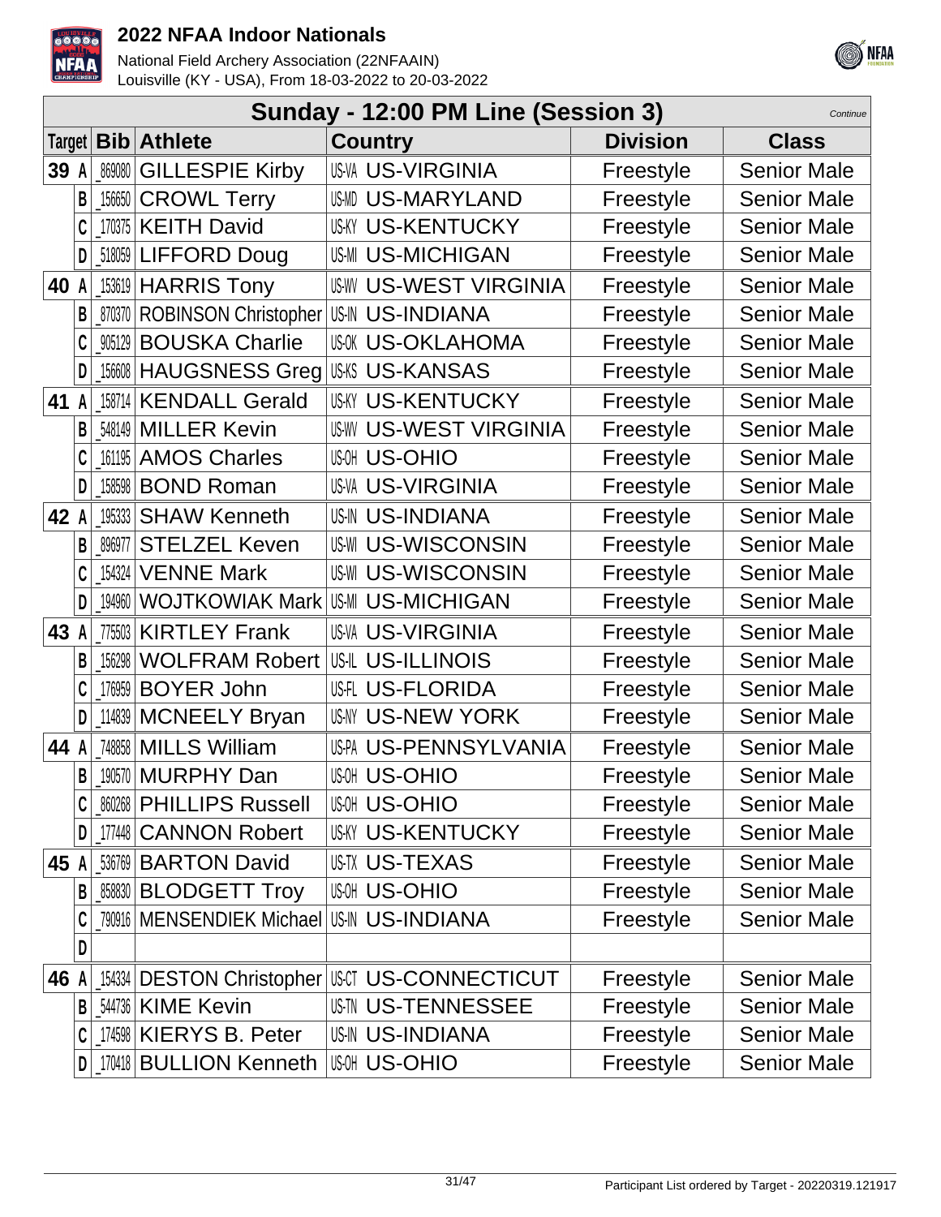# 2022 NFAA Indoor Nationals

National Field Archery Association (22NFAAIN)
Louisville (KY - USA), From 18-03-2022 to 20-03-2022

## Sunday - 12:00 PM Line (Session 3)

*Continue*

| Target | | Bib | Athlete | Country | Division | Class |
|---|---|---|---|---|---|---|
| 39 | A | _869080 | GILLESPIE Kirby | US-VA US-VIRGINIA | Freestyle | Senior Male |
| | B | _156650 | CROWL Terry | US-MD US-MARYLAND | Freestyle | Senior Male |
| | C | _170375 | KEITH David | US-KY US-KENTUCKY | Freestyle | Senior Male |
| | D | _518059 | LIFFORD Doug | US-MI US-MICHIGAN | Freestyle | Senior Male |
| 40 | A | _153619 | HARRIS Tony | US-WV US-WEST VIRGINIA | Freestyle | Senior Male |
| | B | _870370 | ROBINSON Christopher | US-IN US-INDIANA | Freestyle | Senior Male |
| | C | _905129 | BOUSKA Charlie | US-OK US-OKLAHOMA | Freestyle | Senior Male |
| | D | _156608 | HAUGSNESS Greg | US-KS US-KANSAS | Freestyle | Senior Male |
| 41 | A | _158714 | KENDALL Gerald | US-KY US-KENTUCKY | Freestyle | Senior Male |
| | B | _548149 | MILLER Kevin | US-WV US-WEST VIRGINIA | Freestyle | Senior Male |
| | C | _161195 | AMOS Charles | US-OH US-OHIO | Freestyle | Senior Male |
| | D | _158598 | BOND Roman | US-VA US-VIRGINIA | Freestyle | Senior Male |
| 42 | A | _195333 | SHAW Kenneth | US-IN US-INDIANA | Freestyle | Senior Male |
| | B | _896977 | STELZEL Keven | US-WI US-WISCONSIN | Freestyle | Senior Male |
| | C | _154324 | VENNE Mark | US-WI US-WISCONSIN | Freestyle | Senior Male |
| | D | _194960 | WOJTKOWIAK Mark | US-MI US-MICHIGAN | Freestyle | Senior Male |
| 43 | A | _775503 | KIRTLEY Frank | US-VA US-VIRGINIA | Freestyle | Senior Male |
| | B | _156298 | WOLFRAM Robert | US-IL US-ILLINOIS | Freestyle | Senior Male |
| | C | _176959 | BOYER John | US-FL US-FLORIDA | Freestyle | Senior Male |
| | D | _114839 | MCNEELY Bryan | US-NY US-NEW YORK | Freestyle | Senior Male |
| 44 | A | _748858 | MILLS William | US-PA US-PENNSYLVANIA | Freestyle | Senior Male |
| | B | _190570 | MURPHY Dan | US-OH US-OHIO | Freestyle | Senior Male |
| | C | _860268 | PHILLIPS Russell | US-OH US-OHIO | Freestyle | Senior Male |
| | D | _177448 | CANNON Robert | US-KY US-KENTUCKY | Freestyle | Senior Male |
| 45 | A | _536769 | BARTON David | US-TX US-TEXAS | Freestyle | Senior Male |
| | B | _858830 | BLODGETT Troy | US-OH US-OHIO | Freestyle | Senior Male |
| | C | _790916 | MENSENDIEK Michael | US-IN US-INDIANA | Freestyle | Senior Male |
| | D | | | | | |
| 46 | A | _154334 | DESTON Christopher | US-CT US-CONNECTICUT | Freestyle | Senior Male |
| | B | _544736 | KIME Kevin | US-TN US-TENNESSEE | Freestyle | Senior Male |
| | C | _174598 | KIERYS B. Peter | US-IN US-INDIANA | Freestyle | Senior Male |
| | D | _170418 | BULLION Kenneth | US-OH US-OHIO | Freestyle | Senior Male |

Participant List ordered by Target - 20220319.121917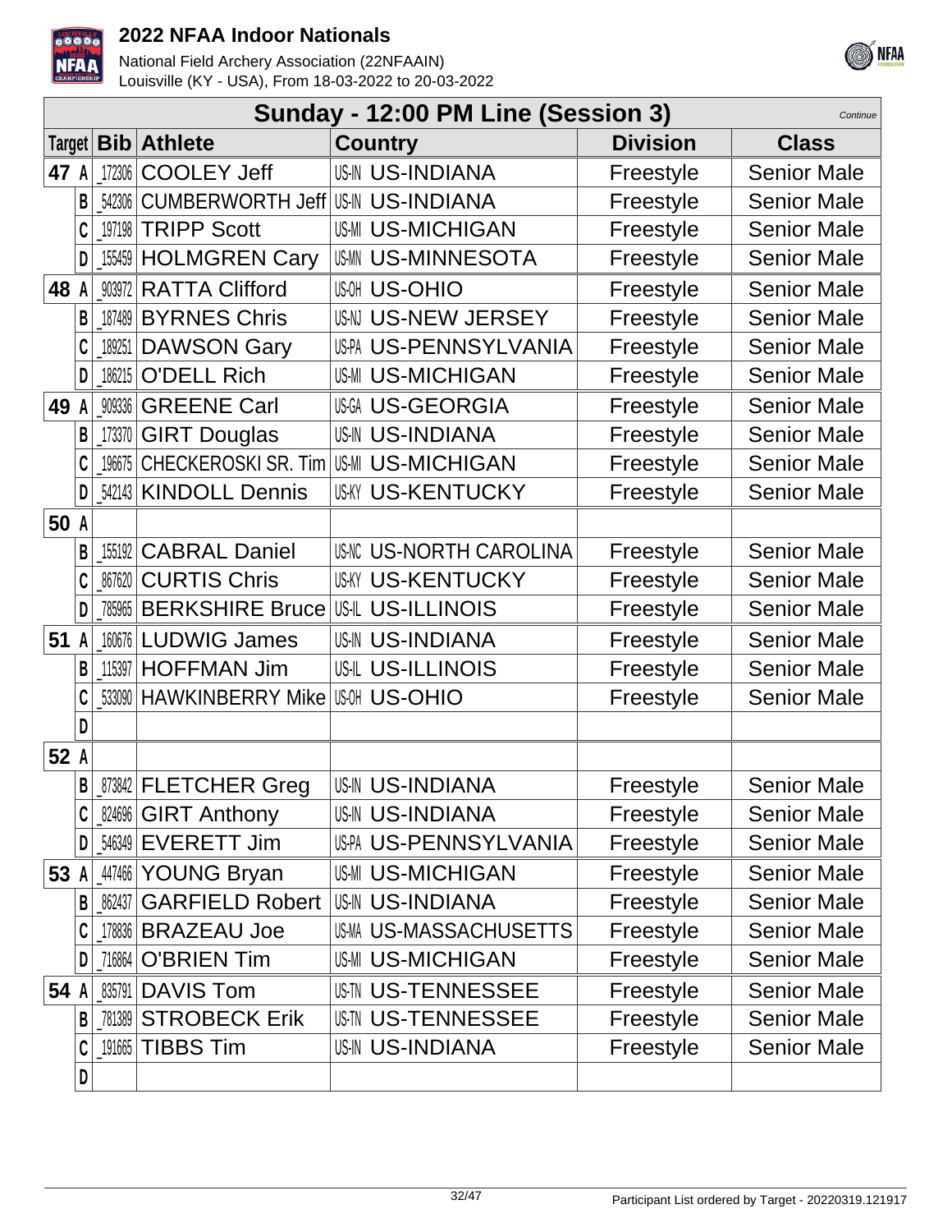# 2022 NFAA Indoor Nationals

National Field Archery Association (22NFAAIN)
Louisville (KY - USA), From 18-03-2022 to 20-03-2022

## Sunday - 12:00 PM Line (Session 3)

*Continue*

| Target | | Bib | Athlete | Country | Division | Class |
|---|---|---|---|---|---|---|
| 47 | A | _172306 | COOLEY Jeff | US-IN US-INDIANA | Freestyle | Senior Male |
| | B | _542306 | CUMBERWORTH Jeff | US-IN US-INDIANA | Freestyle | Senior Male |
| | C | _197198 | TRIPP Scott | US-MI US-MICHIGAN | Freestyle | Senior Male |
| | D | _155459 | HOLMGREN Cary | US-MN US-MINNESOTA | Freestyle | Senior Male |
| 48 | A | _903972 | RATTA Clifford | US-OH US-OHIO | Freestyle | Senior Male |
| | B | _187489 | BYRNES Chris | US-NJ US-NEW JERSEY | Freestyle | Senior Male |
| | C | _189251 | DAWSON Gary | US-PA US-PENNSYLVANIA | Freestyle | Senior Male |
| | D | _186215 | O'DELL Rich | US-MI US-MICHIGAN | Freestyle | Senior Male |
| 49 | A | _909336 | GREENE Carl | US-GA US-GEORGIA | Freestyle | Senior Male |
| | B | _173370 | GIRT Douglas | US-IN US-INDIANA | Freestyle | Senior Male |
| | C | _196675 | CHECKEROSKI SR. Tim | US-MI US-MICHIGAN | Freestyle | Senior Male |
| | D | _542143 | KINDOLL Dennis | US-KY US-KENTUCKY | Freestyle | Senior Male |
| 50 | A | | | | | |
| | B | _155192 | CABRAL Daniel | US-NC US-NORTH CAROLINA | Freestyle | Senior Male |
| | C | _867620 | CURTIS Chris | US-KY US-KENTUCKY | Freestyle | Senior Male |
| | D | _785965 | BERKSHIRE Bruce | US-IL US-ILLINOIS | Freestyle | Senior Male |
| 51 | A | _160676 | LUDWIG James | US-IN US-INDIANA | Freestyle | Senior Male |
| | B | _115397 | HOFFMAN Jim | US-IL US-ILLINOIS | Freestyle | Senior Male |
| | C | _533090 | HAWKINBERRY Mike | US-OH US-OHIO | Freestyle | Senior Male |
| | D | | | | | |
| 52 | A | | | | | |
| | B | _873842 | FLETCHER Greg | US-IN US-INDIANA | Freestyle | Senior Male |
| | C | _824696 | GIRT Anthony | US-IN US-INDIANA | Freestyle | Senior Male |
| | D | _546349 | EVERETT Jim | US-PA US-PENNSYLVANIA | Freestyle | Senior Male |
| 53 | A | _447466 | YOUNG Bryan | US-MI US-MICHIGAN | Freestyle | Senior Male |
| | B | _862437 | GARFIELD Robert | US-IN US-INDIANA | Freestyle | Senior Male |
| | C | _178836 | BRAZEAU Joe | US-MA US-MASSACHUSETTS | Freestyle | Senior Male |
| | D | _716864 | O'BRIEN Tim | US-MI US-MICHIGAN | Freestyle | Senior Male |
| 54 | A | _835791 | DAVIS Tom | US-TN US-TENNESSEE | Freestyle | Senior Male |
| | B | _781389 | STROBECK Erik | US-TN US-TENNESSEE | Freestyle | Senior Male |
| | C | _191665 | TIBBS Tim | US-IN US-INDIANA | Freestyle | Senior Male |
| | D | | | | | |

Participant List ordered by Target - 20220319.121917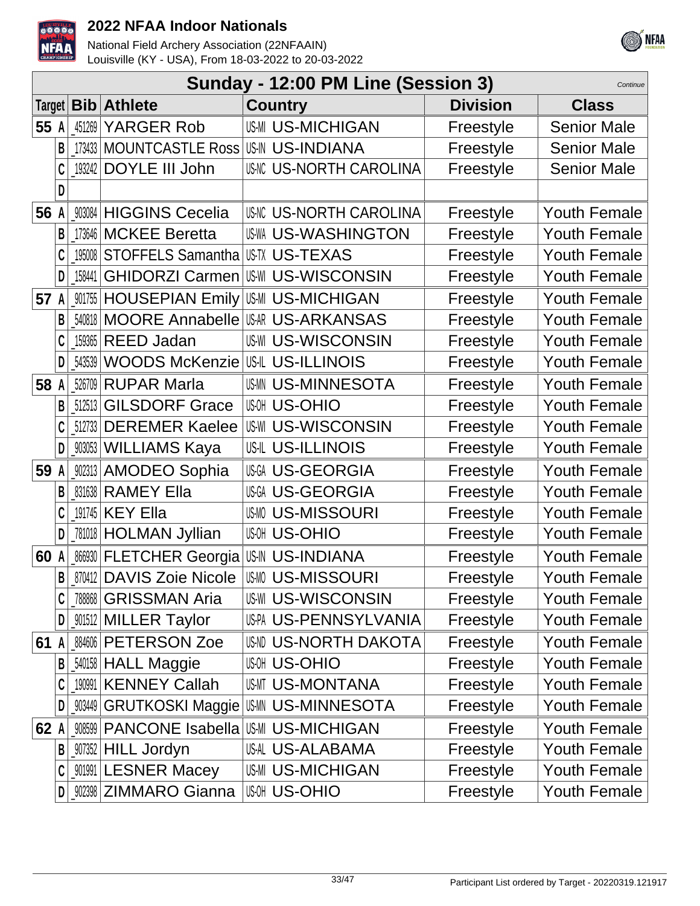# 2022 NFAA Indoor Nationals

National Field Archery Association (22NFAAIN)
Louisville (KY - USA), From 18-03-2022 to 20-03-2022

## Sunday - 12:00 PM Line (Session 3)

*Continue*

| Target | Bib | Athlete | Country | Division | Class |
|---|---|---|---|---|---|
| 55 A | _451269 | YARGER Rob | US-MI US-MICHIGAN | Freestyle | Senior Male |
| B | _173433 | MOUNTCASTLE Ross | US-IN US-INDIANA | Freestyle | Senior Male |
| C | _193242 | DOYLE III John | US-NC US-NORTH CAROLINA | Freestyle | Senior Male |
| D | | | | | |
| 56 A | _903084 | HIGGINS Cecelia | US-NC US-NORTH CAROLINA | Freestyle | Youth Female |
| B | _173646 | MCKEE Beretta | US-WA US-WASHINGTON | Freestyle | Youth Female |
| C | _195008 | STOFFELS Samantha | US-TX US-TEXAS | Freestyle | Youth Female |
| D | _158441 | GHIDORZI Carmen | US-WI US-WISCONSIN | Freestyle | Youth Female |
| 57 A | _901755 | HOUSEPIAN Emily | US-MI US-MICHIGAN | Freestyle | Youth Female |
| B | _540818 | MOORE Annabelle | US-AR US-ARKANSAS | Freestyle | Youth Female |
| C | _159365 | REED Jadan | US-WI US-WISCONSIN | Freestyle | Youth Female |
| D | _543539 | WOODS McKenzie | US-IL US-ILLINOIS | Freestyle | Youth Female |
| 58 A | _526709 | RUPAR Marla | US-MN US-MINNESOTA | Freestyle | Youth Female |
| B | _512513 | GILSDORF Grace | US-OH US-OHIO | Freestyle | Youth Female |
| C | _512733 | DEREMER Kaelee | US-WI US-WISCONSIN | Freestyle | Youth Female |
| D | _903053 | WILLIAMS Kaya | US-IL US-ILLINOIS | Freestyle | Youth Female |
| 59 A | _902313 | AMODEO Sophia | US-GA US-GEORGIA | Freestyle | Youth Female |
| B | _831638 | RAMEY Ella | US-GA US-GEORGIA | Freestyle | Youth Female |
| C | _191745 | KEY Ella | US-MO US-MISSOURI | Freestyle | Youth Female |
| D | _781018 | HOLMAN Jyllian | US-OH US-OHIO | Freestyle | Youth Female |
| 60 A | _866930 | FLETCHER Georgia | US-IN US-INDIANA | Freestyle | Youth Female |
| B | _870412 | DAVIS Zoie Nicole | US-MO US-MISSOURI | Freestyle | Youth Female |
| C | _788868 | GRISSMAN Aria | US-WI US-WISCONSIN | Freestyle | Youth Female |
| D | _901512 | MILLER Taylor | US-PA US-PENNSYLVANIA | Freestyle | Youth Female |
| 61 A | _884606 | PETERSON Zoe | US-ND US-NORTH DAKOTA | Freestyle | Youth Female |
| B | _540158 | HALL Maggie | US-OH US-OHIO | Freestyle | Youth Female |
| C | _190991 | KENNEY Callah | US-MT US-MONTANA | Freestyle | Youth Female |
| D | _903449 | GRUTKOSKI Maggie | US-MN US-MINNESOTA | Freestyle | Youth Female |
| 62 A | _908599 | PANCONE Isabella | US-MI US-MICHIGAN | Freestyle | Youth Female |
| B | _907352 | HILL Jordyn | US-AL US-ALABAMA | Freestyle | Youth Female |
| C | _901991 | LESNER Macey | US-MI US-MICHIGAN | Freestyle | Youth Female |
| D | _902398 | ZIMMARO Gianna | US-OH US-OHIO | Freestyle | Youth Female |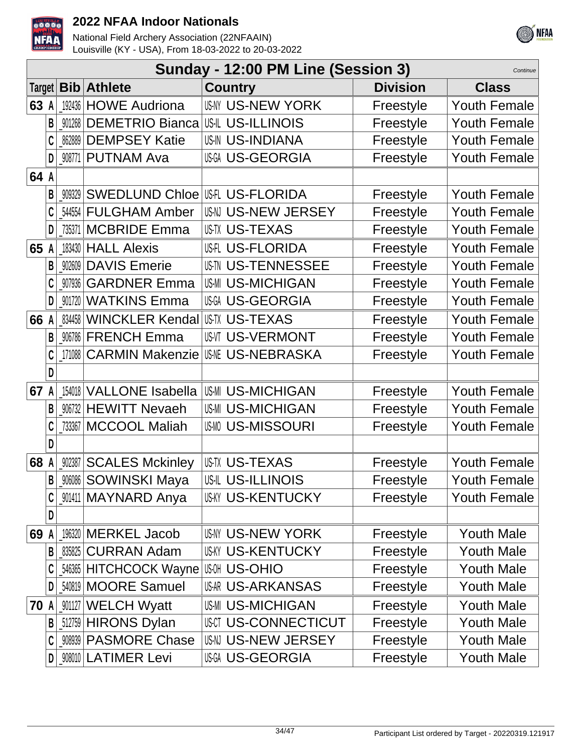# 2022 NFAA Indoor Nationals

National Field Archery Association (22NFAAIN)
Louisville (KY - USA), From 18-03-2022 to 20-03-2022

## Sunday - 12:00 PM Line (Session 3)

*Continue*

| Target | | Bib | Athlete | Country | | Division | Class |
|---|---|---|---|---|---|---|---|
| 63 | A | _192436 | HOWE Audriona | US-NY | US-NEW YORK | Freestyle | Youth Female |
| | B | _901268 | DEMETRIO Bianca | US-IL | US-ILLINOIS | Freestyle | Youth Female |
| | C | _862889 | DEMPSEY Katie | US-IN | US-INDIANA | Freestyle | Youth Female |
| | D | _908771 | PUTNAM Ava | US-GA | US-GEORGIA | Freestyle | Youth Female |
| 64 | A | | | | | | |
| | B | _909329 | SWEDLUND Chloe | US-FL | US-FLORIDA | Freestyle | Youth Female |
| | C | _544554 | FULGHAM Amber | US-NJ | US-NEW JERSEY | Freestyle | Youth Female |
| | D | _735371 | MCBRIDE Emma | US-TX | US-TEXAS | Freestyle | Youth Female |
| 65 | A | _183430 | HALL Alexis | US-FL | US-FLORIDA | Freestyle | Youth Female |
| | B | _902609 | DAVIS Emerie | US-TN | US-TENNESSEE | Freestyle | Youth Female |
| | C | _907936 | GARDNER Emma | US-MI | US-MICHIGAN | Freestyle | Youth Female |
| | D | _901720 | WATKINS Emma | US-GA | US-GEORGIA | Freestyle | Youth Female |
| 66 | A | _834458 | WINCKLER Kendal | US-TX | US-TEXAS | Freestyle | Youth Female |
| | B | _906786 | FRENCH Emma | US-VT | US-VERMONT | Freestyle | Youth Female |
| | C | _171088 | CARMIN Makenzie | US-NE | US-NEBRASKA | Freestyle | Youth Female |
| | D | | | | | | |
| 67 | A | _154018 | VALLONE Isabella | US-MI | US-MICHIGAN | Freestyle | Youth Female |
| | B | _906732 | HEWITT Nevaeh | US-MI | US-MICHIGAN | Freestyle | Youth Female |
| | C | _733367 | MCCOOL Maliah | US-MO | US-MISSOURI | Freestyle | Youth Female |
| | D | | | | | | |
| 68 | A | _902387 | SCALES Mckinley | US-TX | US-TEXAS | Freestyle | Youth Female |
| | B | _906086 | SOWINSKI Maya | US-IL | US-ILLINOIS | Freestyle | Youth Female |
| | C | _901411 | MAYNARD Anya | US-KY | US-KENTUCKY | Freestyle | Youth Female |
| | D | | | | | | |
| 69 | A | _196320 | MERKEL Jacob | US-NY | US-NEW YORK | Freestyle | Youth Male |
| | B | _835825 | CURRAN Adam | US-KY | US-KENTUCKY | Freestyle | Youth Male |
| | C | _546365 | HITCHCOCK Wayne | US-OH | US-OHIO | Freestyle | Youth Male |
| | D | _540819 | MOORE Samuel | US-AR | US-ARKANSAS | Freestyle | Youth Male |
| 70 | A | _901127 | WELCH Wyatt | US-MI | US-MICHIGAN | Freestyle | Youth Male |
| | B | _512759 | HIRONS Dylan | US-CT | US-CONNECTICUT | Freestyle | Youth Male |
| | C | _908939 | PASMORE Chase | US-NJ | US-NEW JERSEY | Freestyle | Youth Male |
| | D | _908010 | LATIMER Levi | US-GA | US-GEORGIA | Freestyle | Youth Male |

Participant List ordered by Target - 20220319.121917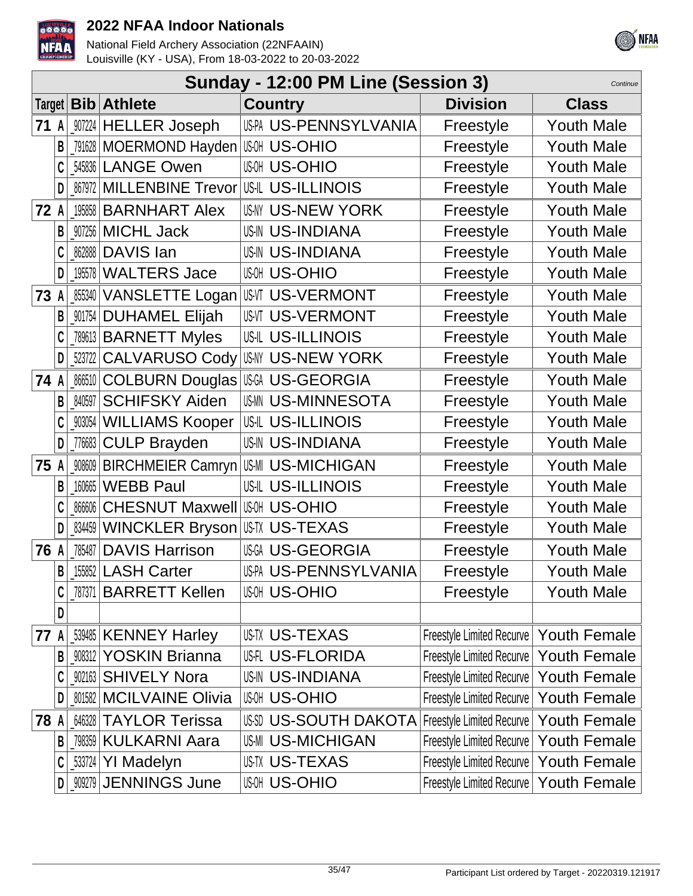# 2022 NFAA Indoor Nationals

National Field Archery Association (22NFAAIN)
Louisville (KY - USA), From 18-03-2022 to 20-03-2022

## Sunday - 12:00 PM Line (Session 3)

*Continue*

| Target | Bib | Athlete | Country | Division | Class |
|---|---|---|---|---|---|
| 71 A | _907224 | HELLER Joseph | US-PA US-PENNSYLVANIA | Freestyle | Youth Male |
| B | _791628 | MOERMOND Hayden | US-OH US-OHIO | Freestyle | Youth Male |
| C | _545836 | LANGE Owen | US-OH US-OHIO | Freestyle | Youth Male |
| D | _867972 | MILLENBINE Trevor | US-IL US-ILLINOIS | Freestyle | Youth Male |
| 72 A | _195858 | BARNHART Alex | US-NY US-NEW YORK | Freestyle | Youth Male |
| B | _907256 | MICHL Jack | US-IN US-INDIANA | Freestyle | Youth Male |
| C | _862888 | DAVIS Ian | US-IN US-INDIANA | Freestyle | Youth Male |
| D | _195578 | WALTERS Jace | US-OH US-OHIO | Freestyle | Youth Male |
| 73 A | _855340 | VANSLETTE Logan | US-VT US-VERMONT | Freestyle | Youth Male |
| B | _901754 | DUHAMEL Elijah | US-VT US-VERMONT | Freestyle | Youth Male |
| C | _789613 | BARNETT Myles | US-IL US-ILLINOIS | Freestyle | Youth Male |
| D | _523722 | CALVARUSO Cody | US-NY US-NEW YORK | Freestyle | Youth Male |
| 74 A | _866510 | COLBURN Douglas | US-GA US-GEORGIA | Freestyle | Youth Male |
| B | _840597 | SCHIFSKY Aiden | US-MN US-MINNESOTA | Freestyle | Youth Male |
| C | _903054 | WILLIAMS Kooper | US-IL US-ILLINOIS | Freestyle | Youth Male |
| D | _776683 | CULP Brayden | US-IN US-INDIANA | Freestyle | Youth Male |
| 75 A | _908609 | BIRCHMEIER Camryn | US-MI US-MICHIGAN | Freestyle | Youth Male |
| B | _160665 | WEBB Paul | US-IL US-ILLINOIS | Freestyle | Youth Male |
| C | _866606 | CHESNUT Maxwell | US-OH US-OHIO | Freestyle | Youth Male |
| D | _834459 | WINCKLER Bryson | US-TX US-TEXAS | Freestyle | Youth Male |
| 76 A | _785487 | DAVIS Harrison | US-GA US-GEORGIA | Freestyle | Youth Male |
| B | _155852 | LASH Carter | US-PA US-PENNSYLVANIA | Freestyle | Youth Male |
| C | _787371 | BARRETT Kellen | US-OH US-OHIO | Freestyle | Youth Male |
| D | | | | | |
| 77 A | _539485 | KENNEY Harley | US-TX US-TEXAS | Freestyle Limited Recurve | Youth Female |
| B | _908312 | YOSKIN Brianna | US-FL US-FLORIDA | Freestyle Limited Recurve | Youth Female |
| C | _902163 | SHIVELY Nora | US-IN US-INDIANA | Freestyle Limited Recurve | Youth Female |
| D | _801582 | MCILVAINE Olivia | US-OH US-OHIO | Freestyle Limited Recurve | Youth Female |
| 78 A | _646328 | TAYLOR Terissa | US-SD US-SOUTH DAKOTA | Freestyle Limited Recurve | Youth Female |
| B | _798359 | KULKARNI Aara | US-MI US-MICHIGAN | Freestyle Limited Recurve | Youth Female |
| C | _533724 | YI Madelyn | US-TX US-TEXAS | Freestyle Limited Recurve | Youth Female |
| D | _909279 | JENNINGS June | US-OH US-OHIO | Freestyle Limited Recurve | Youth Female |

Participant List ordered by Target - 20220319.121917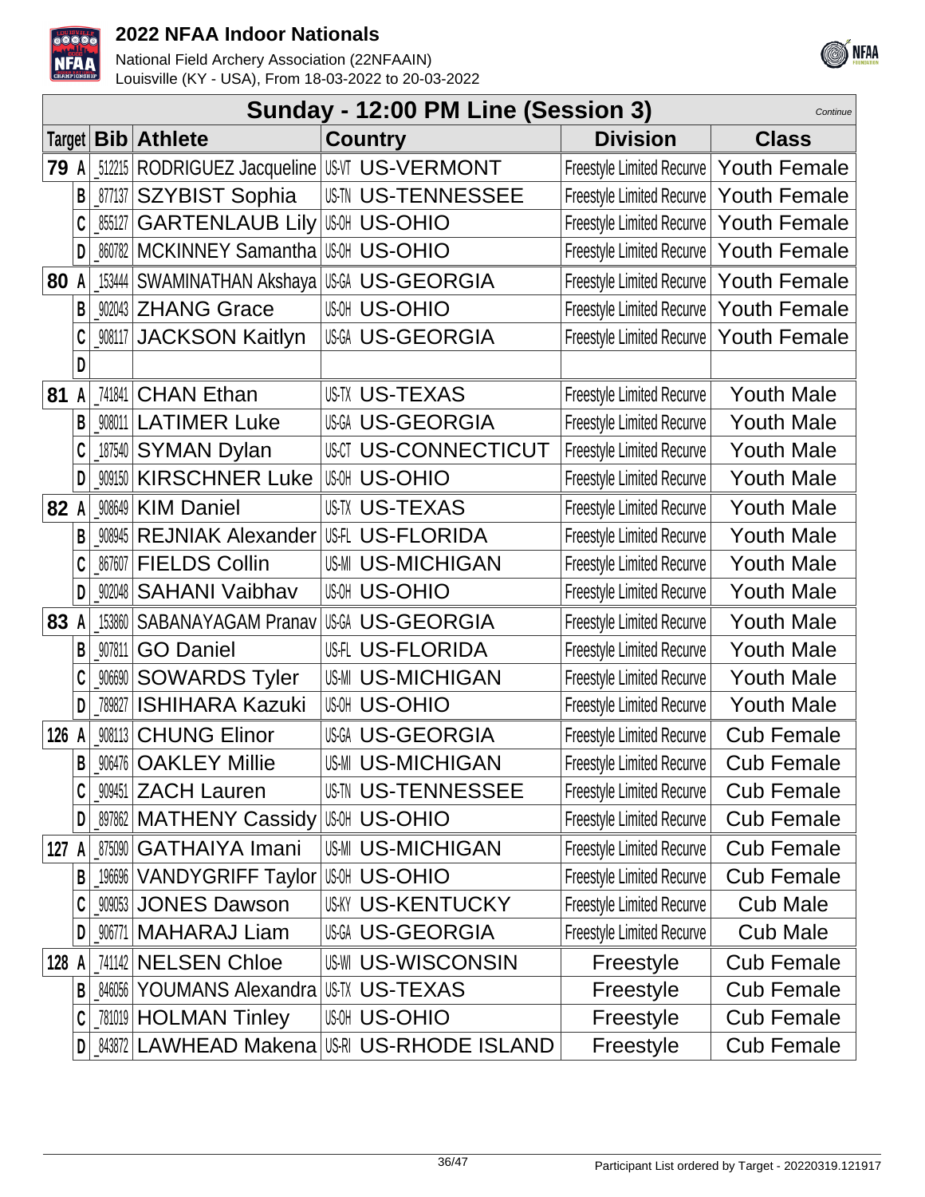## Sunday - 12:00 PM Line (Session 3)

*Continue*

| Target | | Bib | Athlete | Country | Division | Class |
|---|---|---|---|---|---|---|
| 79 | A | _512215 | RODRIGUEZ Jacqueline | US-VT US-VERMONT | Freestyle Limited Recurve | Youth Female |
| | B | _877137 | SZYBIST Sophia | US-TN US-TENNESSEE | Freestyle Limited Recurve | Youth Female |
| | C | _855127 | GARTENLAUB Lily | US-OH US-OHIO | Freestyle Limited Recurve | Youth Female |
| | D | _860782 | MCKINNEY Samantha | US-OH US-OHIO | Freestyle Limited Recurve | Youth Female |
| 80 | A | _153444 | SWAMINATHAN Akshaya | US-GA US-GEORGIA | Freestyle Limited Recurve | Youth Female |
| | B | _902043 | ZHANG Grace | US-OH US-OHIO | Freestyle Limited Recurve | Youth Female |
| | C | _908117 | JACKSON Kaitlyn | US-GA US-GEORGIA | Freestyle Limited Recurve | Youth Female |
| | D | | | | | |
| 81 | A | _741841 | CHAN Ethan | US-TX US-TEXAS | Freestyle Limited Recurve | Youth Male |
| | B | _908011 | LATIMER Luke | US-GA US-GEORGIA | Freestyle Limited Recurve | Youth Male |
| | C | _187540 | SYMAN Dylan | US-CT US-CONNECTICUT | Freestyle Limited Recurve | Youth Male |
| | D | _909150 | KIRSCHNER Luke | US-OH US-OHIO | Freestyle Limited Recurve | Youth Male |
| 82 | A | _908649 | KIM Daniel | US-TX US-TEXAS | Freestyle Limited Recurve | Youth Male |
| | B | _908945 | REJNIAK Alexander | US-FL US-FLORIDA | Freestyle Limited Recurve | Youth Male |
| | C | _867607 | FIELDS Collin | US-MI US-MICHIGAN | Freestyle Limited Recurve | Youth Male |
| | D | _902048 | SAHANI Vaibhav | US-OH US-OHIO | Freestyle Limited Recurve | Youth Male |
| 83 | A | _153860 | SABANAYAGAM Pranav | US-GA US-GEORGIA | Freestyle Limited Recurve | Youth Male |
| | B | _907811 | GO Daniel | US-FL US-FLORIDA | Freestyle Limited Recurve | Youth Male |
| | C | _906690 | SOWARDS Tyler | US-MI US-MICHIGAN | Freestyle Limited Recurve | Youth Male |
| | D | _789827 | ISHIHARA Kazuki | US-OH US-OHIO | Freestyle Limited Recurve | Youth Male |
| 126 | A | _908113 | CHUNG Elinor | US-GA US-GEORGIA | Freestyle Limited Recurve | Cub Female |
| | B | _906476 | OAKLEY Millie | US-MI US-MICHIGAN | Freestyle Limited Recurve | Cub Female |
| | C | _909451 | ZACH Lauren | US-TN US-TENNESSEE | Freestyle Limited Recurve | Cub Female |
| | D | _897862 | MATHENY Cassidy | US-OH US-OHIO | Freestyle Limited Recurve | Cub Female |
| 127 | A | _875090 | GATHAIYA Imani | US-MI US-MICHIGAN | Freestyle Limited Recurve | Cub Female |
| | B | _196696 | VANDYGRIFF Taylor | US-OH US-OHIO | Freestyle Limited Recurve | Cub Female |
| | C | _909053 | JONES Dawson | US-KY US-KENTUCKY | Freestyle Limited Recurve | Cub Male |
| | D | _906771 | MAHARAJ Liam | US-GA US-GEORGIA | Freestyle Limited Recurve | Cub Male |
| 128 | A | _741142 | NELSEN Chloe | US-WI US-WISCONSIN | Freestyle | Cub Female |
| | B | _846056 | YOUMANS Alexandra | US-TX US-TEXAS | Freestyle | Cub Female |
| | C | _781019 | HOLMAN Tinley | US-OH US-OHIO | Freestyle | Cub Female |
| | D | _843872 | LAWHEAD Makena | US-RI US-RHODE ISLAND | Freestyle | Cub Female |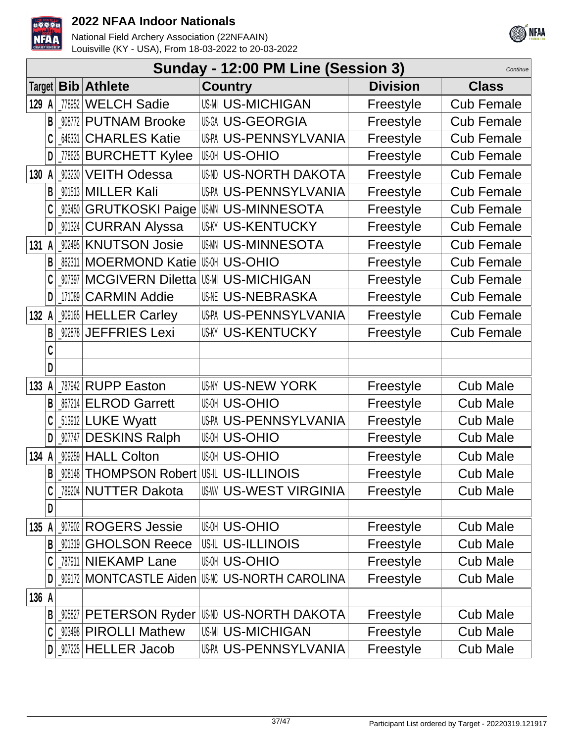# 2022 NFAA Indoor Nationals

National Field Archery Association (22NFAAIN)
Louisville (KY - USA), From 18-03-2022 to 20-03-2022

## Sunday - 12:00 PM Line (Session 3)

*Continue*

| Target | | Bib | Athlete | Country | Division | Class |
|---|---|---|---|---|---|---|
| 129 | A | _778952 | WELCH Sadie | US-MI US-MICHIGAN | Freestyle | Cub Female |
| | B | _908772 | PUTNAM Brooke | US-GA US-GEORGIA | Freestyle | Cub Female |
| | C | _646331 | CHARLES Katie | US-PA US-PENNSYLVANIA | Freestyle | Cub Female |
| | D | _778625 | BURCHETT Kylee | US-OH US-OHIO | Freestyle | Cub Female |
| 130 | A | _903230 | VEITH Odessa | US-ND US-NORTH DAKOTA | Freestyle | Cub Female |
| | B | _901513 | MILLER Kali | US-PA US-PENNSYLVANIA | Freestyle | Cub Female |
| | C | _903450 | GRUTKOSKI Paige | US-MN US-MINNESOTA | Freestyle | Cub Female |
| | D | _901324 | CURRAN Alyssa | US-KY US-KENTUCKY | Freestyle | Cub Female |
| 131 | A | _902495 | KNUTSON Josie | US-MN US-MINNESOTA | Freestyle | Cub Female |
| | B | _862311 | MOERMOND Katie | US-OH US-OHIO | Freestyle | Cub Female |
| | C | _907397 | MCGIVERN Diletta | US-MI US-MICHIGAN | Freestyle | Cub Female |
| | D | _171089 | CARMIN Addie | US-NE US-NEBRASKA | Freestyle | Cub Female |
| 132 | A | _909165 | HELLER Carley | US-PA US-PENNSYLVANIA | Freestyle | Cub Female |
| | B | _902878 | JEFFRIES Lexi | US-KY US-KENTUCKY | Freestyle | Cub Female |
| | C | | | | | |
| | D | | | | | |
| 133 | A | _787942 | RUPP Easton | US-NY US-NEW YORK | Freestyle | Cub Male |
| | B | _867214 | ELROD Garrett | US-OH US-OHIO | Freestyle | Cub Male |
| | C | _513912 | LUKE Wyatt | US-PA US-PENNSYLVANIA | Freestyle | Cub Male |
| | D | _907747 | DESKINS Ralph | US-OH US-OHIO | Freestyle | Cub Male |
| 134 | A | _909259 | HALL Colton | US-OH US-OHIO | Freestyle | Cub Male |
| | B | _908148 | THOMPSON Robert | US-IL US-ILLINOIS | Freestyle | Cub Male |
| | C | _789204 | NUTTER Dakota | US-WV US-WEST VIRGINIA | Freestyle | Cub Male |
| | D | | | | | |
| 135 | A | _907902 | ROGERS Jessie | US-OH US-OHIO | Freestyle | Cub Male |
| | B | _901319 | GHOLSON Reece | US-IL US-ILLINOIS | Freestyle | Cub Male |
| | C | _787911 | NIEKAMP Lane | US-OH US-OHIO | Freestyle | Cub Male |
| | D | _909172 | MONTCASTLE Aiden | US-NC US-NORTH CAROLINA | Freestyle | Cub Male |
| 136 | A | | | | | |
| | B | _905827 | PETERSON Ryder | US-ND US-NORTH DAKOTA | Freestyle | Cub Male |
| | C | _903498 | PIROLLI Mathew | US-MI US-MICHIGAN | Freestyle | Cub Male |
| | D | _907225 | HELLER Jacob | US-PA US-PENNSYLVANIA | Freestyle | Cub Male |

Participant List ordered by Target - 20220319.121917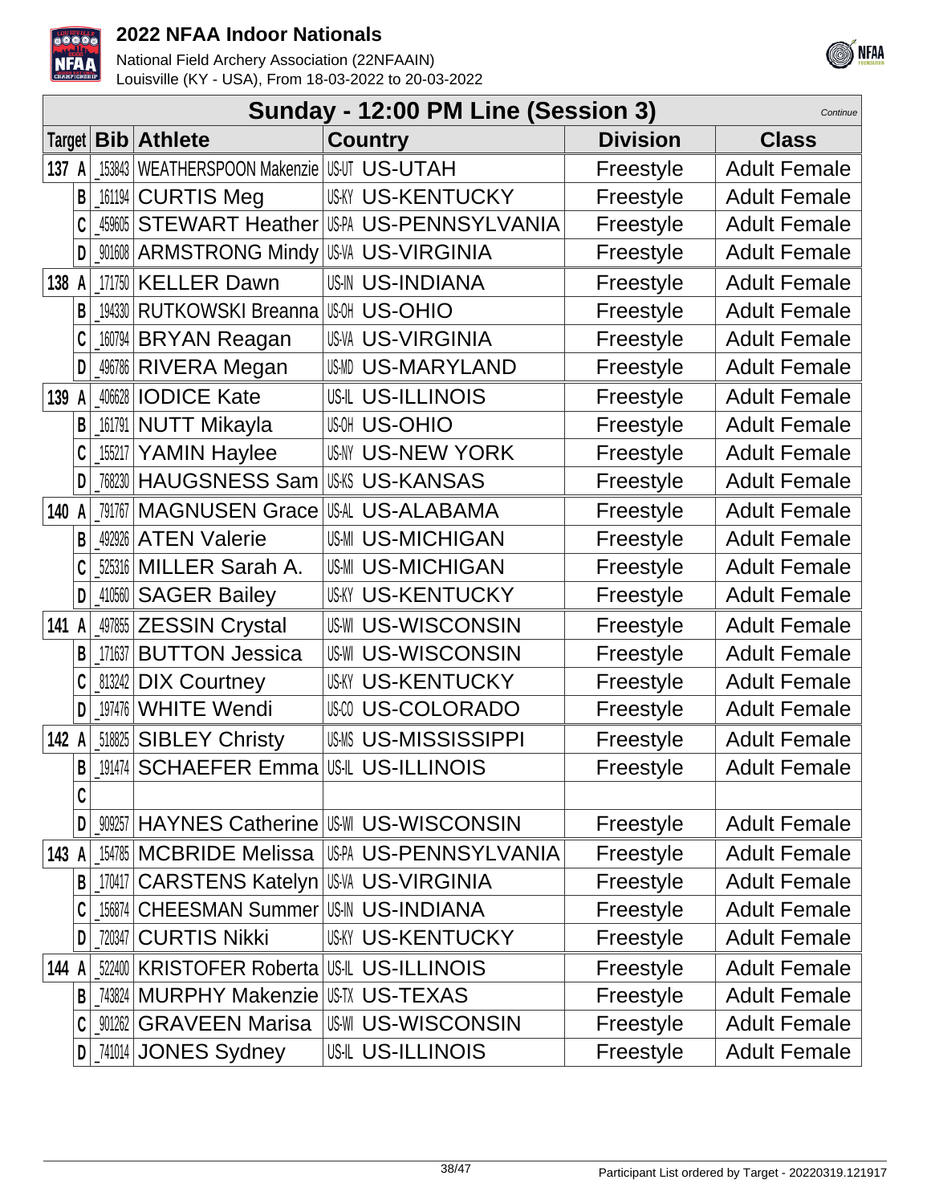# 2022 NFAA Indoor Nationals

National Field Archery Association (22NFAAIN)
Louisville (KY - USA), From 18-03-2022 to 20-03-2022

## Sunday - 12:00 PM Line (Session 3)

*Continue*

| Target | Bib | Athlete | Country | Division | Class |
|---|---|---|---|---|---|
| 137 A | _153843 | WEATHERSPOON Makenzie | US-UT US-UTAH | Freestyle | Adult Female |
| B | _161194 | CURTIS Meg | US-KY US-KENTUCKY | Freestyle | Adult Female |
| C | _459605 | STEWART Heather | US-PA US-PENNSYLVANIA | Freestyle | Adult Female |
| D | _901608 | ARMSTRONG Mindy | US-VA US-VIRGINIA | Freestyle | Adult Female |
| 138 A | _171750 | KELLER Dawn | US-IN US-INDIANA | Freestyle | Adult Female |
| B | _194330 | RUTKOWSKI Breanna | US-OH US-OHIO | Freestyle | Adult Female |
| C | _160794 | BRYAN Reagan | US-VA US-VIRGINIA | Freestyle | Adult Female |
| D | _496786 | RIVERA Megan | US-MD US-MARYLAND | Freestyle | Adult Female |
| 139 A | _406628 | IODICE Kate | US-IL US-ILLINOIS | Freestyle | Adult Female |
| B | _161791 | NUTT Mikayla | US-OH US-OHIO | Freestyle | Adult Female |
| C | _155217 | YAMIN Haylee | US-NY US-NEW YORK | Freestyle | Adult Female |
| D | _768230 | HAUGSNESS Sam | US-KS US-KANSAS | Freestyle | Adult Female |
| 140 A | _791767 | MAGNUSEN Grace | US-AL US-ALABAMA | Freestyle | Adult Female |
| B | _492926 | ATEN Valerie | US-MI US-MICHIGAN | Freestyle | Adult Female |
| C | _525316 | MILLER Sarah A. | US-MI US-MICHIGAN | Freestyle | Adult Female |
| D | _410560 | SAGER Bailey | US-KY US-KENTUCKY | Freestyle | Adult Female |
| 141 A | _497855 | ZESSIN Crystal | US-WI US-WISCONSIN | Freestyle | Adult Female |
| B | _171637 | BUTTON Jessica | US-WI US-WISCONSIN | Freestyle | Adult Female |
| C | _813242 | DIX Courtney | US-KY US-KENTUCKY | Freestyle | Adult Female |
| D | _197476 | WHITE Wendi | US-CO US-COLORADO | Freestyle | Adult Female |
| 142 A | _518825 | SIBLEY Christy | US-MS US-MISSISSIPPI | Freestyle | Adult Female |
| B | _191474 | SCHAEFER Emma | US-IL US-ILLINOIS | Freestyle | Adult Female |
| C | | | | | |
| D | _909257 | HAYNES Catherine | US-WI US-WISCONSIN | Freestyle | Adult Female |
| 143 A | _154785 | MCBRIDE Melissa | US-PA US-PENNSYLVANIA | Freestyle | Adult Female |
| B | _170417 | CARSTENS Katelyn | US-VA US-VIRGINIA | Freestyle | Adult Female |
| C | _156874 | CHEESMAN Summer | US-IN US-INDIANA | Freestyle | Adult Female |
| D | _720347 | CURTIS Nikki | US-KY US-KENTUCKY | Freestyle | Adult Female |
| 144 A | _522400 | KRISTOFER Roberta | US-IL US-ILLINOIS | Freestyle | Adult Female |
| B | _743824 | MURPHY Makenzie | US-TX US-TEXAS | Freestyle | Adult Female |
| C | _901262 | GRAVEEN Marisa | US-WI US-WISCONSIN | Freestyle | Adult Female |
| D | _741014 | JONES Sydney | US-IL US-ILLINOIS | Freestyle | Adult Female |

Participant List ordered by Target - 20220319.121917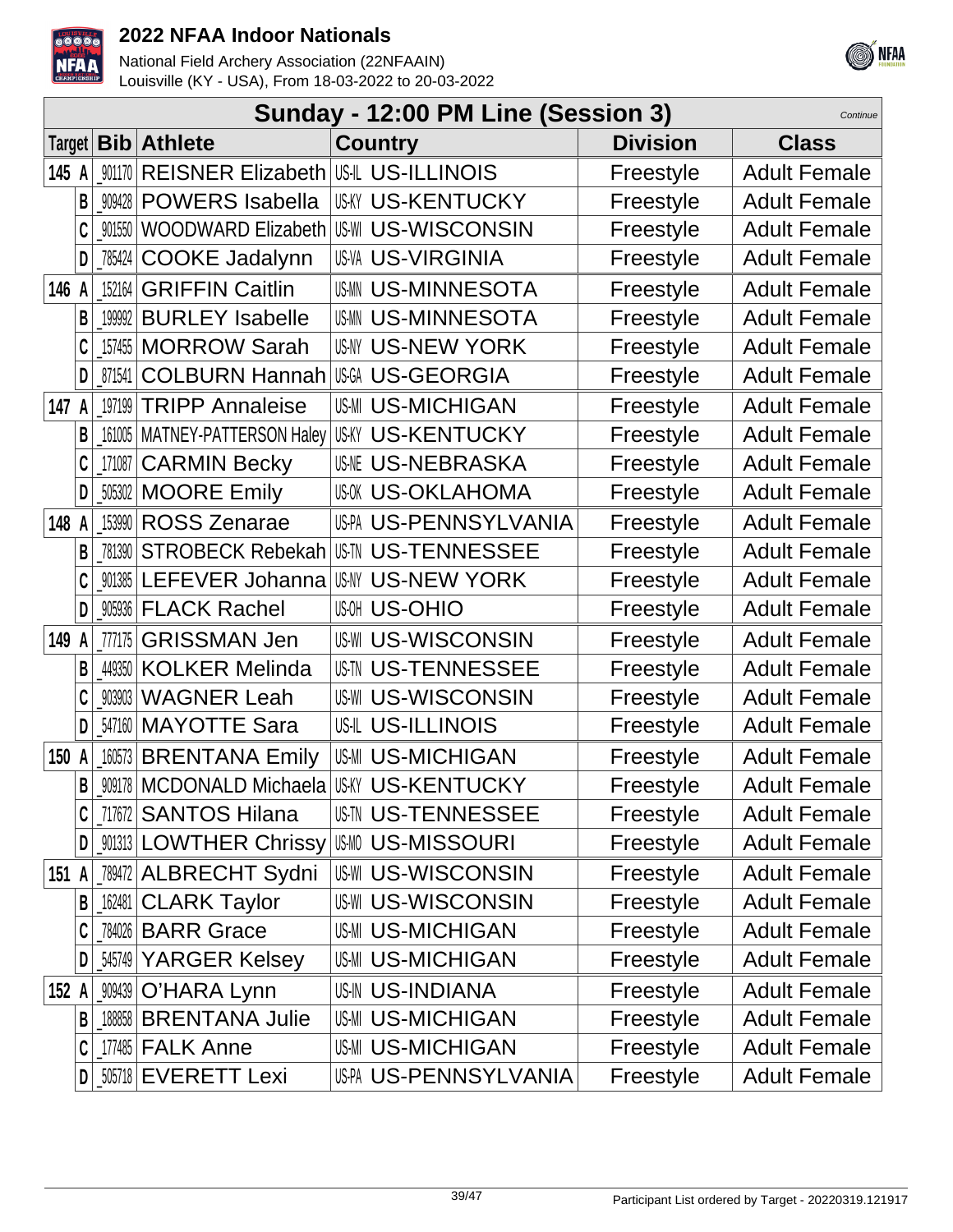# 2022 NFAA Indoor Nationals

National Field Archery Association (22NFAAIN)
Louisville (KY - USA), From 18-03-2022 to 20-03-2022

## Sunday - 12:00 PM Line (Session 3)

*Continue*

| Target | Bib | Athlete | Country | Division | Class |
|---|---|---|---|---|---|
| 145 A | _901170 | REISNER Elizabeth | US-IL US-ILLINOIS | Freestyle | Adult Female |
| B | _909428 | POWERS Isabella | US-KY US-KENTUCKY | Freestyle | Adult Female |
| C | _901550 | WOODWARD Elizabeth | US-WI US-WISCONSIN | Freestyle | Adult Female |
| D | _785424 | COOKE Jadalynn | US-VA US-VIRGINIA | Freestyle | Adult Female |
| 146 A | _152164 | GRIFFIN Caitlin | US-MN US-MINNESOTA | Freestyle | Adult Female |
| B | _199992 | BURLEY Isabelle | US-MN US-MINNESOTA | Freestyle | Adult Female |
| C | _157455 | MORROW Sarah | US-NY US-NEW YORK | Freestyle | Adult Female |
| D | _871541 | COLBURN Hannah | US-GA US-GEORGIA | Freestyle | Adult Female |
| 147 A | _197199 | TRIPP Annaleise | US-MI US-MICHIGAN | Freestyle | Adult Female |
| B | _161005 | MATNEY-PATTERSON Haley | US-KY US-KENTUCKY | Freestyle | Adult Female |
| C | _171087 | CARMIN Becky | US-NE US-NEBRASKA | Freestyle | Adult Female |
| D | _505302 | MOORE Emily | US-OK US-OKLAHOMA | Freestyle | Adult Female |
| 148 A | _153990 | ROSS Zenarae | US-PA US-PENNSYLVANIA | Freestyle | Adult Female |
| B | _781390 | STROBECK Rebekah | US-TN US-TENNESSEE | Freestyle | Adult Female |
| C | _901385 | LEFEVER Johanna | US-NY US-NEW YORK | Freestyle | Adult Female |
| D | _905936 | FLACK Rachel | US-OH US-OHIO | Freestyle | Adult Female |
| 149 A | _777175 | GRISSMAN Jen | US-WI US-WISCONSIN | Freestyle | Adult Female |
| B | _449350 | KOLKER Melinda | US-TN US-TENNESSEE | Freestyle | Adult Female |
| C | _903903 | WAGNER Leah | US-WI US-WISCONSIN | Freestyle | Adult Female |
| D | _547160 | MAYOTTE Sara | US-IL US-ILLINOIS | Freestyle | Adult Female |
| 150 A | _160573 | BRENTANA Emily | US-MI US-MICHIGAN | Freestyle | Adult Female |
| B | _909178 | MCDONALD Michaela | US-KY US-KENTUCKY | Freestyle | Adult Female |
| C | _717672 | SANTOS Hilana | US-TN US-TENNESSEE | Freestyle | Adult Female |
| D | _901313 | LOWTHER Chrissy | US-MO US-MISSOURI | Freestyle | Adult Female |
| 151 A | _789472 | ALBRECHT Sydni | US-WI US-WISCONSIN | Freestyle | Adult Female |
| B | _162481 | CLARK Taylor | US-WI US-WISCONSIN | Freestyle | Adult Female |
| C | _784026 | BARR Grace | US-MI US-MICHIGAN | Freestyle | Adult Female |
| D | _545749 | YARGER Kelsey | US-MI US-MICHIGAN | Freestyle | Adult Female |
| 152 A | _909439 | O'HARA Lynn | US-IN US-INDIANA | Freestyle | Adult Female |
| B | _188858 | BRENTANA Julie | US-MI US-MICHIGAN | Freestyle | Adult Female |
| C | _177485 | FALK Anne | US-MI US-MICHIGAN | Freestyle | Adult Female |
| D | _505718 | EVERETT Lexi | US-PA US-PENNSYLVANIA | Freestyle | Adult Female |

Participant List ordered by Target - 20220319.121917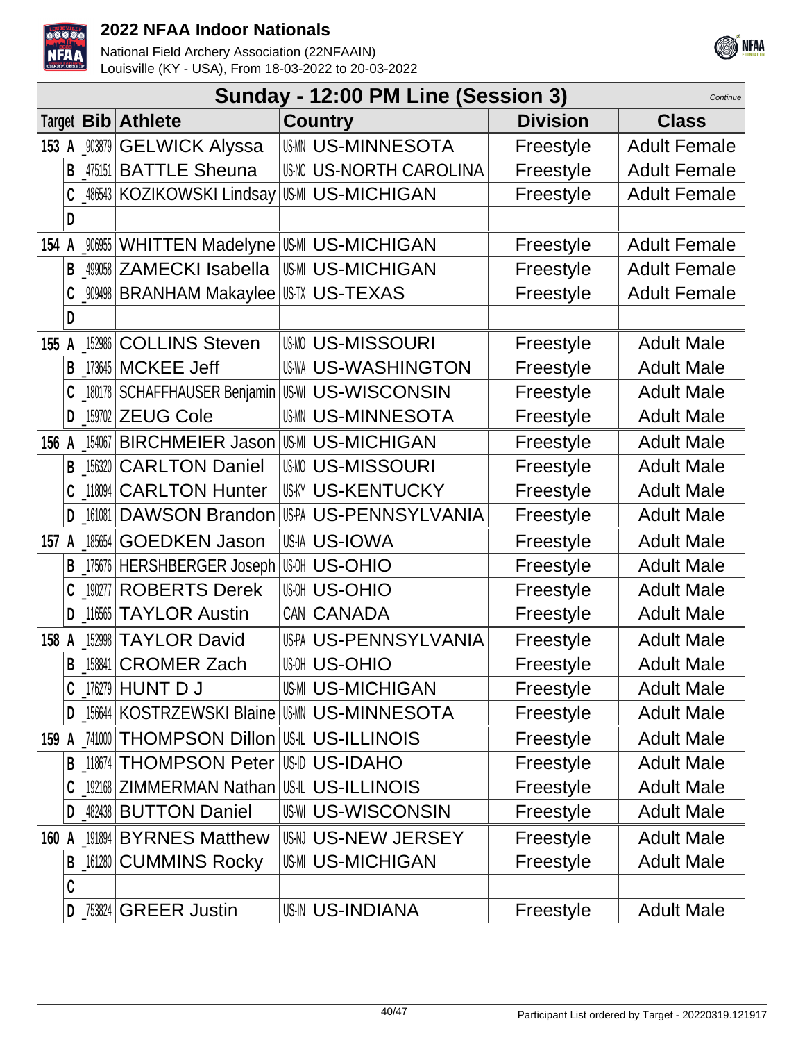# 2022 NFAA Indoor Nationals

National Field Archery Association (22NFAAIN)
Louisville (KY - USA), From 18-03-2022 to 20-03-2022

## Sunday - 12:00 PM Line (Session 3)

*Continue*

| Target | | Bib | Athlete | Country | | Division | Class |
|---|---|---|---|---|---|---|---|
| 153 | A | _903879 | GELWICK Alyssa | US-MN | US-MINNESOTA | Freestyle | Adult Female |
| | B | _475151 | BATTLE Sheuna | US-NC | US-NORTH CAROLINA | Freestyle | Adult Female |
| | C | _486543 | KOZIKOWSKI Lindsay | US-MI | US-MICHIGAN | Freestyle | Adult Female |
| | D | | | | | | |
| 154 | A | _906955 | WHITTEN Madelyne | US-MI | US-MICHIGAN | Freestyle | Adult Female |
| | B | _499058 | ZAMECKI Isabella | US-MI | US-MICHIGAN | Freestyle | Adult Female |
| | C | _909498 | BRANHAM Makaylee | US-TX | US-TEXAS | Freestyle | Adult Female |
| | D | | | | | | |
| 155 | A | _152986 | COLLINS Steven | US-MO | US-MISSOURI | Freestyle | Adult Male |
| | B | _173645 | MCKEE Jeff | US-WA | US-WASHINGTON | Freestyle | Adult Male |
| | C | _180178 | SCHAFFHAUSER Benjamin | US-WI | US-WISCONSIN | Freestyle | Adult Male |
| | D | _159702 | ZEUG Cole | US-MN | US-MINNESOTA | Freestyle | Adult Male |
| 156 | A | _154067 | BIRCHMEIER Jason | US-MI | US-MICHIGAN | Freestyle | Adult Male |
| | B | _156320 | CARLTON Daniel | US-MO | US-MISSOURI | Freestyle | Adult Male |
| | C | _118094 | CARLTON Hunter | US-KY | US-KENTUCKY | Freestyle | Adult Male |
| | D | _161081 | DAWSON Brandon | US-PA | US-PENNSYLVANIA | Freestyle | Adult Male |
| 157 | A | _185654 | GOEDKEN Jason | US-IA | US-IOWA | Freestyle | Adult Male |
| | B | _175676 | HERSHBERGER Joseph | US-OH | US-OHIO | Freestyle | Adult Male |
| | C | _190277 | ROBERTS Derek | US-OH | US-OHIO | Freestyle | Adult Male |
| | D | _116565 | TAYLOR Austin | CAN | CANADA | Freestyle | Adult Male |
| 158 | A | _152998 | TAYLOR David | US-PA | US-PENNSYLVANIA | Freestyle | Adult Male |
| | B | _158841 | CROMER Zach | US-OH | US-OHIO | Freestyle | Adult Male |
| | C | _176279 | HUNT D J | US-MI | US-MICHIGAN | Freestyle | Adult Male |
| | D | _156644 | KOSTRZEWSKI Blaine | US-MN | US-MINNESOTA | Freestyle | Adult Male |
| 159 | A | _741000 | THOMPSON Dillon | US-IL | US-ILLINOIS | Freestyle | Adult Male |
| | B | _118674 | THOMPSON Peter | US-ID | US-IDAHO | Freestyle | Adult Male |
| | C | _192168 | ZIMMERMAN Nathan | US-IL | US-ILLINOIS | Freestyle | Adult Male |
| | D | _482438 | BUTTON Daniel | US-WI | US-WISCONSIN | Freestyle | Adult Male |
| 160 | A | _191894 | BYRNES Matthew | US-NJ | US-NEW JERSEY | Freestyle | Adult Male |
| | B | _161280 | CUMMINS Rocky | US-MI | US-MICHIGAN | Freestyle | Adult Male |
| | C | | | | | | |
| | D | _753824 | GREER Justin | US-IN | US-INDIANA | Freestyle | Adult Male |

Participant List ordered by Target - 20220319.121917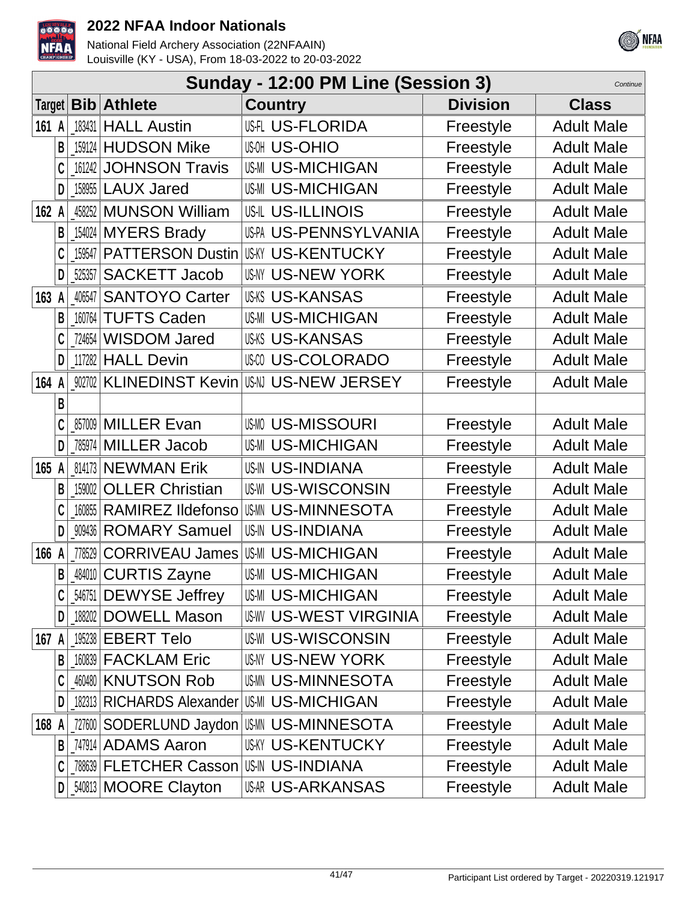## 2022 NFAA Indoor Nationals

National Field Archery Association (22NFAAIN)
Louisville (KY - USA), From 18-03-2022 to 20-03-2022

### Sunday - 12:00 PM Line (Session 3)

*Continue*

| Target | | Bib | Athlete | Country | Division | Class |
|---|---|---|---|---|---|---|
| 161 | A | _183431 | HALL Austin | US-FL US-FLORIDA | Freestyle | Adult Male |
| | B | _159124 | HUDSON Mike | US-OH US-OHIO | Freestyle | Adult Male |
| | C | _161242 | JOHNSON Travis | US-MI US-MICHIGAN | Freestyle | Adult Male |
| | D | _158955 | LAUX Jared | US-MI US-MICHIGAN | Freestyle | Adult Male |
| 162 | A | _458252 | MUNSON William | US-IL US-ILLINOIS | Freestyle | Adult Male |
| | B | _154024 | MYERS Brady | US-PA US-PENNSYLVANIA | Freestyle | Adult Male |
| | C | _159547 | PATTERSON Dustin | US-KY US-KENTUCKY | Freestyle | Adult Male |
| | D | _525357 | SACKETT Jacob | US-NY US-NEW YORK | Freestyle | Adult Male |
| 163 | A | _406547 | SANTOYO Carter | US-KS US-KANSAS | Freestyle | Adult Male |
| | B | _160764 | TUFTS Caden | US-MI US-MICHIGAN | Freestyle | Adult Male |
| | C | _724654 | WISDOM Jared | US-KS US-KANSAS | Freestyle | Adult Male |
| | D | _117282 | HALL Devin | US-CO US-COLORADO | Freestyle | Adult Male |
| 164 | A | _902702 | KLINEDINST Kevin | US-NJ US-NEW JERSEY | Freestyle | Adult Male |
| | B | | | | | |
| | C | _857009 | MILLER Evan | US-MO US-MISSOURI | Freestyle | Adult Male |
| | D | _785974 | MILLER Jacob | US-MI US-MICHIGAN | Freestyle | Adult Male |
| 165 | A | _814173 | NEWMAN Erik | US-IN US-INDIANA | Freestyle | Adult Male |
| | B | _159002 | OLLER Christian | US-WI US-WISCONSIN | Freestyle | Adult Male |
| | C | _160855 | RAMIREZ Ildefonso | US-MN US-MINNESOTA | Freestyle | Adult Male |
| | D | _909436 | ROMARY Samuel | US-IN US-INDIANA | Freestyle | Adult Male |
| 166 | A | _778529 | CORRIVEAU James | US-MI US-MICHIGAN | Freestyle | Adult Male |
| | B | _484010 | CURTIS Zayne | US-MI US-MICHIGAN | Freestyle | Adult Male |
| | C | _546751 | DEWYSE Jeffrey | US-MI US-MICHIGAN | Freestyle | Adult Male |
| | D | _188202 | DOWELL Mason | US-WV US-WEST VIRGINIA | Freestyle | Adult Male |
| 167 | A | _195238 | EBERT Telo | US-WI US-WISCONSIN | Freestyle | Adult Male |
| | B | _160839 | FACKLAM Eric | US-NY US-NEW YORK | Freestyle | Adult Male |
| | C | _460480 | KNUTSON Rob | US-MN US-MINNESOTA | Freestyle | Adult Male |
| | D | _182313 | RICHARDS Alexander | US-MI US-MICHIGAN | Freestyle | Adult Male |
| 168 | A | _727600 | SODERLUND Jaydon | US-MN US-MINNESOTA | Freestyle | Adult Male |
| | B | _747914 | ADAMS Aaron | US-KY US-KENTUCKY | Freestyle | Adult Male |
| | C | _788639 | FLETCHER Casson | US-IN US-INDIANA | Freestyle | Adult Male |
| | D | _540813 | MOORE Clayton | US-AR US-ARKANSAS | Freestyle | Adult Male |

Participant List ordered by Target - 20220319.121917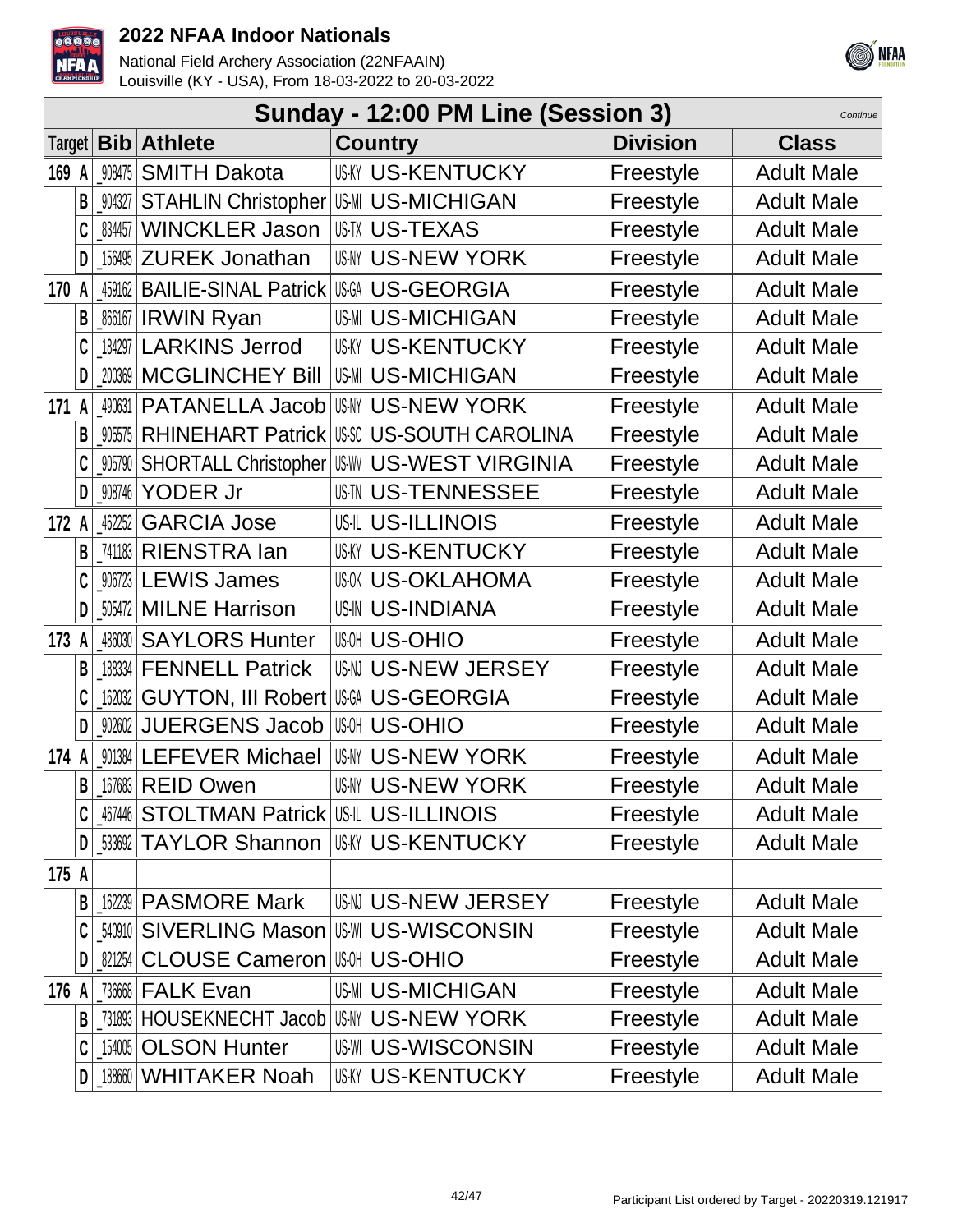# 2022 NFAA Indoor Nationals

National Field Archery Association (22NFAAIN)
Louisville (KY - USA), From 18-03-2022 to 20-03-2022

## Sunday - 12:00 PM Line (Session 3)

*Continue*

| Target | | Bib | Athlete | Country | Division | Class |
|---|---|---|---|---|---|---|
| 169 | A | _908475 | SMITH Dakota | US-KY US-KENTUCKY | Freestyle | Adult Male |
| | B | _904327 | STAHLIN Christopher | US-MI US-MICHIGAN | Freestyle | Adult Male |
| | C | _834457 | WINCKLER Jason | US-TX US-TEXAS | Freestyle | Adult Male |
| | D | _156495 | ZUREK Jonathan | US-NY US-NEW YORK | Freestyle | Adult Male |
| 170 | A | _459162 | BAILIE-SINAL Patrick | US-GA US-GEORGIA | Freestyle | Adult Male |
| | B | _866167 | IRWIN Ryan | US-MI US-MICHIGAN | Freestyle | Adult Male |
| | C | _184297 | LARKINS Jerrod | US-KY US-KENTUCKY | Freestyle | Adult Male |
| | D | _200369 | MCGLINCHEY Bill | US-MI US-MICHIGAN | Freestyle | Adult Male |
| 171 | A | _490631 | PATANELLA Jacob | US-NY US-NEW YORK | Freestyle | Adult Male |
| | B | _905575 | RHINEHART Patrick | US-SC US-SOUTH CAROLINA | Freestyle | Adult Male |
| | C | _905790 | SHORTALL Christopher | US-WV US-WEST VIRGINIA | Freestyle | Adult Male |
| | D | _908746 | YODER Jr | US-TN US-TENNESSEE | Freestyle | Adult Male |
| 172 | A | _462252 | GARCIA Jose | US-IL US-ILLINOIS | Freestyle | Adult Male |
| | B | _741183 | RIENSTRA Ian | US-KY US-KENTUCKY | Freestyle | Adult Male |
| | C | _906723 | LEWIS James | US-OK US-OKLAHOMA | Freestyle | Adult Male |
| | D | _505472 | MILNE Harrison | US-IN US-INDIANA | Freestyle | Adult Male |
| 173 | A | _486030 | SAYLORS Hunter | US-OH US-OHIO | Freestyle | Adult Male |
| | B | _188334 | FENNELL Patrick | US-NJ US-NEW JERSEY | Freestyle | Adult Male |
| | C | _162032 | GUYTON, III Robert | US-GA US-GEORGIA | Freestyle | Adult Male |
| | D | _902602 | JUERGENS Jacob | US-OH US-OHIO | Freestyle | Adult Male |
| 174 | A | _901384 | LEFEVER Michael | US-NY US-NEW YORK | Freestyle | Adult Male |
| | B | _167683 | REID Owen | US-NY US-NEW YORK | Freestyle | Adult Male |
| | C | _467446 | STOLTMAN Patrick | US-IL US-ILLINOIS | Freestyle | Adult Male |
| | D | _533692 | TAYLOR Shannon | US-KY US-KENTUCKY | Freestyle | Adult Male |
| 175 | A | | | | | |
| | B | _162239 | PASMORE Mark | US-NJ US-NEW JERSEY | Freestyle | Adult Male |
| | C | _540910 | SIVERLING Mason | US-WI US-WISCONSIN | Freestyle | Adult Male |
| | D | _821254 | CLOUSE Cameron | US-OH US-OHIO | Freestyle | Adult Male |
| 176 | A | _736668 | FALK Evan | US-MI US-MICHIGAN | Freestyle | Adult Male |
| | B | _731893 | HOUSEKNECHT Jacob | US-NY US-NEW YORK | Freestyle | Adult Male |
| | C | _154005 | OLSON Hunter | US-WI US-WISCONSIN | Freestyle | Adult Male |
| | D | _188660 | WHITAKER Noah | US-KY US-KENTUCKY | Freestyle | Adult Male |

Participant List ordered by Target - 20220319.121917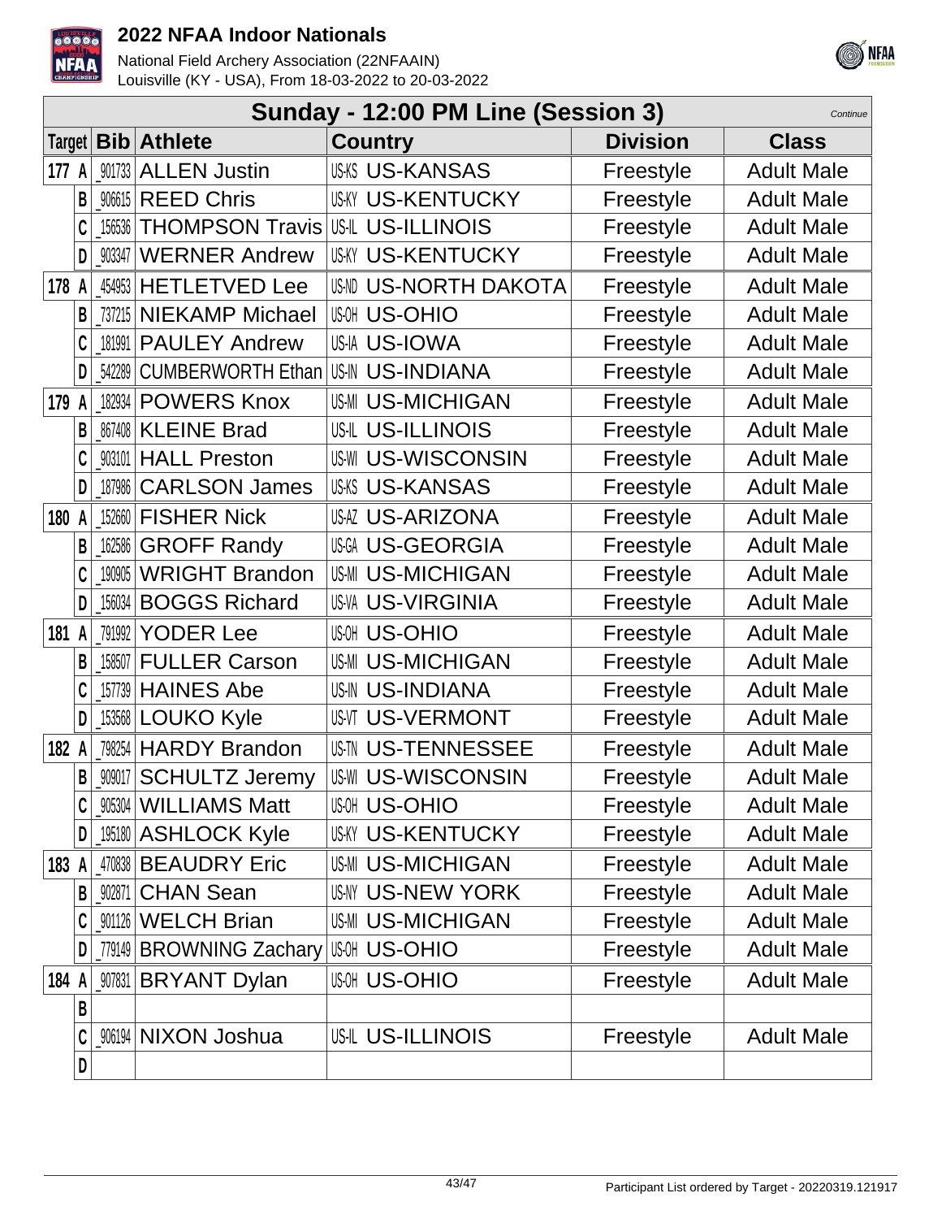## Sunday - 12:00 PM Line (Session 3)

*Continue*

| Target | Bib | Athlete | Country | Division | Class |
|---|---|---|---|---|---|
| 177 A | _901733 | ALLEN Justin | US-KS US-KANSAS | Freestyle | Adult Male |
| B | _906615 | REED Chris | US-KY US-KENTUCKY | Freestyle | Adult Male |
| C | _156536 | THOMPSON Travis | US-IL US-ILLINOIS | Freestyle | Adult Male |
| D | _903347 | WERNER Andrew | US-KY US-KENTUCKY | Freestyle | Adult Male |
| 178 A | _454953 | HETLETVED Lee | US-ND US-NORTH DAKOTA | Freestyle | Adult Male |
| B | _737215 | NIEKAMP Michael | US-OH US-OHIO | Freestyle | Adult Male |
| C | _181991 | PAULEY Andrew | US-IA US-IOWA | Freestyle | Adult Male |
| D | _542289 | CUMBERWORTH Ethan | US-IN US-INDIANA | Freestyle | Adult Male |
| 179 A | _182934 | POWERS Knox | US-MI US-MICHIGAN | Freestyle | Adult Male |
| B | _867408 | KLEINE Brad | US-IL US-ILLINOIS | Freestyle | Adult Male |
| C | _903101 | HALL Preston | US-WI US-WISCONSIN | Freestyle | Adult Male |
| D | _187986 | CARLSON James | US-KS US-KANSAS | Freestyle | Adult Male |
| 180 A | _152660 | FISHER Nick | US-AZ US-ARIZONA | Freestyle | Adult Male |
| B | _162586 | GROFF Randy | US-GA US-GEORGIA | Freestyle | Adult Male |
| C | _190905 | WRIGHT Brandon | US-MI US-MICHIGAN | Freestyle | Adult Male |
| D | _156034 | BOGGS Richard | US-VA US-VIRGINIA | Freestyle | Adult Male |
| 181 A | _791992 | YODER Lee | US-OH US-OHIO | Freestyle | Adult Male |
| B | _158507 | FULLER Carson | US-MI US-MICHIGAN | Freestyle | Adult Male |
| C | _157739 | HAINES Abe | US-IN US-INDIANA | Freestyle | Adult Male |
| D | _153568 | LOUKO Kyle | US-VT US-VERMONT | Freestyle | Adult Male |
| 182 A | _798254 | HARDY Brandon | US-TN US-TENNESSEE | Freestyle | Adult Male |
| B | _909017 | SCHULTZ Jeremy | US-WI US-WISCONSIN | Freestyle | Adult Male |
| C | _905304 | WILLIAMS Matt | US-OH US-OHIO | Freestyle | Adult Male |
| D | _195180 | ASHLOCK Kyle | US-KY US-KENTUCKY | Freestyle | Adult Male |
| 183 A | _470838 | BEAUDRY Eric | US-MI US-MICHIGAN | Freestyle | Adult Male |
| B | _902871 | CHAN Sean | US-NY US-NEW YORK | Freestyle | Adult Male |
| C | _901126 | WELCH Brian | US-MI US-MICHIGAN | Freestyle | Adult Male |
| D | _779149 | BROWNING Zachary | US-OH US-OHIO | Freestyle | Adult Male |
| 184 A | _907831 | BRYANT Dylan | US-OH US-OHIO | Freestyle | Adult Male |
| B | | | | | |
| C | _906194 | NIXON Joshua | US-IL US-ILLINOIS | Freestyle | Adult Male |
| D | | | | | |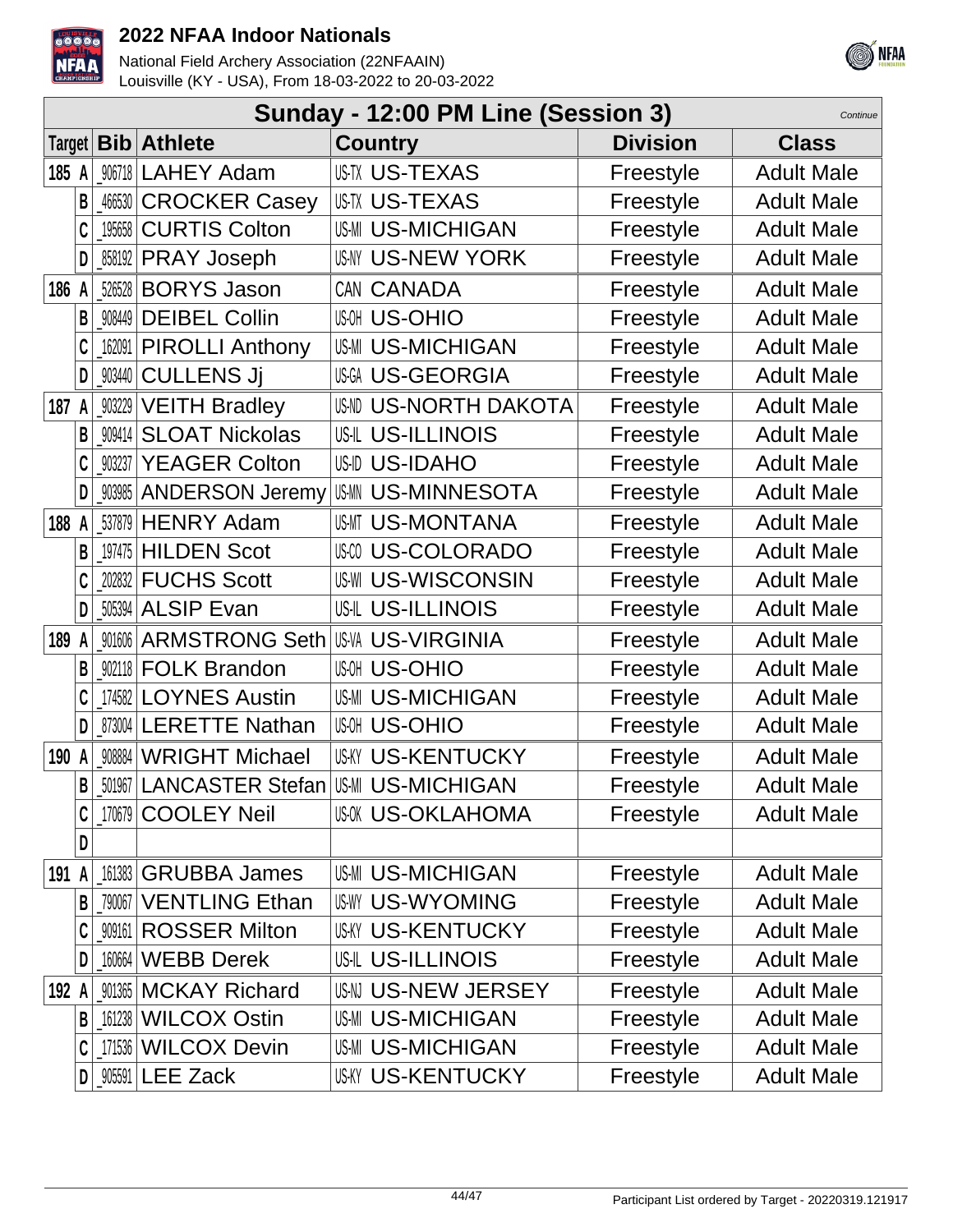# 2022 NFAA Indoor Nationals

National Field Archery Association (22NFAAIN)
Louisville (KY - USA), From 18-03-2022 to 20-03-2022

## Sunday - 12:00 PM Line (Session 3)

*Continue*

| Target | | Bib | Athlete | Country | | Division | Class |
|---|---|---|---|---|---|---|---|
| 185 | A | _906718 | LAHEY Adam | US-TX | US-TEXAS | Freestyle | Adult Male |
| | B | _466530 | CROCKER Casey | US-TX | US-TEXAS | Freestyle | Adult Male |
| | C | _195658 | CURTIS Colton | US-MI | US-MICHIGAN | Freestyle | Adult Male |
| | D | _858192 | PRAY Joseph | US-NY | US-NEW YORK | Freestyle | Adult Male |
| 186 | A | _526528 | BORYS Jason | CAN | CANADA | Freestyle | Adult Male |
| | B | _908449 | DEIBEL Collin | US-OH | US-OHIO | Freestyle | Adult Male |
| | C | _162091 | PIROLLI Anthony | US-MI | US-MICHIGAN | Freestyle | Adult Male |
| | D | _903440 | CULLENS Jj | US-GA | US-GEORGIA | Freestyle | Adult Male |
| 187 | A | _903229 | VEITH Bradley | US-ND | US-NORTH DAKOTA | Freestyle | Adult Male |
| | B | _909414 | SLOAT Nickolas | US-IL | US-ILLINOIS | Freestyle | Adult Male |
| | C | _903237 | YEAGER Colton | US-ID | US-IDAHO | Freestyle | Adult Male |
| | D | _903985 | ANDERSON Jeremy | US-MN | US-MINNESOTA | Freestyle | Adult Male |
| 188 | A | _537879 | HENRY Adam | US-MT | US-MONTANA | Freestyle | Adult Male |
| | B | _197475 | HILDEN Scot | US-CO | US-COLORADO | Freestyle | Adult Male |
| | C | _202832 | FUCHS Scott | US-WI | US-WISCONSIN | Freestyle | Adult Male |
| | D | _505394 | ALSIP Evan | US-IL | US-ILLINOIS | Freestyle | Adult Male |
| 189 | A | _901606 | ARMSTRONG Seth | US-VA | US-VIRGINIA | Freestyle | Adult Male |
| | B | _902118 | FOLK Brandon | US-OH | US-OHIO | Freestyle | Adult Male |
| | C | _174582 | LOYNES Austin | US-MI | US-MICHIGAN | Freestyle | Adult Male |
| | D | _873004 | LERETTE Nathan | US-OH | US-OHIO | Freestyle | Adult Male |
| 190 | A | _908884 | WRIGHT Michael | US-KY | US-KENTUCKY | Freestyle | Adult Male |
| | B | _501967 | LANCASTER Stefan | US-MI | US-MICHIGAN | Freestyle | Adult Male |
| | C | _170679 | COOLEY Neil | US-OK | US-OKLAHOMA | Freestyle | Adult Male |
| | D | | | | | | |
| 191 | A | _161383 | GRUBBA James | US-MI | US-MICHIGAN | Freestyle | Adult Male |
| | B | _790067 | VENTLING Ethan | US-WY | US-WYOMING | Freestyle | Adult Male |
| | C | _909161 | ROSSER Milton | US-KY | US-KENTUCKY | Freestyle | Adult Male |
| | D | _160664 | WEBB Derek | US-IL | US-ILLINOIS | Freestyle | Adult Male |
| 192 | A | _901365 | MCKAY Richard | US-NJ | US-NEW JERSEY | Freestyle | Adult Male |
| | B | _161238 | WILCOX Ostin | US-MI | US-MICHIGAN | Freestyle | Adult Male |
| | C | _171536 | WILCOX Devin | US-MI | US-MICHIGAN | Freestyle | Adult Male |
| | D | _905591 | LEE Zack | US-KY | US-KENTUCKY | Freestyle | Adult Male |

Participant List ordered by Target - 20220319.121917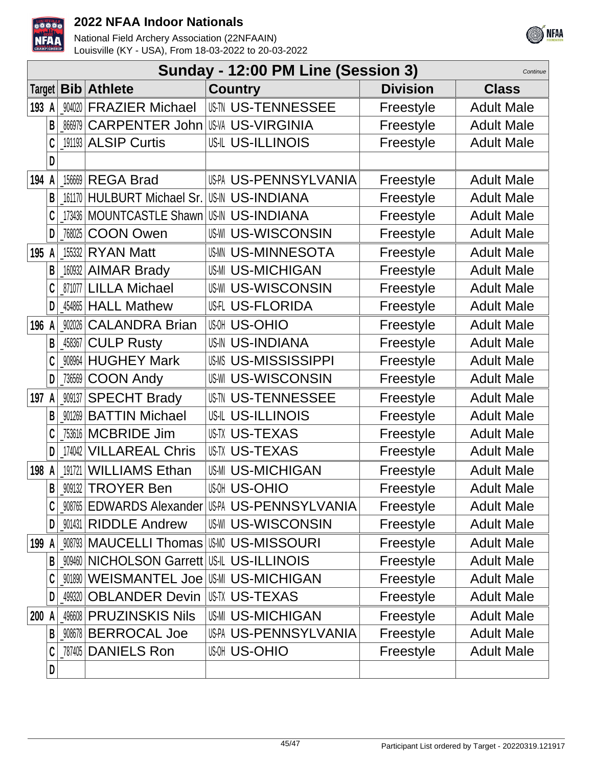## Sunday - 12:00 PM Line (Session 3)

*Continue*

| Target | | Bib | Athlete | Country | Division | Class |
|---|---|---|---|---|---|---|
| 193 | A | _904020 | FRAZIER Michael | US-TN US-TENNESSEE | Freestyle | Adult Male |
| | B | _866979 | CARPENTER John | US-VA US-VIRGINIA | Freestyle | Adult Male |
| | C | _191193 | ALSIP Curtis | US-IL US-ILLINOIS | Freestyle | Adult Male |
| | D | | | | | |
| 194 | A | _156669 | REGA Brad | US-PA US-PENNSYLVANIA | Freestyle | Adult Male |
| | B | _161170 | HULBURT Michael Sr. | US-IN US-INDIANA | Freestyle | Adult Male |
| | C | _173436 | MOUNTCASTLE Shawn | US-IN US-INDIANA | Freestyle | Adult Male |
| | D | _768025 | COON Owen | US-WI US-WISCONSIN | Freestyle | Adult Male |
| 195 | A | _155332 | RYAN Matt | US-MN US-MINNESOTA | Freestyle | Adult Male |
| | B | _160932 | AIMAR Brady | US-MI US-MICHIGAN | Freestyle | Adult Male |
| | C | _871077 | LILLA Michael | US-WI US-WISCONSIN | Freestyle | Adult Male |
| | D | _454865 | HALL Mathew | US-FL US-FLORIDA | Freestyle | Adult Male |
| 196 | A | _902026 | CALANDRA Brian | US-OH US-OHIO | Freestyle | Adult Male |
| | B | _458367 | CULP Rusty | US-IN US-INDIANA | Freestyle | Adult Male |
| | C | _908964 | HUGHEY Mark | US-MS US-MISSISSIPPI | Freestyle | Adult Male |
| | D | _736569 | COON Andy | US-WI US-WISCONSIN | Freestyle | Adult Male |
| 197 | A | _909137 | SPECHT Brady | US-TN US-TENNESSEE | Freestyle | Adult Male |
| | B | _901269 | BATTIN Michael | US-IL US-ILLINOIS | Freestyle | Adult Male |
| | C | _753616 | MCBRIDE Jim | US-TX US-TEXAS | Freestyle | Adult Male |
| | D | _174042 | VILLAREAL Chris | US-TX US-TEXAS | Freestyle | Adult Male |
| 198 | A | _191721 | WILLIAMS Ethan | US-MI US-MICHIGAN | Freestyle | Adult Male |
| | B | _909132 | TROYER Ben | US-OH US-OHIO | Freestyle | Adult Male |
| | C | _908765 | EDWARDS Alexander | US-PA US-PENNSYLVANIA | Freestyle | Adult Male |
| | D | _901431 | RIDDLE Andrew | US-WI US-WISCONSIN | Freestyle | Adult Male |
| 199 | A | _908793 | MAUCELLI Thomas | US-MO US-MISSOURI | Freestyle | Adult Male |
| | B | _909460 | NICHOLSON Garrett | US-IL US-ILLINOIS | Freestyle | Adult Male |
| | C | _901890 | WEISMANTEL Joe | US-MI US-MICHIGAN | Freestyle | Adult Male |
| | D | _499320 | OBLANDER Devin | US-TX US-TEXAS | Freestyle | Adult Male |
| 200 | A | _496608 | PRUZINSKIS Nils | US-MI US-MICHIGAN | Freestyle | Adult Male |
| | B | _908678 | BERROCAL Joe | US-PA US-PENNSYLVANIA | Freestyle | Adult Male |
| | C | _787405 | DANIELS Ron | US-OH US-OHIO | Freestyle | Adult Male |
| | D | | | | | |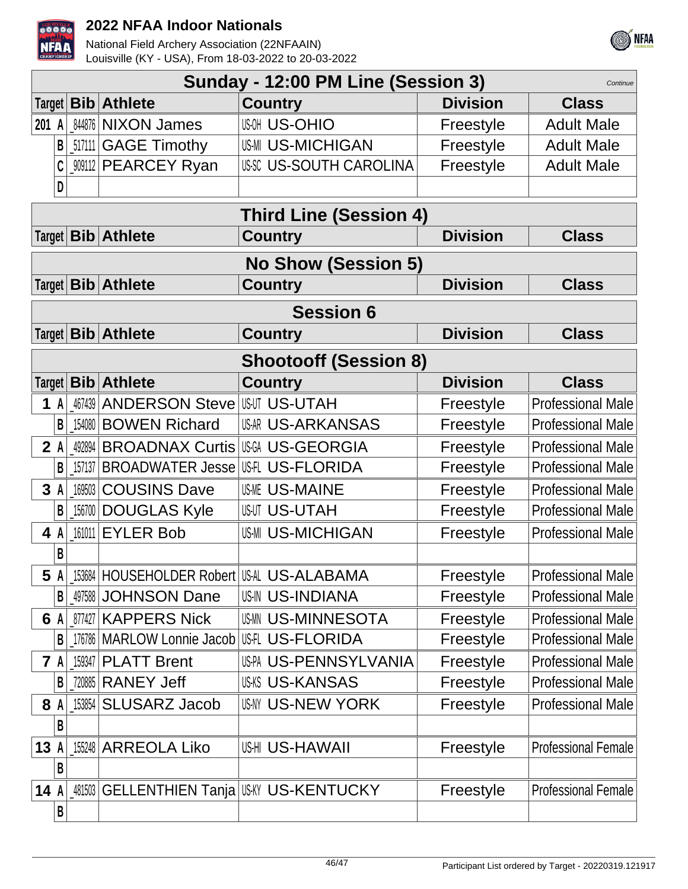## Sunday - 12:00 PM Line (Session 3)

*Continue*

| Target | Bib | Athlete | Country | Division | Class |
|---|---|---|---|---|---|
| 201 A | _844876 | NIXON James | US-OH US-OHIO | Freestyle | Adult Male |
| B | _517111 | GAGE Timothy | US-MI US-MICHIGAN | Freestyle | Adult Male |
| C | _909112 | PEARCEY Ryan | US-SC US-SOUTH CAROLINA | Freestyle | Adult Male |
| D | | | | | |

## Third Line (Session 4)

| Target | Bib | Athlete | Country | Division | Class |
|---|---|---|---|---|---|

## No Show (Session 5)

| Target | Bib | Athlete | Country | Division | Class |
|---|---|---|---|---|---|

## Session 6

| Target | Bib | Athlete | Country | Division | Class |
|---|---|---|---|---|---|

## Shootoff (Session 8)

| Target | Bib | Athlete | Country | Division | Class |
|---|---|---|---|---|---|
| 1 A | _467439 | ANDERSON Steve | US-UT US-UTAH | Freestyle | Professional Male |
| B | _154080 | BOWEN Richard | US-AR US-ARKANSAS | Freestyle | Professional Male |
| 2 A | _492894 | BROADNAX Curtis | US-GA US-GEORGIA | Freestyle | Professional Male |
| B | _157137 | BROADWATER Jesse | US-FL US-FLORIDA | Freestyle | Professional Male |
| 3 A | _169503 | COUSINS Dave | US-ME US-MAINE | Freestyle | Professional Male |
| B | _156700 | DOUGLAS Kyle | US-UT US-UTAH | Freestyle | Professional Male |
| 4 A | _161011 | EYLER Bob | US-MI US-MICHIGAN | Freestyle | Professional Male |
| B | | | | | |
| 5 A | _153684 | HOUSEHOLDER Robert | US-AL US-ALABAMA | Freestyle | Professional Male |
| B | _497588 | JOHNSON Dane | US-IN US-INDIANA | Freestyle | Professional Male |
| 6 A | _877427 | KAPPERS Nick | US-MN US-MINNESOTA | Freestyle | Professional Male |
| B | _176786 | MARLOW Lonnie Jacob | US-FL US-FLORIDA | Freestyle | Professional Male |
| 7 A | _159347 | PLATT Brent | US-PA US-PENNSYLVANIA | Freestyle | Professional Male |
| B | _720885 | RANEY Jeff | US-KS US-KANSAS | Freestyle | Professional Male |
| 8 A | _153854 | SLUSARZ Jacob | US-NY US-NEW YORK | Freestyle | Professional Male |
| B | | | | | |
| 13 A | _155248 | ARREOLA Liko | US-HI US-HAWAII | Freestyle | Professional Female |
| B | | | | | |
| 14 A | _481503 | GELLENTHIEN Tanja | US-KY US-KENTUCKY | Freestyle | Professional Female |
| B | | | | | |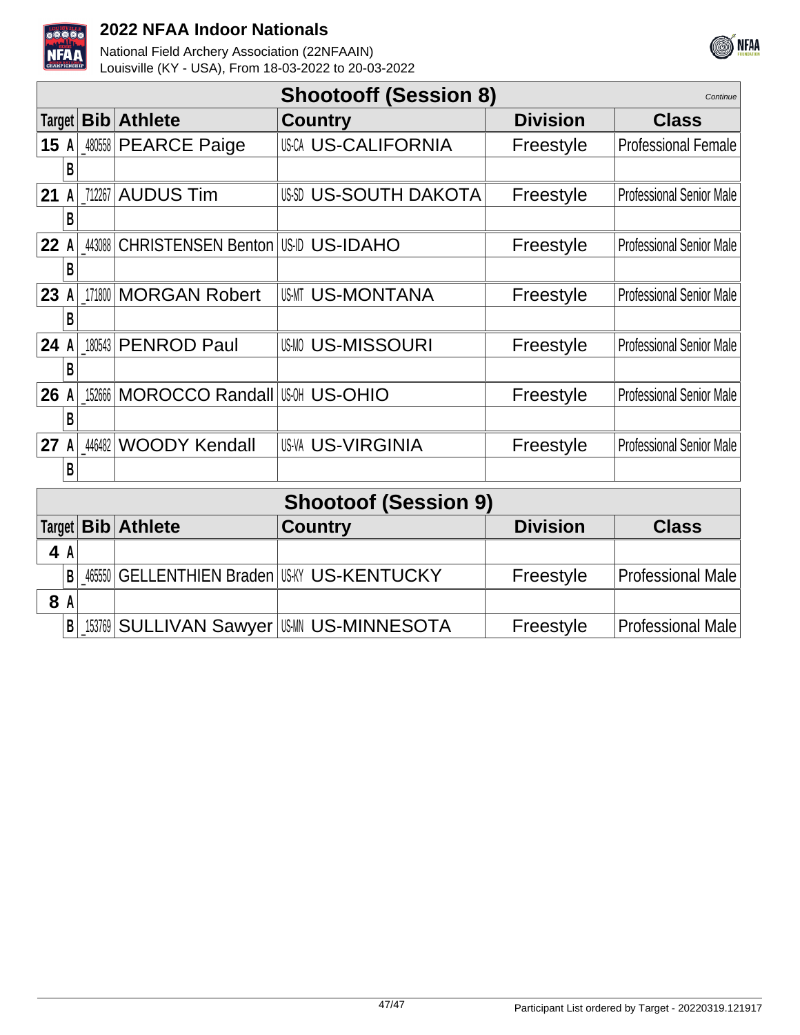## Shootooff (Session 8)

*Continue*

| Target | | Bib | Athlete | Country | Division | Class |
|---|---|---|---|---|---|---|
| 15 | A | _480558 | PEARCE Paige | US-CA US-CALIFORNIA | Freestyle | Professional Female |
| | B | | | | | |
| 21 | A | _712267 | AUDUS Tim | US-SD US-SOUTH DAKOTA | Freestyle | Professional Senior Male |
| | B | | | | | |
| 22 | A | _443088 | CHRISTENSEN Benton | US-ID US-IDAHO | Freestyle | Professional Senior Male |
| | B | | | | | |
| 23 | A | _171800 | MORGAN Robert | US-MT US-MONTANA | Freestyle | Professional Senior Male |
| | B | | | | | |
| 24 | A | _180543 | PENROD Paul | US-MO US-MISSOURI | Freestyle | Professional Senior Male |
| | B | | | | | |
| 26 | A | _152666 | MOROCCO Randall | US-OH US-OHIO | Freestyle | Professional Senior Male |
| | B | | | | | |
| 27 | A | _446482 | WOODY Kendall | US-VA US-VIRGINIA | Freestyle | Professional Senior Male |
| | B | | | | | |

## Shootoof (Session 9)

| Target | | Bib | Athlete | Country | Division | Class |
|---|---|---|---|---|---|---|
| 4 | A | | | | | |
| | B | _465550 | GELLENTHIEN Braden | US-KY US-KENTUCKY | Freestyle | Professional Male |
| 8 | A | | | | | |
| | B | _153769 | SULLIVAN Sawyer | US-MN US-MINNESOTA | Freestyle | Professional Male |